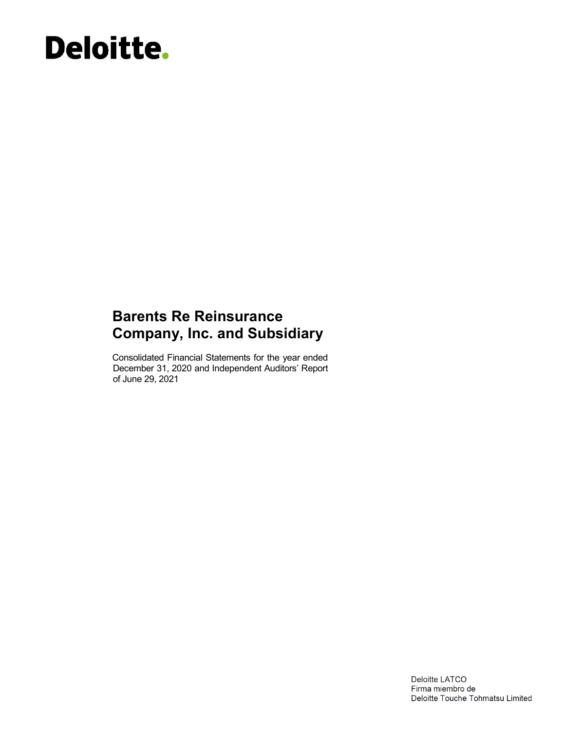Deloitte.

# Barents Re Reinsurance Company, Inc. and Subsidiary

Consolidated Financial Statements for the year ended December 31, 2020 and Independent Auditors' Report of June 29, 2021

Deloitte LATCO
Firma miembro de
Deloitte Touche Tohmatsu Limited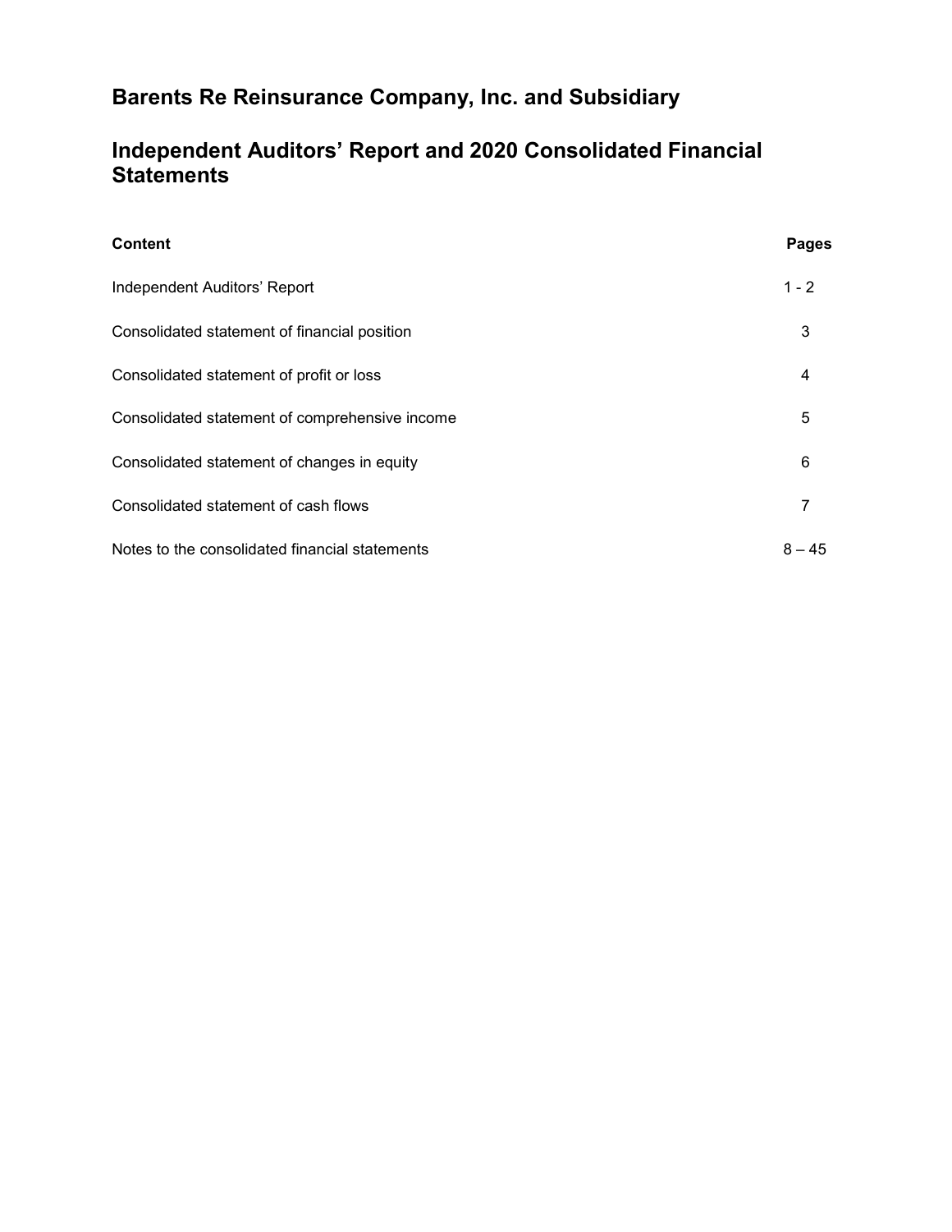# Barents Re Reinsurance Company, Inc. and Subsidiary

# Independent Auditors' Report and 2020 Consolidated Financial Statements

| Content | Pages |
|---|---|
| Independent Auditors' Report | 1 - 2 |
| Consolidated statement of financial position | 3 |
| Consolidated statement of profit or loss | 4 |
| Consolidated statement of comprehensive income | 5 |
| Consolidated statement of changes in equity | 6 |
| Consolidated statement of cash flows | 7 |
| Notes to the consolidated financial statements | 8 – 45 |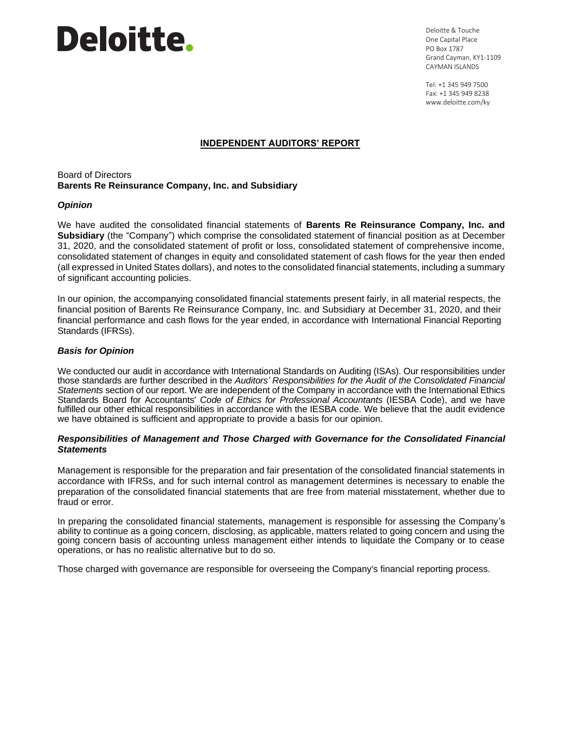Deloitte.

Deloitte & Touche
One Capital Place
PO Box 1787
Grand Cayman, KY1-1109
CAYMAN ISLANDS

Tel: +1 345 949 7500
Fax: +1 345 949 8238
www.deloitte.com/ky

# INDEPENDENT AUDITORS' REPORT

Board of Directors
**Barents Re Reinsurance Company, Inc. and Subsidiary**

### *Opinion*

We have audited the consolidated financial statements of **Barents Re Reinsurance Company, Inc. and Subsidiary** (the "Company") which comprise the consolidated statement of financial position as at December 31, 2020, and the consolidated statement of profit or loss, consolidated statement of comprehensive income, consolidated statement of changes in equity and consolidated statement of cash flows for the year then ended (all expressed in United States dollars), and notes to the consolidated financial statements, including a summary of significant accounting policies.

In our opinion, the accompanying consolidated financial statements present fairly, in all material respects, the financial position of Barents Re Reinsurance Company, Inc. and Subsidiary at December 31, 2020, and their financial performance and cash flows for the year ended, in accordance with International Financial Reporting Standards (IFRSs).

### *Basis for Opinion*

We conducted our audit in accordance with International Standards on Auditing (ISAs). Our responsibilities under those standards are further described in the *Auditors' Responsibilities for the Audit of the Consolidated Financial Statements* section of our report. We are independent of the Company in accordance with the International Ethics Standards Board for Accountants' *Code of Ethics for Professional Accountants* (IESBA Code), and we have fulfilled our other ethical responsibilities in accordance with the IESBA code. We believe that the audit evidence we have obtained is sufficient and appropriate to provide a basis for our opinion.

### *Responsibilities of Management and Those Charged with Governance for the Consolidated Financial Statements*

Management is responsible for the preparation and fair presentation of the consolidated financial statements in accordance with IFRSs, and for such internal control as management determines is necessary to enable the preparation of the consolidated financial statements that are free from material misstatement, whether due to fraud or error.

In preparing the consolidated financial statements, management is responsible for assessing the Company's ability to continue as a going concern, disclosing, as applicable, matters related to going concern and using the going concern basis of accounting unless management either intends to liquidate the Company or to cease operations, or has no realistic alternative but to do so.

Those charged with governance are responsible for overseeing the Company's financial reporting process.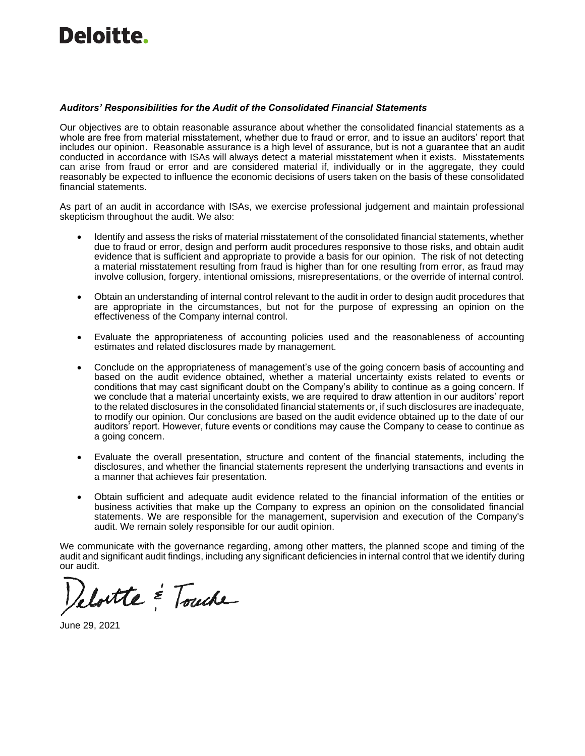Deloitte.

***Auditors' Responsibilities for the Audit of the Consolidated Financial Statements***

Our objectives are to obtain reasonable assurance about whether the consolidated financial statements as a whole are free from material misstatement, whether due to fraud or error, and to issue an auditors' report that includes our opinion. Reasonable assurance is a high level of assurance, but is not a guarantee that an audit conducted in accordance with ISAs will always detect a material misstatement when it exists. Misstatements can arise from fraud or error and are considered material if, individually or in the aggregate, they could reasonably be expected to influence the economic decisions of users taken on the basis of these consolidated financial statements.

As part of an audit in accordance with ISAs, we exercise professional judgement and maintain professional skepticism throughout the audit. We also:

- Identify and assess the risks of material misstatement of the consolidated financial statements, whether due to fraud or error, design and perform audit procedures responsive to those risks, and obtain audit evidence that is sufficient and appropriate to provide a basis for our opinion. The risk of not detecting a material misstatement resulting from fraud is higher than for one resulting from error, as fraud may involve collusion, forgery, intentional omissions, misrepresentations, or the override of internal control.

- Obtain an understanding of internal control relevant to the audit in order to design audit procedures that are appropriate in the circumstances, but not for the purpose of expressing an opinion on the effectiveness of the Company internal control.

- Evaluate the appropriateness of accounting policies used and the reasonableness of accounting estimates and related disclosures made by management.

- Conclude on the appropriateness of management's use of the going concern basis of accounting and based on the audit evidence obtained, whether a material uncertainty exists related to events or conditions that may cast significant doubt on the Company's ability to continue as a going concern. If we conclude that a material uncertainty exists, we are required to draw attention in our auditors' report to the related disclosures in the consolidated financial statements or, if such disclosures are inadequate, to modify our opinion. Our conclusions are based on the audit evidence obtained up to the date of our auditors' report. However, future events or conditions may cause the Company to cease to continue as a going concern.

- Evaluate the overall presentation, structure and content of the financial statements, including the disclosures, and whether the financial statements represent the underlying transactions and events in a manner that achieves fair presentation.

- Obtain sufficient and adequate audit evidence related to the financial information of the entities or business activities that make up the Company to express an opinion on the consolidated financial statements. We are responsible for the management, supervision and execution of the Company's audit. We remain solely responsible for our audit opinion.

We communicate with the governance regarding, among other matters, the planned scope and timing of the audit and significant audit findings, including any significant deficiencies in internal control that we identify during our audit.

Deloitte & Touche

June 29, 2021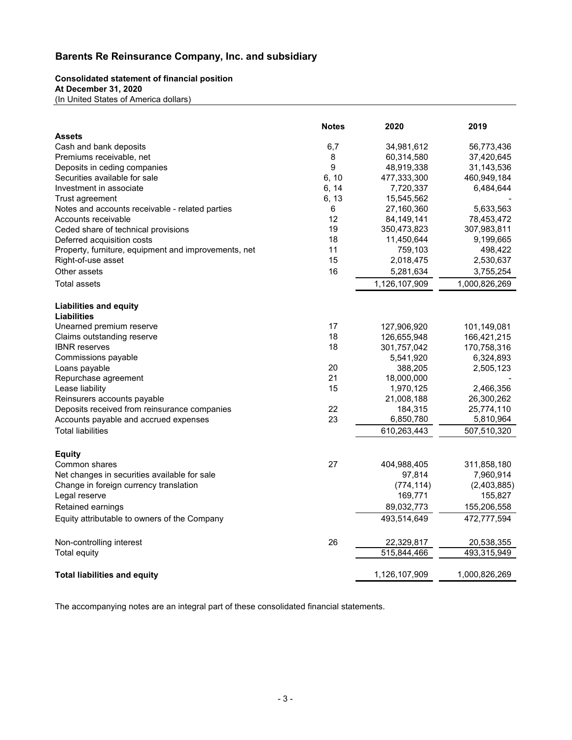# Barents Re Reinsurance Company, Inc. and subsidiary

**Consolidated statement of financial position**
**At December 31, 2020**
(In United States of America dollars)

| | Notes | 2020 | 2019 |
|---|---|---|---|
| **Assets** | | | |
| Cash and bank deposits | 6,7 | 34,981,612 | 56,773,436 |
| Premiums receivable, net | 8 | 60,314,580 | 37,420,645 |
| Deposits in ceding companies | 9 | 48,919,338 | 31,143,536 |
| Securities available for sale | 6, 10 | 477,333,300 | 460,949,184 |
| Investment in associate | 6, 14 | 7,720,337 | 6,484,644 |
| Trust agreement | 6, 13 | 15,545,562 | - |
| Notes and accounts receivable - related parties | 6 | 27,160,360 | 5,633,563 |
| Accounts receivable | 12 | 84,149,141 | 78,453,472 |
| Ceded share of technical provisions | 19 | 350,473,823 | 307,983,811 |
| Deferred acquisition costs | 18 | 11,450,644 | 9,199,665 |
| Property, furniture, equipment and improvements, net | 11 | 759,103 | 498,422 |
| Right-of-use asset | 15 | 2,018,475 | 2,530,637 |
| Other assets | 16 | 5,281,634 | 3,755,254 |
| Total assets | | 1,126,107,909 | 1,000,826,269 |
| **Liabilities and equity** | | | |
| **Liabilities** | | | |
| Unearned premium reserve | 17 | 127,906,920 | 101,149,081 |
| Claims outstanding reserve | 18 | 126,655,948 | 166,421,215 |
| IBNR reserves | 18 | 301,757,042 | 170,758,316 |
| Commissions payable | | 5,541,920 | 6,324,893 |
| Loans payable | 20 | 388,205 | 2,505,123 |
| Repurchase agreement | 21 | 18,000,000 | - |
| Lease liability | 15 | 1,970,125 | 2,466,356 |
| Reinsurers accounts payable | | 21,008,188 | 26,300,262 |
| Deposits received from reinsurance companies | 22 | 184,315 | 25,774,110 |
| Accounts payable and accrued expenses | 23 | 6,850,780 | 5,810,964 |
| Total liabilities | | 610,263,443 | 507,510,320 |
| **Equity** | | | |
| Common shares | 27 | 404,988,405 | 311,858,180 |
| Net changes in securities available for sale | | 97,814 | 7,960,914 |
| Change in foreign currency translation | | (774,114) | (2,403,885) |
| Legal reserve | | 169,771 | 155,827 |
| Retained earnings | | 89,032,773 | 155,206,558 |
| Equity attributable to owners of the Company | | 493,514,649 | 472,777,594 |
| Non-controlling interest | 26 | 22,329,817 | 20,538,355 |
| Total equity | | 515,844,466 | 493,315,949 |
| **Total liabilities and equity** | | 1,126,107,909 | 1,000,826,269 |

The accompanying notes are an integral part of these consolidated financial statements.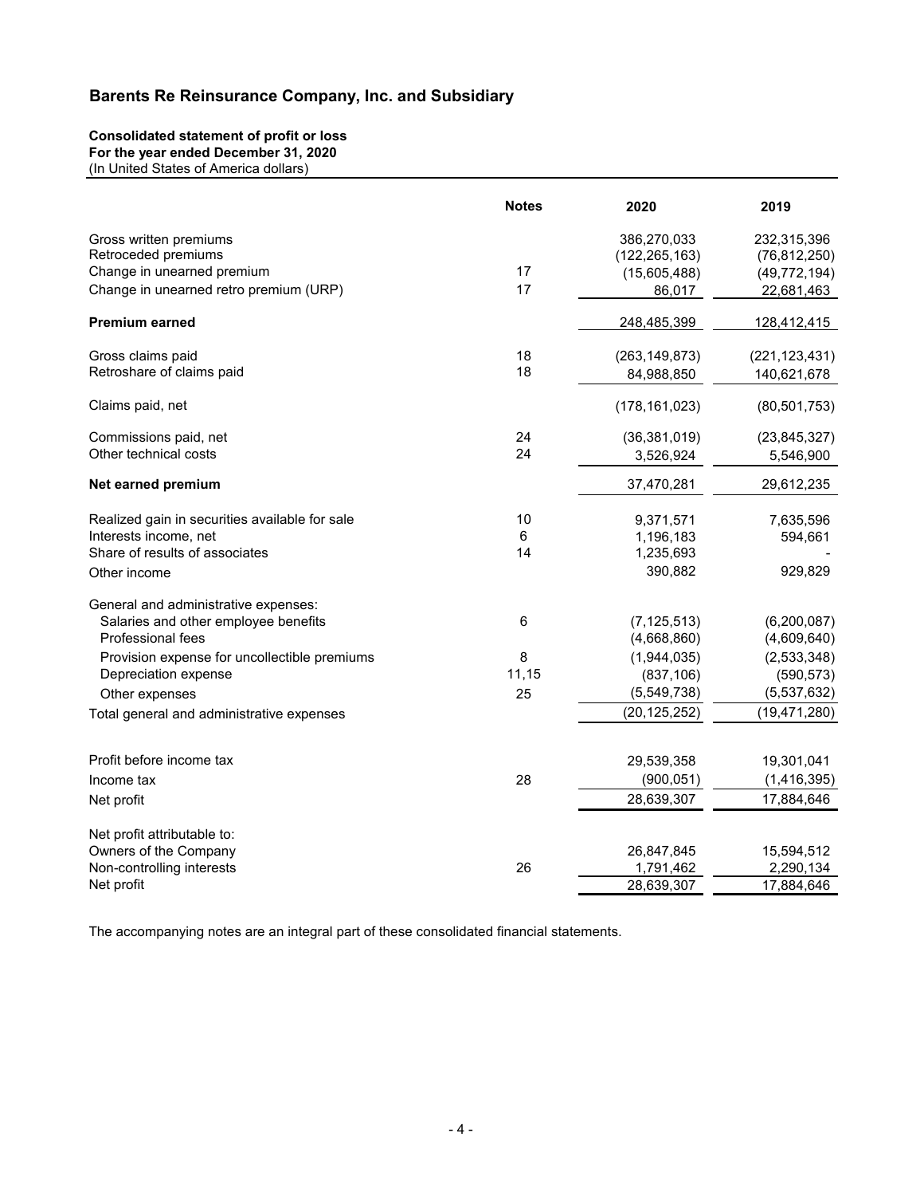## Barents Re Reinsurance Company, Inc. and Subsidiary

**Consolidated statement of profit or loss**
**For the year ended December 31, 2020**
(In United States of America dollars)

| | Notes | 2020 | 2019 |
|---|---|---|---|
| Gross written premiums | | 386,270,033 | 232,315,396 |
| Retroceded premiums | | (122,265,163) | (76,812,250) |
| Change in unearned premium | 17 | (15,605,488) | (49,772,194) |
| Change in unearned retro premium (URP) | 17 | 86,017 | 22,681,463 |
| **Premium earned** | | 248,485,399 | 128,412,415 |
| Gross claims paid | 18 | (263,149,873) | (221,123,431) |
| Retroshare of claims paid | 18 | 84,988,850 | 140,621,678 |
| Claims paid, net | | (178,161,023) | (80,501,753) |
| Commissions paid, net | 24 | (36,381,019) | (23,845,327) |
| Other technical costs | 24 | 3,526,924 | 5,546,900 |
| **Net earned premium** | | 37,470,281 | 29,612,235 |
| Realized gain in securities available for sale | 10 | 9,371,571 | 7,635,596 |
| Interests income, net | 6 | 1,196,183 | 594,661 |
| Share of results of associates | 14 | 1,235,693 | - |
| Other income | | 390,882 | 929,829 |
| General and administrative expenses: | | | |
| Salaries and other employee benefits | 6 | (7,125,513) | (6,200,087) |
| Professional fees | | (4,668,860) | (4,609,640) |
| Provision expense for uncollectible premiums | 8 | (1,944,035) | (2,533,348) |
| Depreciation expense | 11,15 | (837,106) | (590,573) |
| Other expenses | 25 | (5,549,738) | (5,537,632) |
| Total general and administrative expenses | | (20,125,252) | (19,471,280) |
| Profit before income tax | | 29,539,358 | 19,301,041 |
| Income tax | 28 | (900,051) | (1,416,395) |
| Net profit | | 28,639,307 | 17,884,646 |
| Net profit attributable to: | | | |
| Owners of the Company | | 26,847,845 | 15,594,512 |
| Non-controlling interests | 26 | 1,791,462 | 2,290,134 |
| Net profit | | 28,639,307 | 17,884,646 |

The accompanying notes are an integral part of these consolidated financial statements.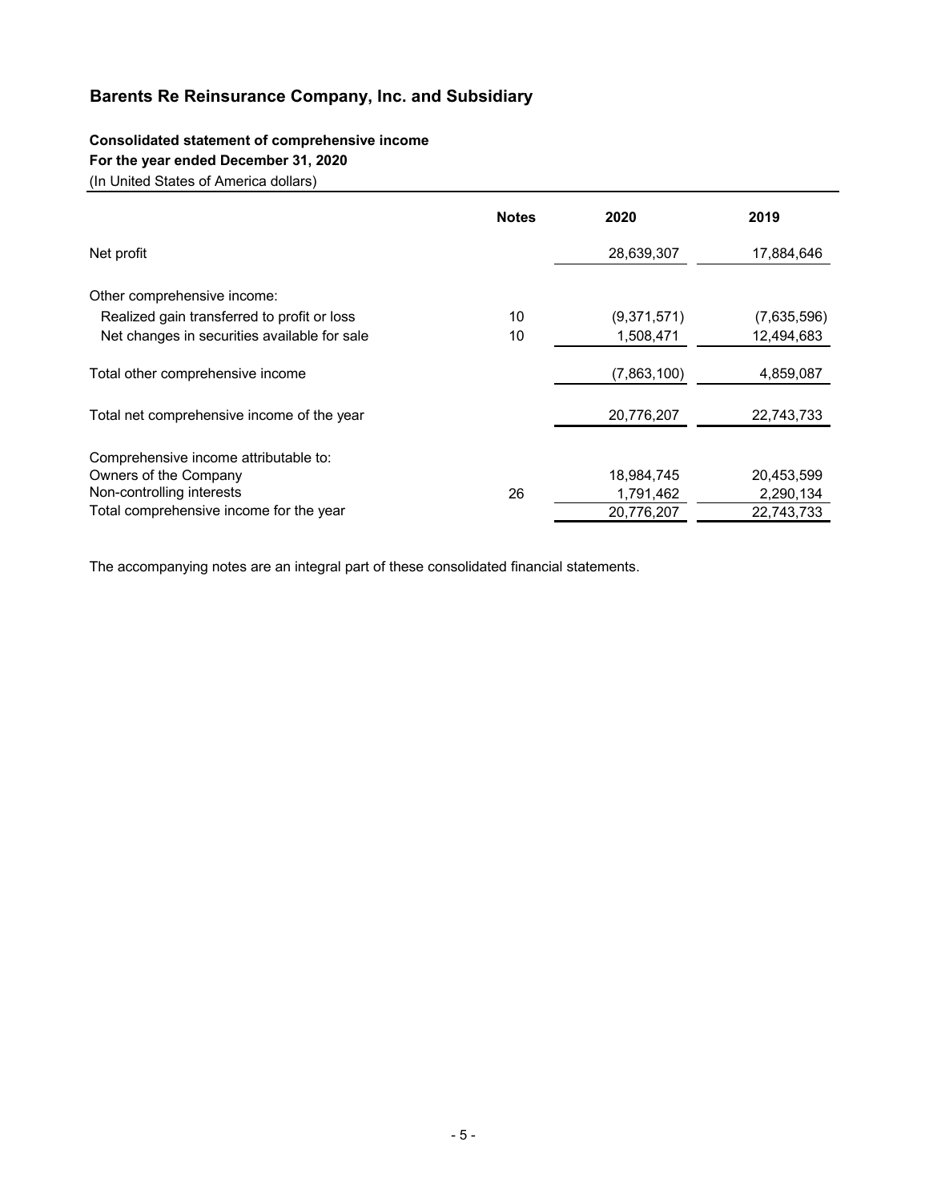# Barents Re Reinsurance Company, Inc. and Subsidiary

**Consolidated statement of comprehensive income**
**For the year ended December 31, 2020**
(In United States of America dollars)

| | Notes | 2020 | 2019 |
|---|---|---|---|
| Net profit | | 28,639,307 | 17,884,646 |
| Other comprehensive income: | | | |
| Realized gain transferred to profit or loss | 10 | (9,371,571) | (7,635,596) |
| Net changes in securities available for sale | 10 | 1,508,471 | 12,494,683 |
| Total other comprehensive income | | (7,863,100) | 4,859,087 |
| Total net comprehensive income of the year | | 20,776,207 | 22,743,733 |
| Comprehensive income attributable to: | | | |
| Owners of the Company | | 18,984,745 | 20,453,599 |
| Non-controlling interests | 26 | 1,791,462 | 2,290,134 |
| Total comprehensive income for the year | | 20,776,207 | 22,743,733 |

The accompanying notes are an integral part of these consolidated financial statements.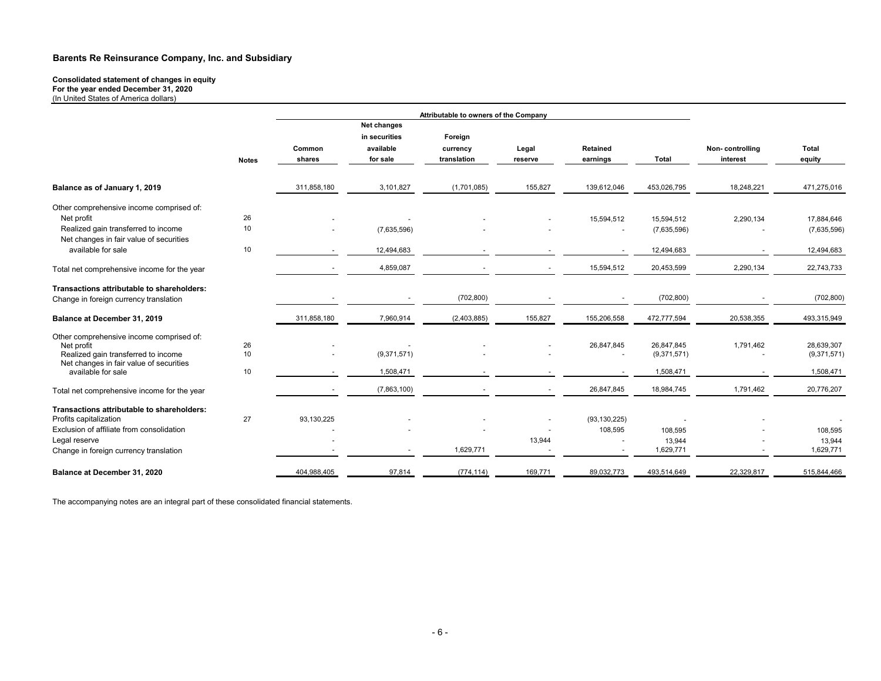**Barents Re Reinsurance Company, Inc. and Subsidiary**

**Consolidated statement of changes in equity**
**For the year ended December 31, 2020**
(In United States of America dollars)

| | | Attributable to owners of the Company | | | | | | | |
|---|---|---|---|---|---|---|---|---|---|
| | **Notes** | **Common shares** | **Net changes in securities available for sale** | **Foreign currency translation** | **Legal reserve** | **Retained earnings** | **Total** | **Non- controlling interest** | **Total equity** |
| **Balance as of January 1, 2019** | | 311,858,180 | 3,101,827 | (1,701,085) | 155,827 | 139,612,046 | 453,026,795 | 18,248,221 | 471,275,016 |
| Other comprehensive income comprised of: | | | | | | | | | |
| Net profit | 26 | - | - | - | - | 15,594,512 | 15,594,512 | 2,290,134 | 17,884,646 |
| Realized gain transferred to income | 10 | - | (7,635,596) | - | - | - | (7,635,596) | - | (7,635,596) |
| Net changes in fair value of securities available for sale | 10 | - | 12,494,683 | - | - | - | 12,494,683 | - | 12,494,683 |
| Total net comprehensive income for the year | | - | 4,859,087 | - | - | 15,594,512 | 20,453,599 | 2,290,134 | 22,743,733 |
| **Transactions attributable to shareholders:** | | | | | | | | | |
| Change in foreign currency translation | | - | - | (702,800) | - | - | (702,800) | - | (702,800) |
| **Balance at December 31, 2019** | | 311,858,180 | 7,960,914 | (2,403,885) | 155,827 | 155,206,558 | 472,777,594 | 20,538,355 | 493,315,949 |
| Other comprehensive income comprised of: | | | | | | | | | |
| Net profit | 26 | - | - | - | - | 26,847,845 | 26,847,845 | 1,791,462 | 28,639,307 |
| Realized gain transferred to income | 10 | - | (9,371,571) | - | - | - | (9,371,571) | - | (9,371,571) |
| Net changes in fair value of securities available for sale | 10 | - | 1,508,471 | - | - | - | 1,508,471 | - | 1,508,471 |
| Total net comprehensive income for the year | | - | (7,863,100) | - | - | 26,847,845 | 18,984,745 | 1,791,462 | 20,776,207 |
| **Transactions attributable to shareholders:** | | | | | | | | | |
| Profits capitalization | 27 | 93,130,225 | - | - | - | (93,130,225) | - | - | - |
| Exclusion of affiliate from consolidation | | - | - | - | - | 108,595 | 108,595 | - | 108,595 |
| Legal reserve | | - | | | 13,944 | - | 13,944 | - | 13,944 |
| Change in foreign currency translation | | - | - | 1,629,771 | - | - | 1,629,771 | - | 1,629,771 |
| **Balance at December 31, 2020** | | 404,988,405 | 97,814 | (774,114) | 169,771 | 89,032,773 | 493,514,649 | 22,329,817 | 515,844,466 |

The accompanying notes are an integral part of these consolidated financial statements.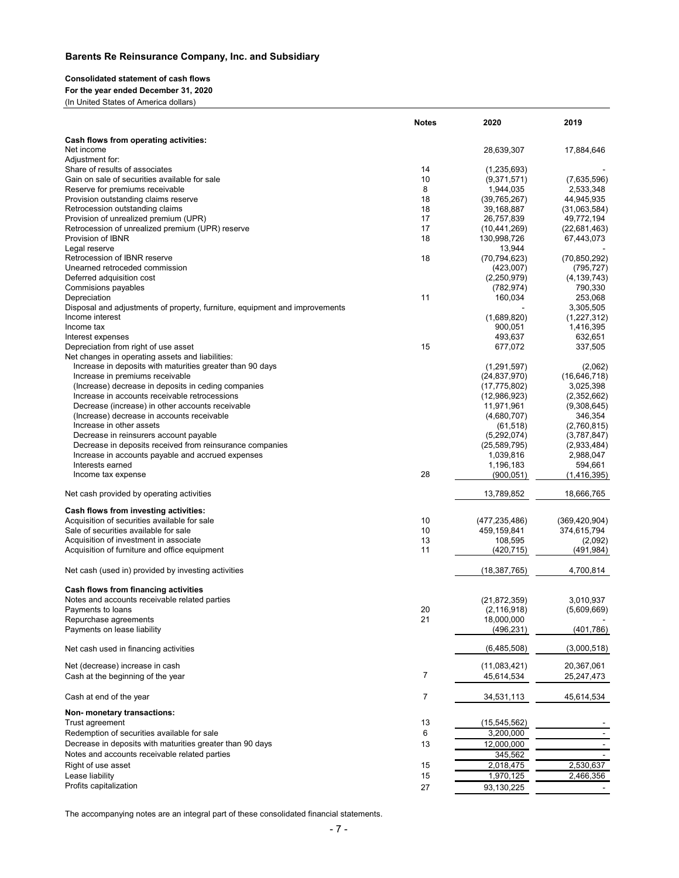## Barents Re Reinsurance Company, Inc. and Subsidiary

**Consolidated statement of cash flows**
**For the year ended December 31, 2020**
(In United States of America dollars)

| | Notes | 2020 | 2019 |
|---|---|---|---|
| **Cash flows from operating activities:** | | | |
| Net income | | 28,639,307 | 17,884,646 |
| Adjustment for: | | | |
| Share of results of associates | 14 | (1,235,693) | - |
| Gain on sale of securities available for sale | 10 | (9,371,571) | (7,635,596) |
| Reserve for premiums receivable | 8 | 1,944,035 | 2,533,348 |
| Provision outstanding claims reserve | 18 | (39,765,267) | 44,945,935 |
| Retrocession outstanding claims | 18 | 39,168,887 | (31,063,584) |
| Provision of unrealized premium (UPR) | 17 | 26,757,839 | 49,772,194 |
| Retrocession of unrealized premium (UPR) reserve | 17 | (10,441,269) | (22,681,463) |
| Provision of IBNR | 18 | 130,998,726 | 67,443,073 |
| Legal reserve | | 13,944 | - |
| Retrocession of IBNR reserve | 18 | (70,794,623) | (70,850,292) |
| Unearned retroceded commission | | (423,007) | (795,727) |
| Deferred adquisition cost | | (2,250,979) | (4,139,743) |
| Commisions payables | | (782,974) | 790,330 |
| Depreciation | 11 | 160,034 | 253,068 |
| Disposal and adjustments of property, furniture, equipment and improvements | | - | 3,305,505 |
| Income interest | | (1,689,820) | (1,227,312) |
| Income tax | | 900,051 | 1,416,395 |
| Interest expenses | | 493,637 | 632,651 |
| Depreciation from right of use asset | 15 | 677,072 | 337,505 |
| Net changes in operating assets and liabilities: | | | |
| Increase in deposits with maturities greater than 90 days | | (1,291,597) | (2,062) |
| Increase in premiums receivable | | (24,837,970) | (16,646,718) |
| (Increase) decrease in deposits in ceding companies | | (17,775,802) | 3,025,398 |
| Increase in accounts receivable retrocessions | | (12,986,923) | (2,352,662) |
| Decrease (increase) in other accounts receivable | | 11,971,961 | (9,308,645) |
| (Increase) decrease in accounts receivable | | (4,680,707) | 346,354 |
| Increase in other assets | | (61,518) | (2,760,815) |
| Decrease in reinsurers account payable | | (5,292,074) | (3,787,847) |
| Decrease in deposits received from reinsurance companies | | (25,589,795) | (2,933,484) |
| Increase in accounts payable and accrued expenses | | 1,039,816 | 2,988,047 |
| Interests earned | | 1,196,183 | 594,661 |
| Income tax expense | 28 | (900,051) | (1,416,395) |
| Net cash provided by operating activities | | 13,789,852 | 18,666,765 |
| **Cash flows from investing activities:** | | | |
| Acquisition of securities available for sale | 10 | (477,235,486) | (369,420,904) |
| Sale of securities available for sale | 10 | 459,159,841 | 374,615,794 |
| Acquisition of investment in associate | 13 | 108,595 | (2,092) |
| Acquisition of furniture and office equipment | 11 | (420,715) | (491,984) |
| Net cash (used in) provided by investing activities | | (18,387,765) | 4,700,814 |
| **Cash flows from financing activities** | | | |
| Notes and accounts receivable related parties | | (21,872,359) | 3,010,937 |
| Payments to loans | 20 | (2,116,918) | (5,609,669) |
| Repurchase agreements | 21 | 18,000,000 | - |
| Payments on lease liability | | (496,231) | (401,786) |
| Net cash used in financing activities | | (6,485,508) | (3,000,518) |
| Net (decrease) increase in cash | | (11,083,421) | 20,367,061 |
| Cash at the beginning of the year | 7 | 45,614,534 | 25,247,473 |
| Cash at end of the year | 7 | 34,531,113 | 45,614,534 |
| **Non- monetary transactions:** | | | |
| Trust agreement | 13 | (15,545,562) | - |
| Redemption of securities available for sale | 6 | 3,200,000 | - |
| Decrease in deposits with maturities greater than 90 days | 13 | 12,000,000 | - |
| Notes and accounts receivable related parties | | 345,562 | - |
| Right of use asset | 15 | 2,018,475 | 2,530,637 |
| Lease liability | 15 | 1,970,125 | 2,466,356 |
| Profits capitalization | 27 | 93,130,225 | - |

The accompanying notes are an integral part of these consolidated financial statements.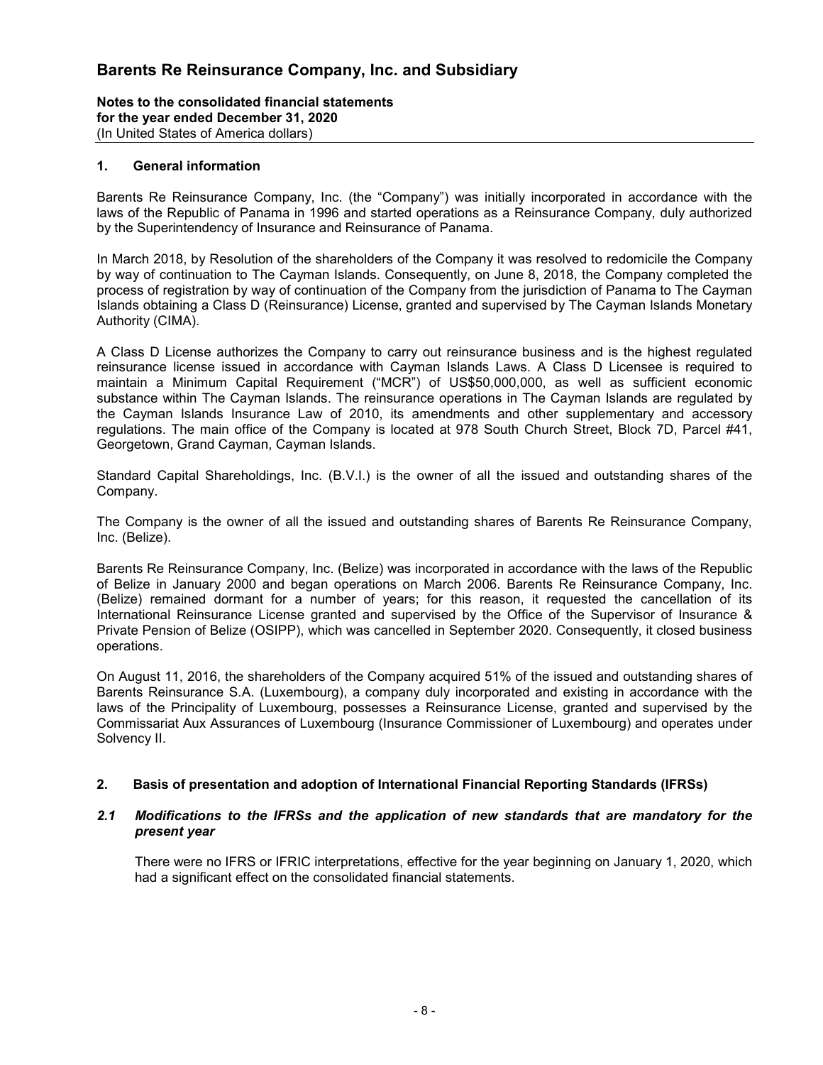## 1. General information

Barents Re Reinsurance Company, Inc. (the "Company") was initially incorporated in accordance with the laws of the Republic of Panama in 1996 and started operations as a Reinsurance Company, duly authorized by the Superintendency of Insurance and Reinsurance of Panama.

In March 2018, by Resolution of the shareholders of the Company it was resolved to redomicile the Company by way of continuation to The Cayman Islands. Consequently, on June 8, 2018, the Company completed the process of registration by way of continuation of the Company from the jurisdiction of Panama to The Cayman Islands obtaining a Class D (Reinsurance) License, granted and supervised by The Cayman Islands Monetary Authority (CIMA).

A Class D License authorizes the Company to carry out reinsurance business and is the highest regulated reinsurance license issued in accordance with Cayman Islands Laws. A Class D Licensee is required to maintain a Minimum Capital Requirement ("MCR") of US$50,000,000, as well as sufficient economic substance within The Cayman Islands. The reinsurance operations in The Cayman Islands are regulated by the Cayman Islands Insurance Law of 2010, its amendments and other supplementary and accessory regulations. The main office of the Company is located at 978 South Church Street, Block 7D, Parcel #41, Georgetown, Grand Cayman, Cayman Islands.

Standard Capital Shareholdings, Inc. (B.V.I.) is the owner of all the issued and outstanding shares of the Company.

The Company is the owner of all the issued and outstanding shares of Barents Re Reinsurance Company, Inc. (Belize).

Barents Re Reinsurance Company, Inc. (Belize) was incorporated in accordance with the laws of the Republic of Belize in January 2000 and began operations on March 2006. Barents Re Reinsurance Company, Inc. (Belize) remained dormant for a number of years; for this reason, it requested the cancellation of its International Reinsurance License granted and supervised by the Office of the Supervisor of Insurance & Private Pension of Belize (OSIPP), which was cancelled in September 2020. Consequently, it closed business operations.

On August 11, 2016, the shareholders of the Company acquired 51% of the issued and outstanding shares of Barents Reinsurance S.A. (Luxembourg), a company duly incorporated and existing in accordance with the laws of the Principality of Luxembourg, possesses a Reinsurance License, granted and supervised by the Commissariat Aux Assurances of Luxembourg (Insurance Commissioner of Luxembourg) and operates under Solvency II.

## 2. Basis of presentation and adoption of International Financial Reporting Standards (IFRSs)

### *2.1 Modifications to the IFRSs and the application of new standards that are mandatory for the present year*

There were no IFRS or IFRIC interpretations, effective for the year beginning on January 1, 2020, which had a significant effect on the consolidated financial statements.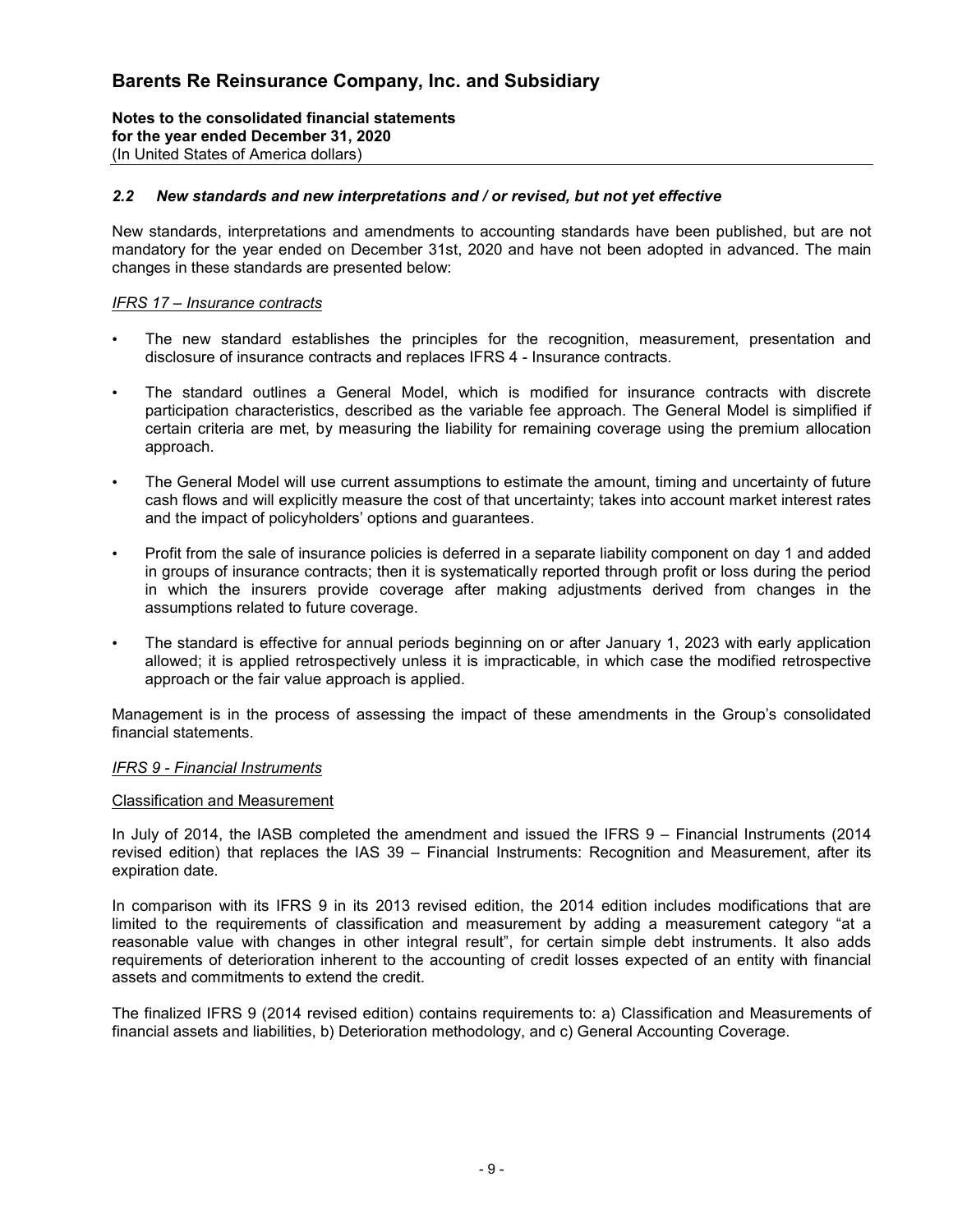### *2.2 New standards and new interpretations and / or revised, but not yet effective*

New standards, interpretations and amendments to accounting standards have been published, but are not mandatory for the year ended on December 31st, 2020 and have not been adopted in advanced. The main changes in these standards are presented below:

*IFRS 17 – Insurance contracts*

- The new standard establishes the principles for the recognition, measurement, presentation and disclosure of insurance contracts and replaces IFRS 4 - Insurance contracts.
- The standard outlines a General Model, which is modified for insurance contracts with discrete participation characteristics, described as the variable fee approach. The General Model is simplified if certain criteria are met, by measuring the liability for remaining coverage using the premium allocation approach.
- The General Model will use current assumptions to estimate the amount, timing and uncertainty of future cash flows and will explicitly measure the cost of that uncertainty; takes into account market interest rates and the impact of policyholders' options and guarantees.
- Profit from the sale of insurance policies is deferred in a separate liability component on day 1 and added in groups of insurance contracts; then it is systematically reported through profit or loss during the period in which the insurers provide coverage after making adjustments derived from changes in the assumptions related to future coverage.
- The standard is effective for annual periods beginning on or after January 1, 2023 with early application allowed; it is applied retrospectively unless it is impracticable, in which case the modified retrospective approach or the fair value approach is applied.

Management is in the process of assessing the impact of these amendments in the Group's consolidated financial statements.

*IFRS 9 - Financial Instruments*

Classification and Measurement

In July of 2014, the IASB completed the amendment and issued the IFRS 9 – Financial Instruments (2014 revised edition) that replaces the IAS 39 – Financial Instruments: Recognition and Measurement, after its expiration date.

In comparison with its IFRS 9 in its 2013 revised edition, the 2014 edition includes modifications that are limited to the requirements of classification and measurement by adding a measurement category "at a reasonable value with changes in other integral result", for certain simple debt instruments. It also adds requirements of deterioration inherent to the accounting of credit losses expected of an entity with financial assets and commitments to extend the credit.

The finalized IFRS 9 (2014 revised edition) contains requirements to: a) Classification and Measurements of financial assets and liabilities, b) Deterioration methodology, and c) General Accounting Coverage.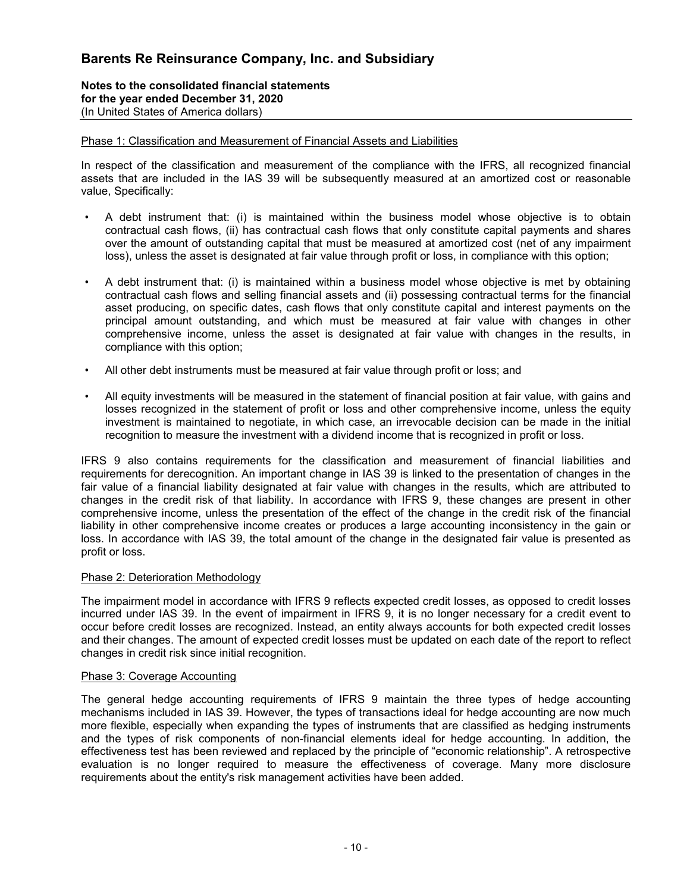#### Phase 1: Classification and Measurement of Financial Assets and Liabilities

In respect of the classification and measurement of the compliance with the IFRS, all recognized financial assets that are included in the IAS 39 will be subsequently measured at an amortized cost or reasonable value, Specifically:

- A debt instrument that: (i) is maintained within the business model whose objective is to obtain contractual cash flows, (ii) has contractual cash flows that only constitute capital payments and shares over the amount of outstanding capital that must be measured at amortized cost (net of any impairment loss), unless the asset is designated at fair value through profit or loss, in compliance with this option;

- A debt instrument that: (i) is maintained within a business model whose objective is met by obtaining contractual cash flows and selling financial assets and (ii) possessing contractual terms for the financial asset producing, on specific dates, cash flows that only constitute capital and interest payments on the principal amount outstanding, and which must be measured at fair value with changes in other comprehensive income, unless the asset is designated at fair value with changes in the results, in compliance with this option;

- All other debt instruments must be measured at fair value through profit or loss; and

- All equity investments will be measured in the statement of financial position at fair value, with gains and losses recognized in the statement of profit or loss and other comprehensive income, unless the equity investment is maintained to negotiate, in which case, an irrevocable decision can be made in the initial recognition to measure the investment with a dividend income that is recognized in profit or loss.

IFRS 9 also contains requirements for the classification and measurement of financial liabilities and requirements for derecognition. An important change in IAS 39 is linked to the presentation of changes in the fair value of a financial liability designated at fair value with changes in the results, which are attributed to changes in the credit risk of that liability. In accordance with IFRS 9, these changes are present in other comprehensive income, unless the presentation of the effect of the change in the credit risk of the financial liability in other comprehensive income creates or produces a large accounting inconsistency in the gain or loss. In accordance with IAS 39, the total amount of the change in the designated fair value is presented as profit or loss.

#### Phase 2: Deterioration Methodology

The impairment model in accordance with IFRS 9 reflects expected credit losses, as opposed to credit losses incurred under IAS 39. In the event of impairment in IFRS 9, it is no longer necessary for a credit event to occur before credit losses are recognized. Instead, an entity always accounts for both expected credit losses and their changes. The amount of expected credit losses must be updated on each date of the report to reflect changes in credit risk since initial recognition.

#### Phase 3: Coverage Accounting

The general hedge accounting requirements of IFRS 9 maintain the three types of hedge accounting mechanisms included in IAS 39. However, the types of transactions ideal for hedge accounting are now much more flexible, especially when expanding the types of instruments that are classified as hedging instruments and the types of risk components of non-financial elements ideal for hedge accounting. In addition, the effectiveness test has been reviewed and replaced by the principle of "economic relationship". A retrospective evaluation is no longer required to measure the effectiveness of coverage. Many more disclosure requirements about the entity's risk management activities have been added.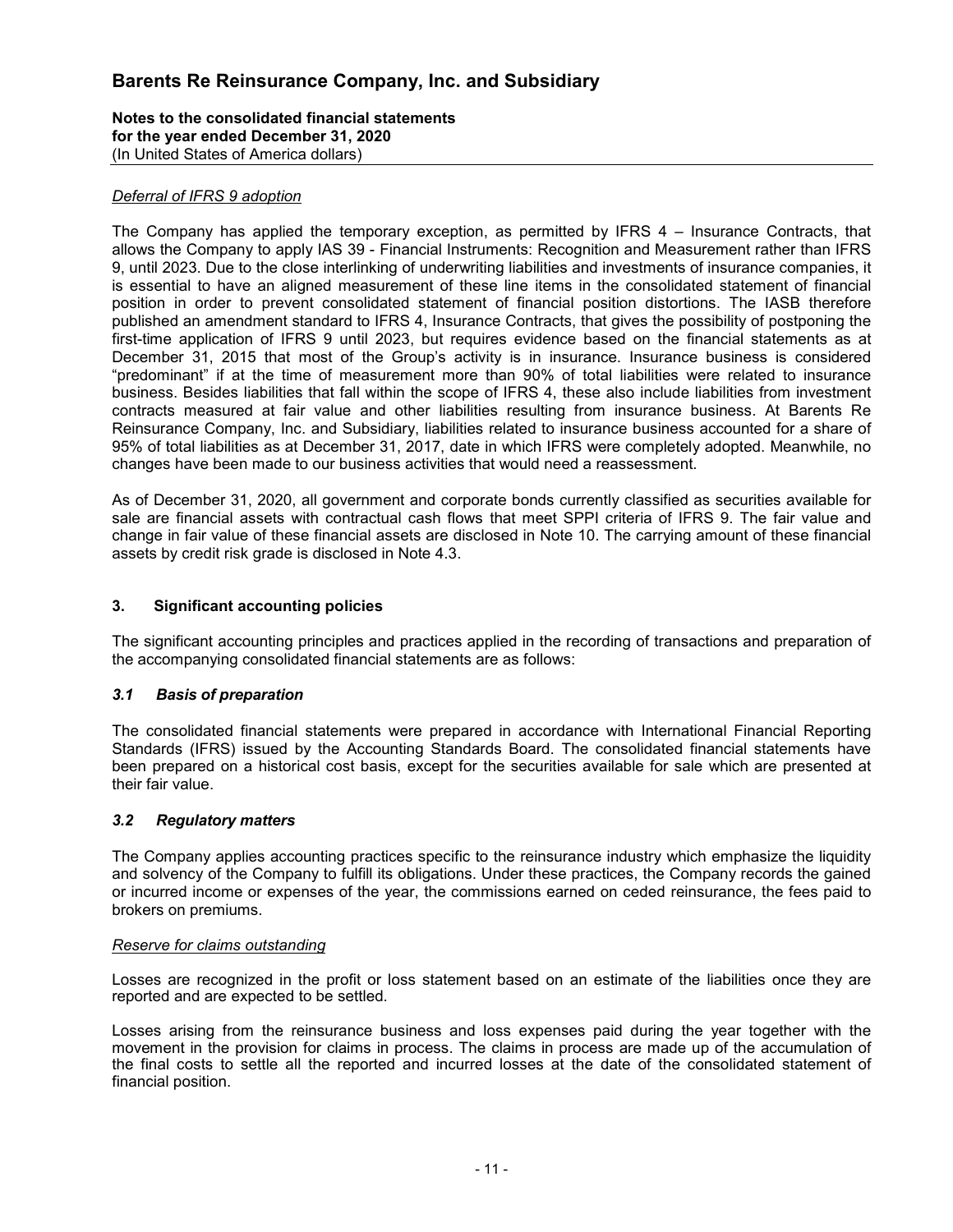*Deferral of IFRS 9 adoption*

The Company has applied the temporary exception, as permitted by IFRS 4 – Insurance Contracts, that allows the Company to apply IAS 39 - Financial Instruments: Recognition and Measurement rather than IFRS 9, until 2023. Due to the close interlinking of underwriting liabilities and investments of insurance companies, it is essential to have an aligned measurement of these line items in the consolidated statement of financial position in order to prevent consolidated statement of financial position distortions. The IASB therefore published an amendment standard to IFRS 4, Insurance Contracts, that gives the possibility of postponing the first-time application of IFRS 9 until 2023, but requires evidence based on the financial statements as at December 31, 2015 that most of the Group's activity is in insurance. Insurance business is considered "predominant" if at the time of measurement more than 90% of total liabilities were related to insurance business. Besides liabilities that fall within the scope of IFRS 4, these also include liabilities from investment contracts measured at fair value and other liabilities resulting from insurance business. At Barents Re Reinsurance Company, Inc. and Subsidiary, liabilities related to insurance business accounted for a share of 95% of total liabilities as at December 31, 2017, date in which IFRS were completely adopted. Meanwhile, no changes have been made to our business activities that would need a reassessment.

As of December 31, 2020, all government and corporate bonds currently classified as securities available for sale are financial assets with contractual cash flows that meet SPPI criteria of IFRS 9. The fair value and change in fair value of these financial assets are disclosed in Note 10. The carrying amount of these financial assets by credit risk grade is disclosed in Note 4.3.

## 3. Significant accounting policies

The significant accounting principles and practices applied in the recording of transactions and preparation of the accompanying consolidated financial statements are as follows:

### *3.1 Basis of preparation*

The consolidated financial statements were prepared in accordance with International Financial Reporting Standards (IFRS) issued by the Accounting Standards Board. The consolidated financial statements have been prepared on a historical cost basis, except for the securities available for sale which are presented at their fair value.

### *3.2 Regulatory matters*

The Company applies accounting practices specific to the reinsurance industry which emphasize the liquidity and solvency of the Company to fulfill its obligations. Under these practices, the Company records the gained or incurred income or expenses of the year, the commissions earned on ceded reinsurance, the fees paid to brokers on premiums.

*Reserve for claims outstanding*

Losses are recognized in the profit or loss statement based on an estimate of the liabilities once they are reported and are expected to be settled.

Losses arising from the reinsurance business and loss expenses paid during the year together with the movement in the provision for claims in process. The claims in process are made up of the accumulation of the final costs to settle all the reported and incurred losses at the date of the consolidated statement of financial position.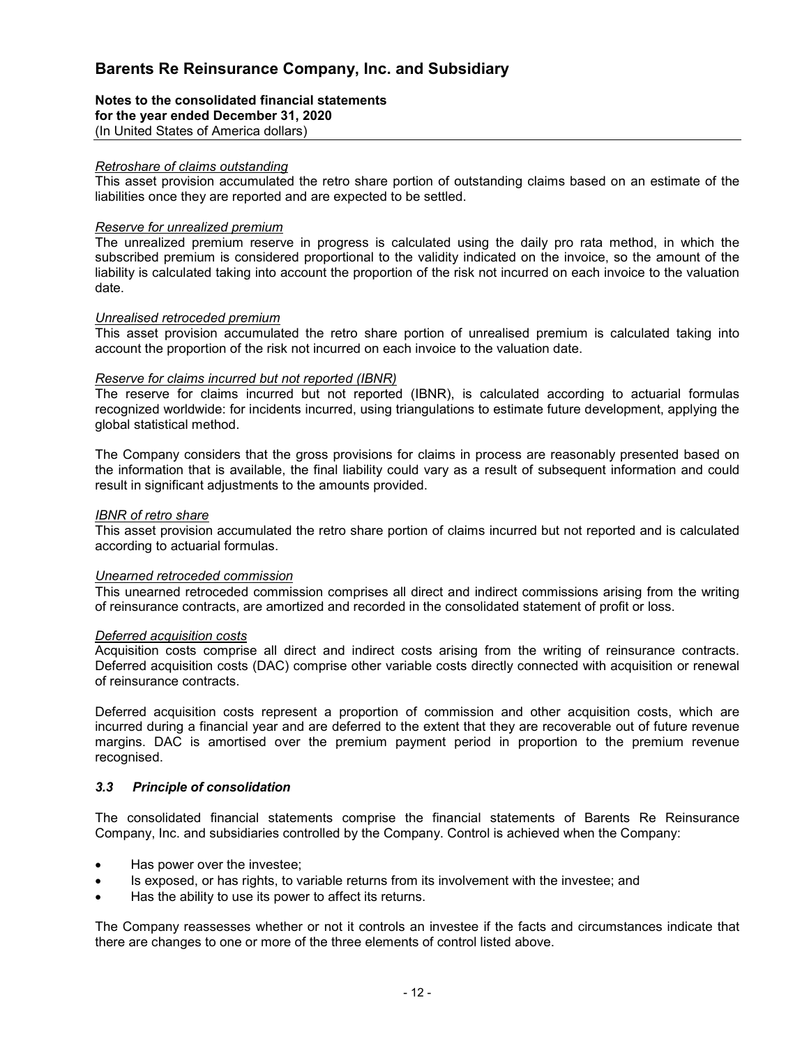*Retroshare of claims outstanding*
This asset provision accumulated the retro share portion of outstanding claims based on an estimate of the liabilities once they are reported and are expected to be settled.

*Reserve for unrealized premium*
The unrealized premium reserve in progress is calculated using the daily pro rata method, in which the subscribed premium is considered proportional to the validity indicated on the invoice, so the amount of the liability is calculated taking into account the proportion of the risk not incurred on each invoice to the valuation date.

*Unrealised retroceded premium*
This asset provision accumulated the retro share portion of unrealised premium is calculated taking into account the proportion of the risk not incurred on each invoice to the valuation date.

*Reserve for claims incurred but not reported (IBNR)*
The reserve for claims incurred but not reported (IBNR), is calculated according to actuarial formulas recognized worldwide: for incidents incurred, using triangulations to estimate future development, applying the global statistical method.

The Company considers that the gross provisions for claims in process are reasonably presented based on the information that is available, the final liability could vary as a result of subsequent information and could result in significant adjustments to the amounts provided.

*IBNR of retro share*
This asset provision accumulated the retro share portion of claims incurred but not reported and is calculated according to actuarial formulas.

*Unearned retroceded commission*
This unearned retroceded commission comprises all direct and indirect commissions arising from the writing of reinsurance contracts, are amortized and recorded in the consolidated statement of profit or loss.

*Deferred acquisition costs*
Acquisition costs comprise all direct and indirect costs arising from the writing of reinsurance contracts. Deferred acquisition costs (DAC) comprise other variable costs directly connected with acquisition or renewal of reinsurance contracts.

Deferred acquisition costs represent a proportion of commission and other acquisition costs, which are incurred during a financial year and are deferred to the extent that they are recoverable out of future revenue margins. DAC is amortised over the premium payment period in proportion to the premium revenue recognised.

### *3.3 Principle of consolidation*

The consolidated financial statements comprise the financial statements of Barents Re Reinsurance Company, Inc. and subsidiaries controlled by the Company. Control is achieved when the Company:

- Has power over the investee;
- Is exposed, or has rights, to variable returns from its involvement with the investee; and
- Has the ability to use its power to affect its returns.

The Company reassesses whether or not it controls an investee if the facts and circumstances indicate that there are changes to one or more of the three elements of control listed above.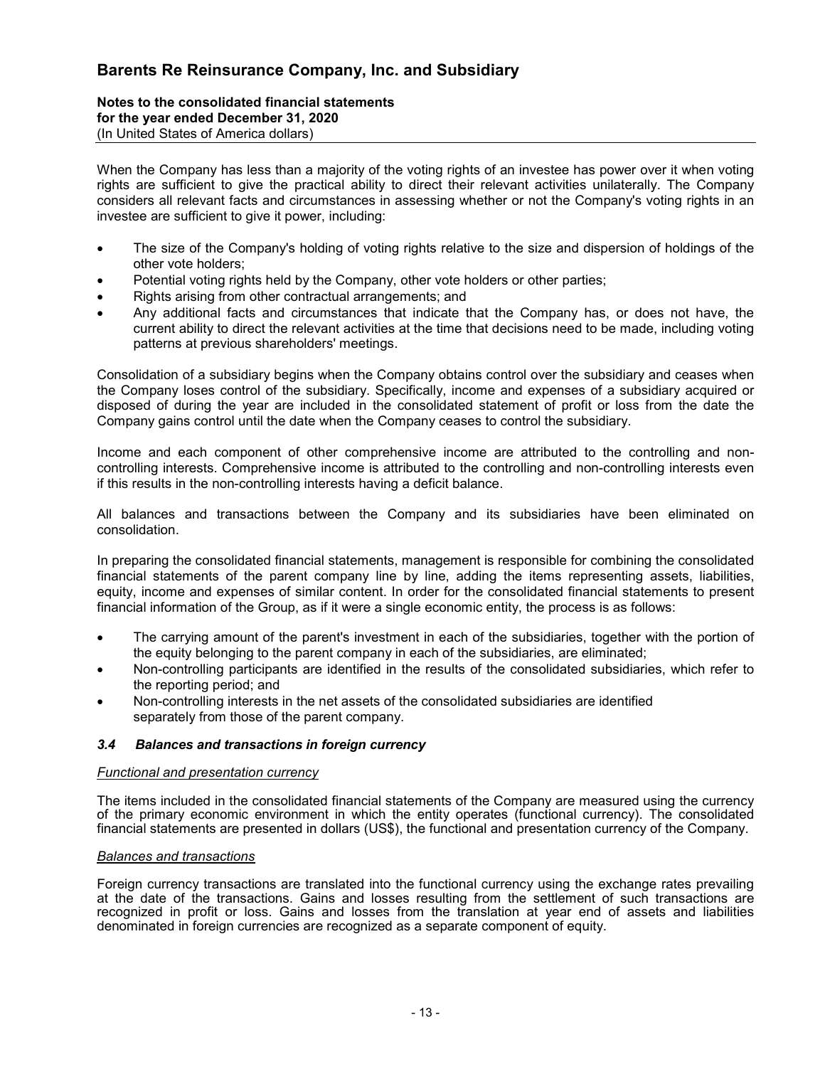When the Company has less than a majority of the voting rights of an investee has power over it when voting rights are sufficient to give the practical ability to direct their relevant activities unilaterally. The Company considers all relevant facts and circumstances in assessing whether or not the Company's voting rights in an investee are sufficient to give it power, including:

- The size of the Company's holding of voting rights relative to the size and dispersion of holdings of the other vote holders;
- Potential voting rights held by the Company, other vote holders or other parties;
- Rights arising from other contractual arrangements; and
- Any additional facts and circumstances that indicate that the Company has, or does not have, the current ability to direct the relevant activities at the time that decisions need to be made, including voting patterns at previous shareholders' meetings.

Consolidation of a subsidiary begins when the Company obtains control over the subsidiary and ceases when the Company loses control of the subsidiary. Specifically, income and expenses of a subsidiary acquired or disposed of during the year are included in the consolidated statement of profit or loss from the date the Company gains control until the date when the Company ceases to control the subsidiary.

Income and each component of other comprehensive income are attributed to the controlling and non-controlling interests. Comprehensive income is attributed to the controlling and non-controlling interests even if this results in the non-controlling interests having a deficit balance.

All balances and transactions between the Company and its subsidiaries have been eliminated on consolidation.

In preparing the consolidated financial statements, management is responsible for combining the consolidated financial statements of the parent company line by line, adding the items representing assets, liabilities, equity, income and expenses of similar content. In order for the consolidated financial statements to present financial information of the Group, as if it were a single economic entity, the process is as follows:

- The carrying amount of the parent's investment in each of the subsidiaries, together with the portion of the equity belonging to the parent company in each of the subsidiaries, are eliminated;
- Non-controlling participants are identified in the results of the consolidated subsidiaries, which refer to the reporting period; and
- Non-controlling interests in the net assets of the consolidated subsidiaries are identified separately from those of the parent company.

### *3.4 Balances and transactions in foreign currency*

*Functional and presentation currency*

The items included in the consolidated financial statements of the Company are measured using the currency of the primary economic environment in which the entity operates (functional currency). The consolidated financial statements are presented in dollars (US$), the functional and presentation currency of the Company.

*Balances and transactions*

Foreign currency transactions are translated into the functional currency using the exchange rates prevailing at the date of the transactions. Gains and losses resulting from the settlement of such transactions are recognized in profit or loss. Gains and losses from the translation at year end of assets and liabilities denominated in foreign currencies are recognized as a separate component of equity.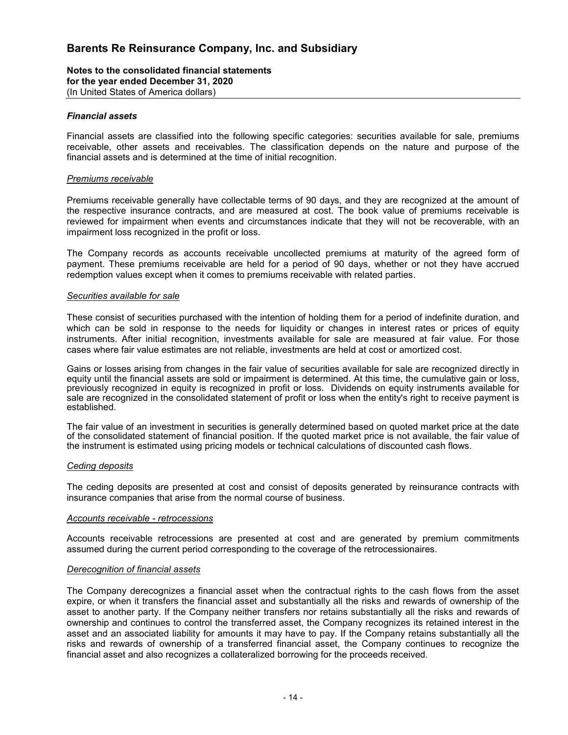### *Financial assets*

Financial assets are classified into the following specific categories: securities available for sale, premiums receivable, other assets and receivables. The classification depends on the nature and purpose of the financial assets and is determined at the time of initial recognition.

*Premiums receivable*

Premiums receivable generally have collectable terms of 90 days, and they are recognized at the amount of the respective insurance contracts, and are measured at cost. The book value of premiums receivable is reviewed for impairment when events and circumstances indicate that they will not be recoverable, with an impairment loss recognized in the profit or loss.

The Company records as accounts receivable uncollected premiums at maturity of the agreed form of payment. These premiums receivable are held for a period of 90 days, whether or not they have accrued redemption values except when it comes to premiums receivable with related parties.

*Securities available for sale*

These consist of securities purchased with the intention of holding them for a period of indefinite duration, and which can be sold in response to the needs for liquidity or changes in interest rates or prices of equity instruments. After initial recognition, investments available for sale are measured at fair value. For those cases where fair value estimates are not reliable, investments are held at cost or amortized cost.

Gains or losses arising from changes in the fair value of securities available for sale are recognized directly in equity until the financial assets are sold or impairment is determined. At this time, the cumulative gain or loss, previously recognized in equity is recognized in profit or loss. Dividends on equity instruments available for sale are recognized in the consolidated statement of profit or loss when the entity's right to receive payment is established.

The fair value of an investment in securities is generally determined based on quoted market price at the date of the consolidated statement of financial position. If the quoted market price is not available, the fair value of the instrument is estimated using pricing models or technical calculations of discounted cash flows.

*Ceding deposits*

The ceding deposits are presented at cost and consist of deposits generated by reinsurance contracts with insurance companies that arise from the normal course of business.

*Accounts receivable - retrocessions*

Accounts receivable retrocessions are presented at cost and are generated by premium commitments assumed during the current period corresponding to the coverage of the retrocessionaires.

*Derecognition of financial assets*

The Company derecognizes a financial asset when the contractual rights to the cash flows from the asset expire, or when it transfers the financial asset and substantially all the risks and rewards of ownership of the asset to another party. If the Company neither transfers nor retains substantially all the risks and rewards of ownership and continues to control the transferred asset, the Company recognizes its retained interest in the asset and an associated liability for amounts it may have to pay. If the Company retains substantially all the risks and rewards of ownership of a transferred financial asset, the Company continues to recognize the financial asset and also recognizes a collateralized borrowing for the proceeds received.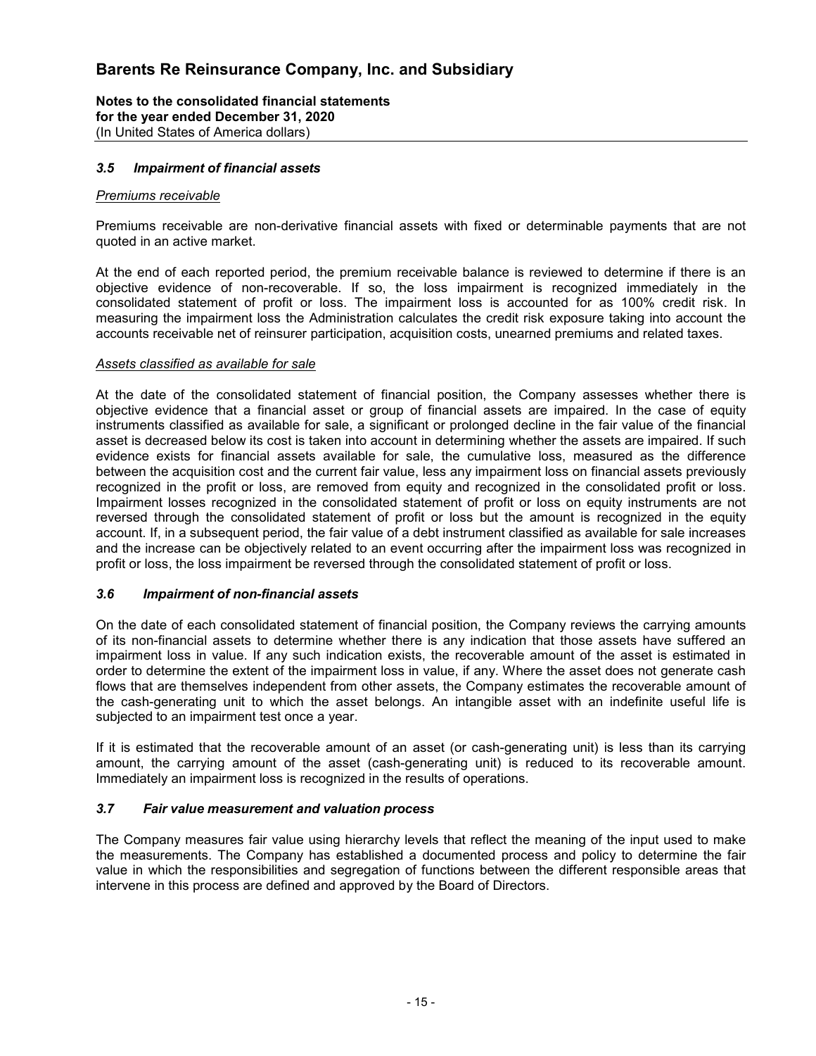### 3.5 *Impairment of financial assets*

*Premiums receivable*

Premiums receivable are non-derivative financial assets with fixed or determinable payments that are not quoted in an active market.

At the end of each reported period, the premium receivable balance is reviewed to determine if there is an objective evidence of non-recoverable. If so, the loss impairment is recognized immediately in the consolidated statement of profit or loss. The impairment loss is accounted for as 100% credit risk. In measuring the impairment loss the Administration calculates the credit risk exposure taking into account the accounts receivable net of reinsurer participation, acquisition costs, unearned premiums and related taxes.

*Assets classified as available for sale*

At the date of the consolidated statement of financial position, the Company assesses whether there is objective evidence that a financial asset or group of financial assets are impaired. In the case of equity instruments classified as available for sale, a significant or prolonged decline in the fair value of the financial asset is decreased below its cost is taken into account in determining whether the assets are impaired. If such evidence exists for financial assets available for sale, the cumulative loss, measured as the difference between the acquisition cost and the current fair value, less any impairment loss on financial assets previously recognized in the profit or loss, are removed from equity and recognized in the consolidated profit or loss. Impairment losses recognized in the consolidated statement of profit or loss on equity instruments are not reversed through the consolidated statement of profit or loss but the amount is recognized in the equity account. If, in a subsequent period, the fair value of a debt instrument classified as available for sale increases and the increase can be objectively related to an event occurring after the impairment loss was recognized in profit or loss, the loss impairment be reversed through the consolidated statement of profit or loss.

### 3.6 *Impairment of non-financial assets*

On the date of each consolidated statement of financial position, the Company reviews the carrying amounts of its non-financial assets to determine whether there is any indication that those assets have suffered an impairment loss in value. If any such indication exists, the recoverable amount of the asset is estimated in order to determine the extent of the impairment loss in value, if any. Where the asset does not generate cash flows that are themselves independent from other assets, the Company estimates the recoverable amount of the cash-generating unit to which the asset belongs. An intangible asset with an indefinite useful life is subjected to an impairment test once a year.

If it is estimated that the recoverable amount of an asset (or cash-generating unit) is less than its carrying amount, the carrying amount of the asset (cash-generating unit) is reduced to its recoverable amount. Immediately an impairment loss is recognized in the results of operations.

### 3.7 *Fair value measurement and valuation process*

The Company measures fair value using hierarchy levels that reflect the meaning of the input used to make the measurements. The Company has established a documented process and policy to determine the fair value in which the responsibilities and segregation of functions between the different responsible areas that intervene in this process are defined and approved by the Board of Directors.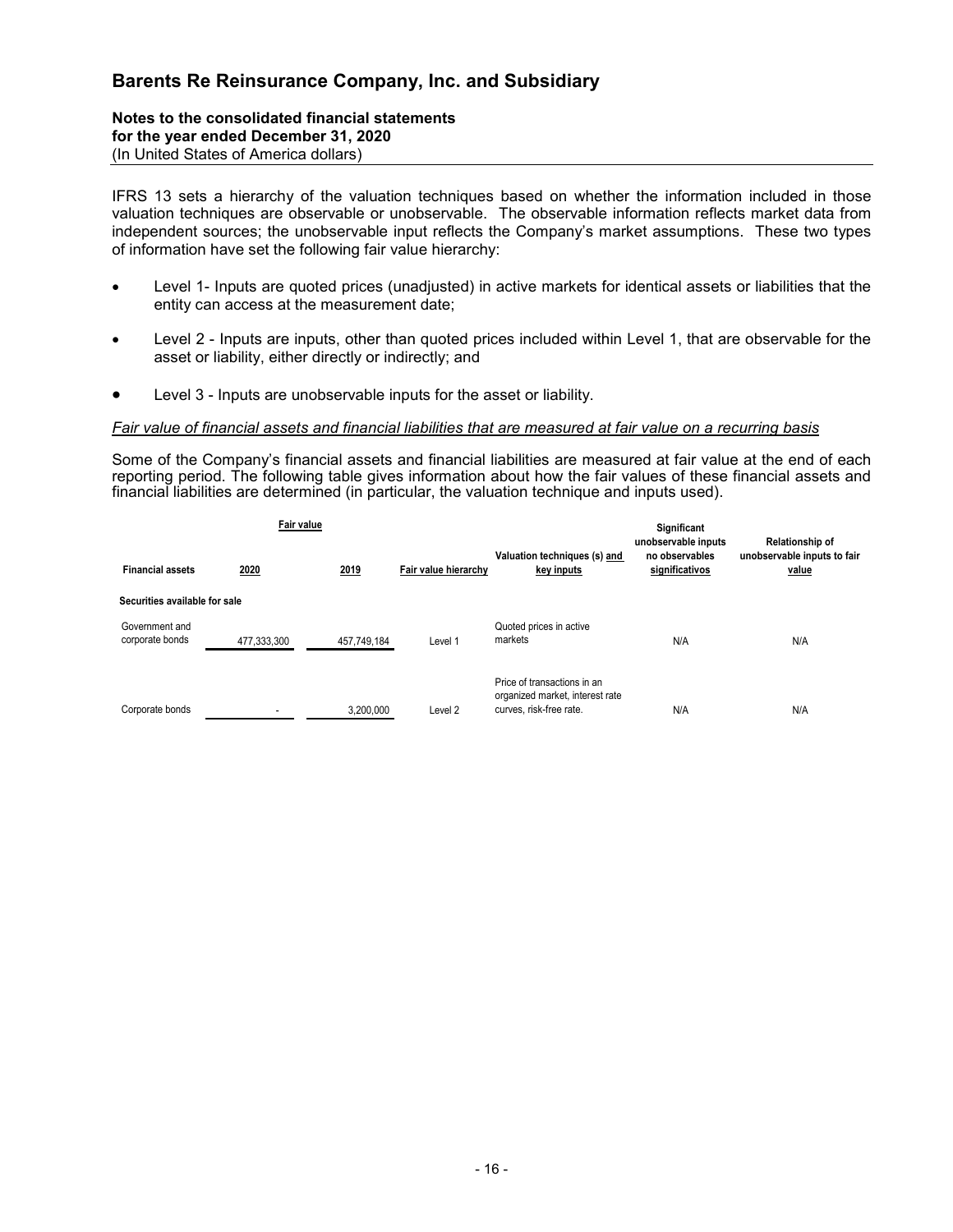IFRS 13 sets a hierarchy of the valuation techniques based on whether the information included in those valuation techniques are observable or unobservable. The observable information reflects market data from independent sources; the unobservable input reflects the Company's market assumptions. These two types of information have set the following fair value hierarchy:

- Level 1- Inputs are quoted prices (unadjusted) in active markets for identical assets or liabilities that the entity can access at the measurement date;
- Level 2 - Inputs are inputs, other than quoted prices included within Level 1, that are observable for the asset or liability, either directly or indirectly; and
- Level 3 - Inputs are unobservable inputs for the asset or liability.

*Fair value of financial assets and financial liabilities that are measured at fair value on a recurring basis*

Some of the Company's financial assets and financial liabilities are measured at fair value at the end of each reporting period. The following table gives information about how the fair values of these financial assets and financial liabilities are determined (in particular, the valuation technique and inputs used).

| Financial assets | Fair value 2020 | Fair value 2019 | Fair value hierarchy | Valuation techniques (s) and key inputs | Significant unobservable inputs no observables significativos | Relationship of unobservable inputs to fair value |
|---|---|---|---|---|---|---|
| **Securities available for sale** | | | | | | |
| Government and corporate bonds | 477,333,300 | 457,749,184 | Level 1 | Quoted prices in active markets | N/A | N/A |
| Corporate bonds | - | 3,200,000 | Level 2 | Price of transactions in an organized market, interest rate curves, risk-free rate. | N/A | N/A |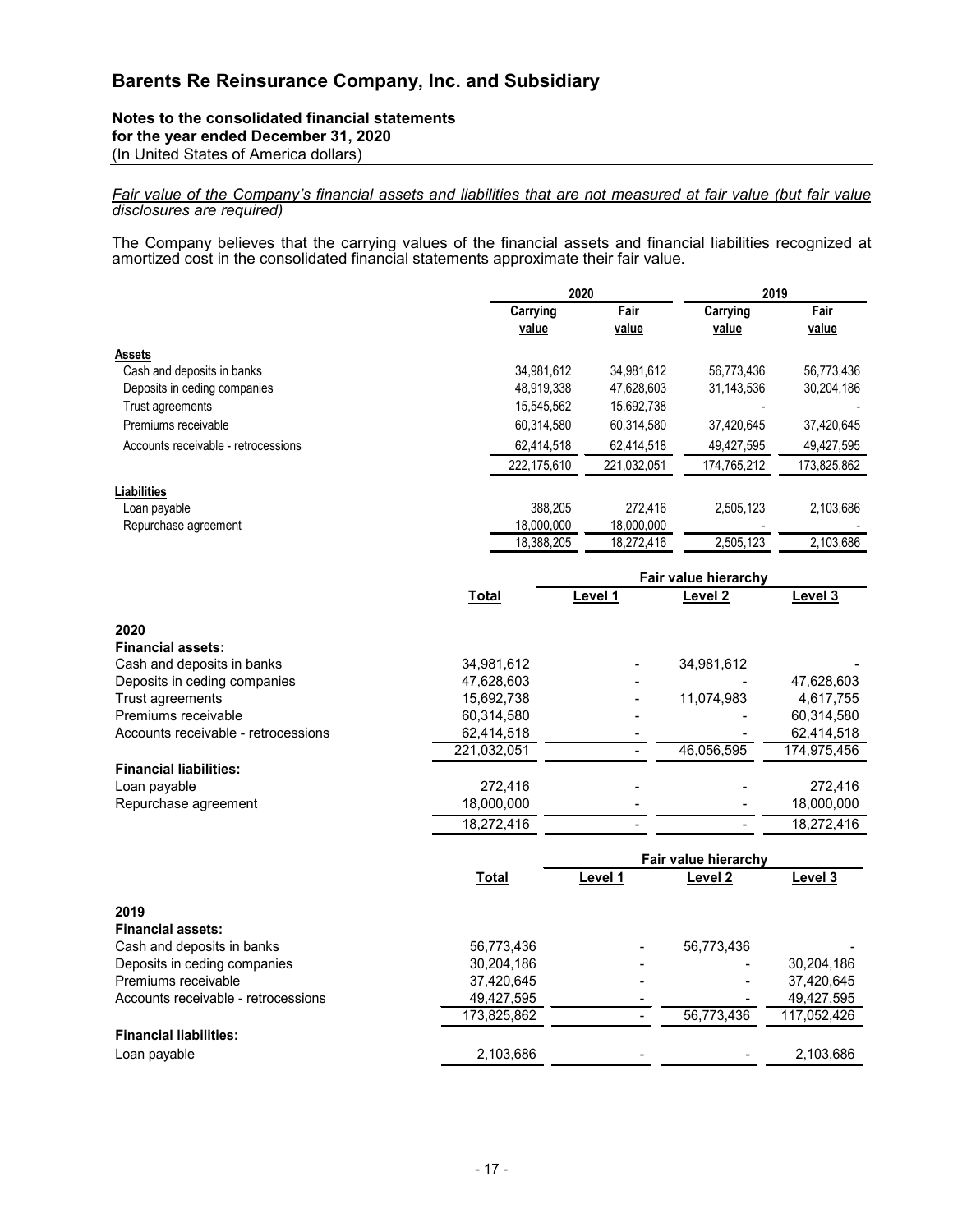*Fair value of the Company's financial assets and liabilities that are not measured at fair value (but fair value disclosures are required)*

The Company believes that the carrying values of the financial assets and financial liabilities recognized at amortized cost in the consolidated financial statements approximate their fair value.

| | 2020 | | 2019 | |
|---|---|---|---|---|
| | Carrying value | Fair value | Carrying value | Fair value |
| **Assets** | | | | |
| Cash and deposits in banks | 34,981,612 | 34,981,612 | 56,773,436 | 56,773,436 |
| Deposits in ceding companies | 48,919,338 | 47,628,603 | 31,143,536 | 30,204,186 |
| Trust agreements | 15,545,562 | 15,692,738 | - | - |
| Premiums receivable | 60,314,580 | 60,314,580 | 37,420,645 | 37,420,645 |
| Accounts receivable - retrocessions | 62,414,518 | 62,414,518 | 49,427,595 | 49,427,595 |
| | 222,175,610 | 221,032,051 | 174,765,212 | 173,825,862 |
| **Liabilities** | | | | |
| Loan payable | 388,205 | 272,416 | 2,505,123 | 2,103,686 |
| Repurchase agreement | 18,000,000 | 18,000,000 | - | - |
| | 18,388,205 | 18,272,416 | 2,505,123 | 2,103,686 |

| | Total | Fair value hierarchy | | |
|---|---|---|---|---|
| | | Level 1 | Level 2 | Level 3 |
| **2020** | | | | |
| **Financial assets:** | | | | |
| Cash and deposits in banks | 34,981,612 | - | 34,981,612 | - |
| Deposits in ceding companies | 47,628,603 | - | - | 47,628,603 |
| Trust agreements | 15,692,738 | - | 11,074,983 | 4,617,755 |
| Premiums receivable | 60,314,580 | - | - | 60,314,580 |
| Accounts receivable - retrocessions | 62,414,518 | - | - | 62,414,518 |
| | 221,032,051 | - | 46,056,595 | 174,975,456 |
| **Financial liabilities:** | | | | |
| Loan payable | 272,416 | - | - | 272,416 |
| Repurchase agreement | 18,000,000 | - | - | 18,000,000 |
| | 18,272,416 | - | - | 18,272,416 |

| | Total | Fair value hierarchy | | |
|---|---|---|---|---|
| | | Level 1 | Level 2 | Level 3 |
| **2019** | | | | |
| **Financial assets:** | | | | |
| Cash and deposits in banks | 56,773,436 | - | 56,773,436 | - |
| Deposits in ceding companies | 30,204,186 | - | - | 30,204,186 |
| Premiums receivable | 37,420,645 | - | - | 37,420,645 |
| Accounts receivable - retrocessions | 49,427,595 | - | - | 49,427,595 |
| | 173,825,862 | - | 56,773,436 | 117,052,426 |
| **Financial liabilities:** | | | | |
| Loan payable | 2,103,686 | - | - | 2,103,686 |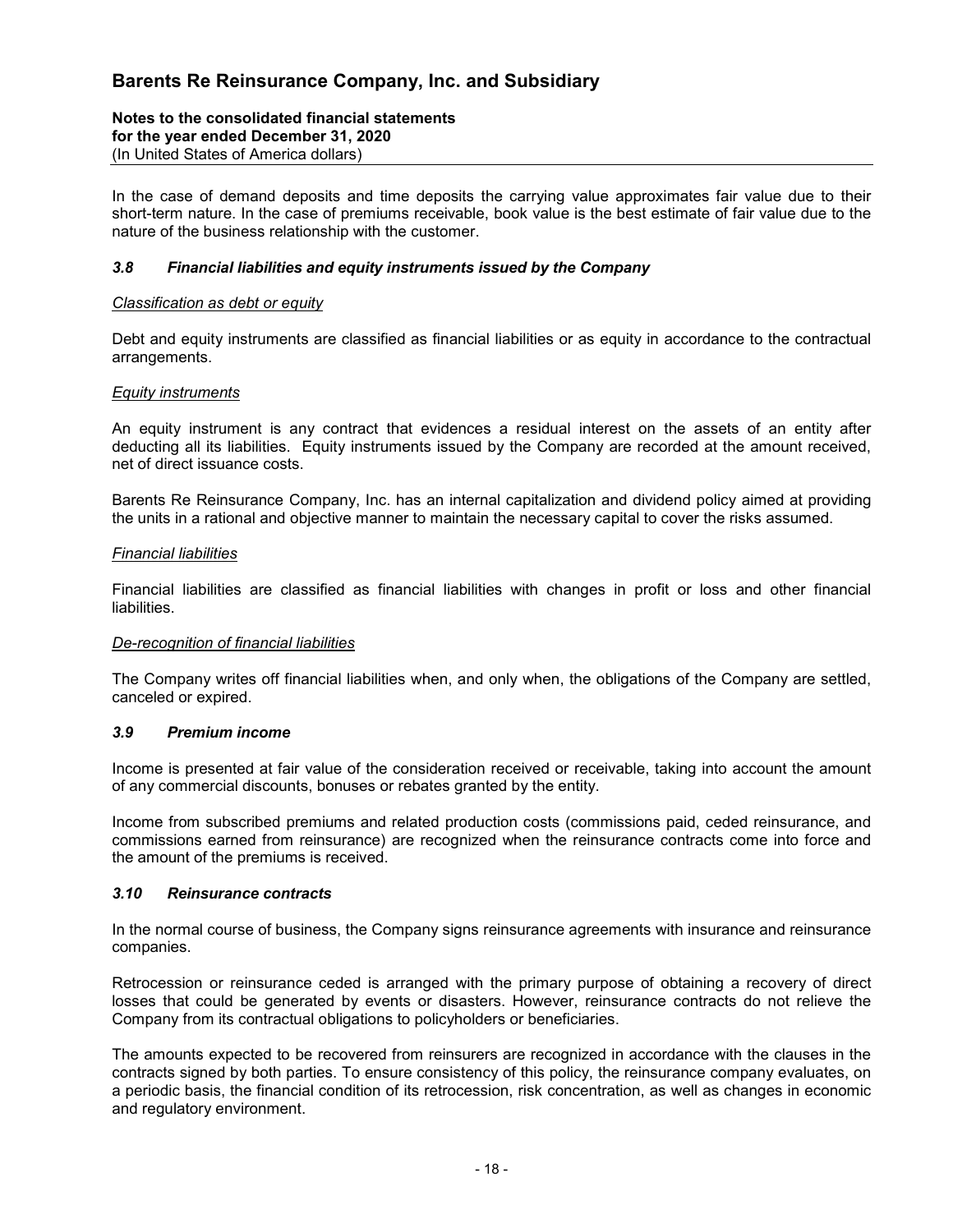In the case of demand deposits and time deposits the carrying value approximates fair value due to their short-term nature. In the case of premiums receivable, book value is the best estimate of fair value due to the nature of the business relationship with the customer.

### *3.8 Financial liabilities and equity instruments issued by the Company*

*Classification as debt or equity*

Debt and equity instruments are classified as financial liabilities or as equity in accordance to the contractual arrangements.

*Equity instruments*

An equity instrument is any contract that evidences a residual interest on the assets of an entity after deducting all its liabilities. Equity instruments issued by the Company are recorded at the amount received, net of direct issuance costs.

Barents Re Reinsurance Company, Inc. has an internal capitalization and dividend policy aimed at providing the units in a rational and objective manner to maintain the necessary capital to cover the risks assumed.

*Financial liabilities*

Financial liabilities are classified as financial liabilities with changes in profit or loss and other financial liabilities.

*De-recognition of financial liabilities*

The Company writes off financial liabilities when, and only when, the obligations of the Company are settled, canceled or expired.

### *3.9 Premium income*

Income is presented at fair value of the consideration received or receivable, taking into account the amount of any commercial discounts, bonuses or rebates granted by the entity.

Income from subscribed premiums and related production costs (commissions paid, ceded reinsurance, and commissions earned from reinsurance) are recognized when the reinsurance contracts come into force and the amount of the premiums is received.

### *3.10 Reinsurance contracts*

In the normal course of business, the Company signs reinsurance agreements with insurance and reinsurance companies.

Retrocession or reinsurance ceded is arranged with the primary purpose of obtaining a recovery of direct losses that could be generated by events or disasters. However, reinsurance contracts do not relieve the Company from its contractual obligations to policyholders or beneficiaries.

The amounts expected to be recovered from reinsurers are recognized in accordance with the clauses in the contracts signed by both parties. To ensure consistency of this policy, the reinsurance company evaluates, on a periodic basis, the financial condition of its retrocession, risk concentration, as well as changes in economic and regulatory environment.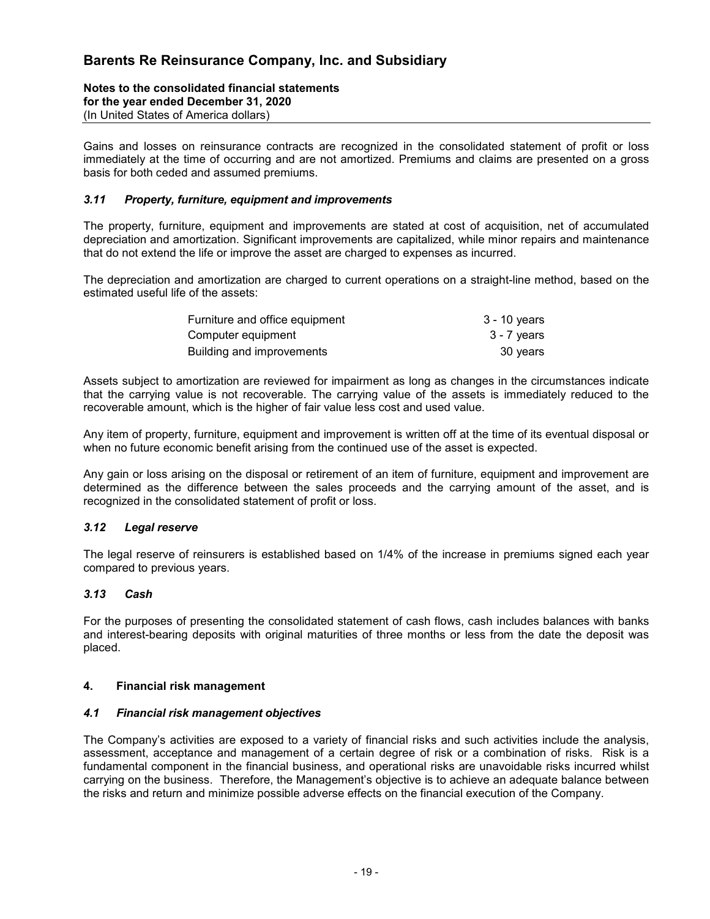Gains and losses on reinsurance contracts are recognized in the consolidated statement of profit or loss immediately at the time of occurring and are not amortized. Premiums and claims are presented on a gross basis for both ceded and assumed premiums.

### *3.11 Property, furniture, equipment and improvements*

The property, furniture, equipment and improvements are stated at cost of acquisition, net of accumulated depreciation and amortization. Significant improvements are capitalized, while minor repairs and maintenance that do not extend the life or improve the asset are charged to expenses as incurred.

The depreciation and amortization are charged to current operations on a straight-line method, based on the estimated useful life of the assets:

| | |
|---|---|
| Furniture and office equipment | 3 - 10 years |
| Computer equipment | 3 - 7 years |
| Building and improvements | 30 years |

Assets subject to amortization are reviewed for impairment as long as changes in the circumstances indicate that the carrying value is not recoverable. The carrying value of the assets is immediately reduced to the recoverable amount, which is the higher of fair value less cost and used value.

Any item of property, furniture, equipment and improvement is written off at the time of its eventual disposal or when no future economic benefit arising from the continued use of the asset is expected.

Any gain or loss arising on the disposal or retirement of an item of furniture, equipment and improvement are determined as the difference between the sales proceeds and the carrying amount of the asset, and is recognized in the consolidated statement of profit or loss.

### *3.12 Legal reserve*

The legal reserve of reinsurers is established based on 1/4% of the increase in premiums signed each year compared to previous years.

### *3.13 Cash*

For the purposes of presenting the consolidated statement of cash flows, cash includes balances with banks and interest-bearing deposits with original maturities of three months or less from the date the deposit was placed.

## 4. Financial risk management

### *4.1 Financial risk management objectives*

The Company's activities are exposed to a variety of financial risks and such activities include the analysis, assessment, acceptance and management of a certain degree of risk or a combination of risks. Risk is a fundamental component in the financial business, and operational risks are unavoidable risks incurred whilst carrying on the business. Therefore, the Management's objective is to achieve an adequate balance between the risks and return and minimize possible adverse effects on the financial execution of the Company.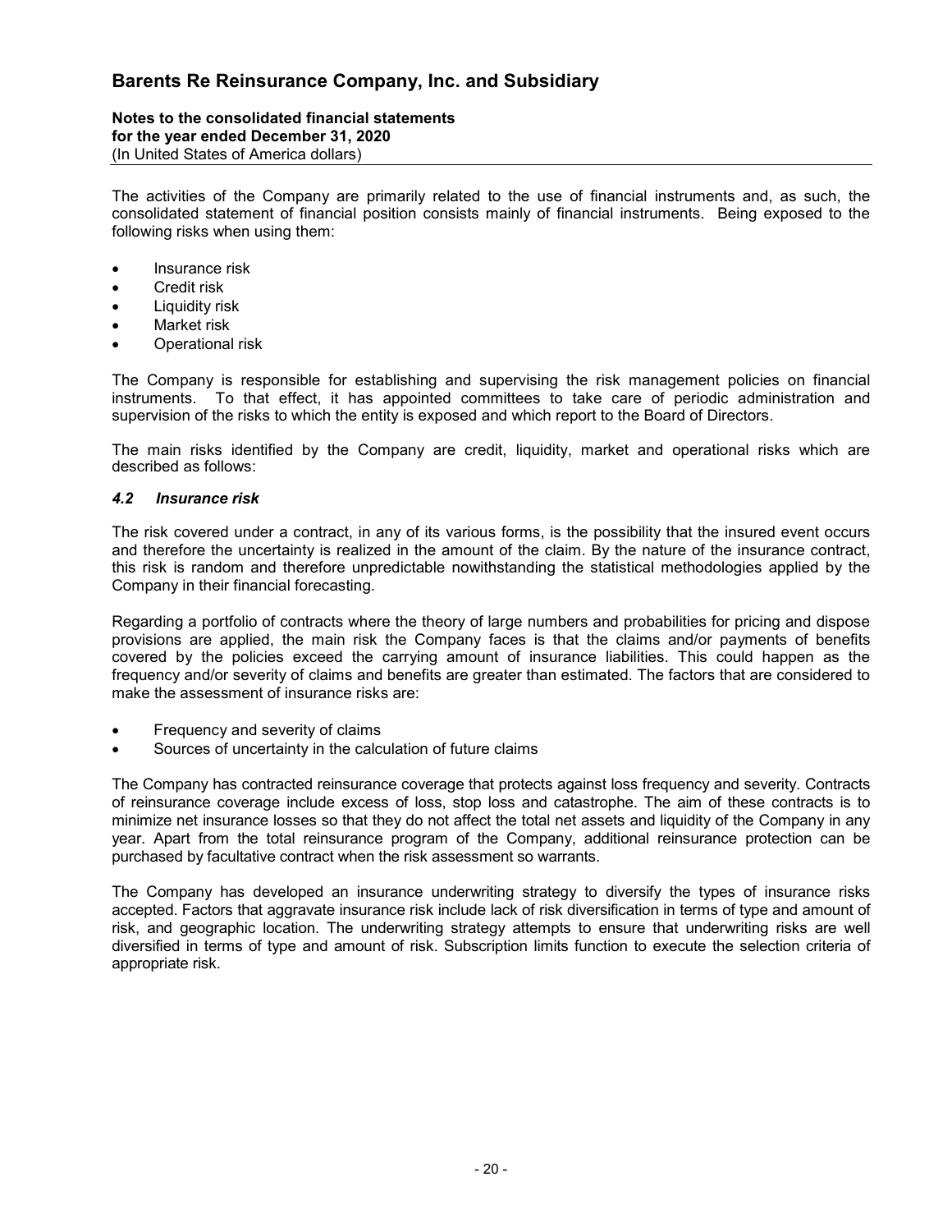The activities of the Company are primarily related to the use of financial instruments and, as such, the consolidated statement of financial position consists mainly of financial instruments. Being exposed to the following risks when using them:

- Insurance risk
- Credit risk
- Liquidity risk
- Market risk
- Operational risk

The Company is responsible for establishing and supervising the risk management policies on financial instruments. To that effect, it has appointed committees to take care of periodic administration and supervision of the risks to which the entity is exposed and which report to the Board of Directors.

The main risks identified by the Company are credit, liquidity, market and operational risks which are described as follows:

### *4.2 Insurance risk*

The risk covered under a contract, in any of its various forms, is the possibility that the insured event occurs and therefore the uncertainty is realized in the amount of the claim. By the nature of the insurance contract, this risk is random and therefore unpredictable nowithstanding the statistical methodologies applied by the Company in their financial forecasting.

Regarding a portfolio of contracts where the theory of large numbers and probabilities for pricing and dispose provisions are applied, the main risk the Company faces is that the claims and/or payments of benefits covered by the policies exceed the carrying amount of insurance liabilities. This could happen as the frequency and/or severity of claims and benefits are greater than estimated. The factors that are considered to make the assessment of insurance risks are:

- Frequency and severity of claims
- Sources of uncertainty in the calculation of future claims

The Company has contracted reinsurance coverage that protects against loss frequency and severity. Contracts of reinsurance coverage include excess of loss, stop loss and catastrophe. The aim of these contracts is to minimize net insurance losses so that they do not affect the total net assets and liquidity of the Company in any year. Apart from the total reinsurance program of the Company, additional reinsurance protection can be purchased by facultative contract when the risk assessment so warrants.

The Company has developed an insurance underwriting strategy to diversify the types of insurance risks accepted. Factors that aggravate insurance risk include lack of risk diversification in terms of type and amount of risk, and geographic location. The underwriting strategy attempts to ensure that underwriting risks are well diversified in terms of type and amount of risk. Subscription limits function to execute the selection criteria of appropriate risk.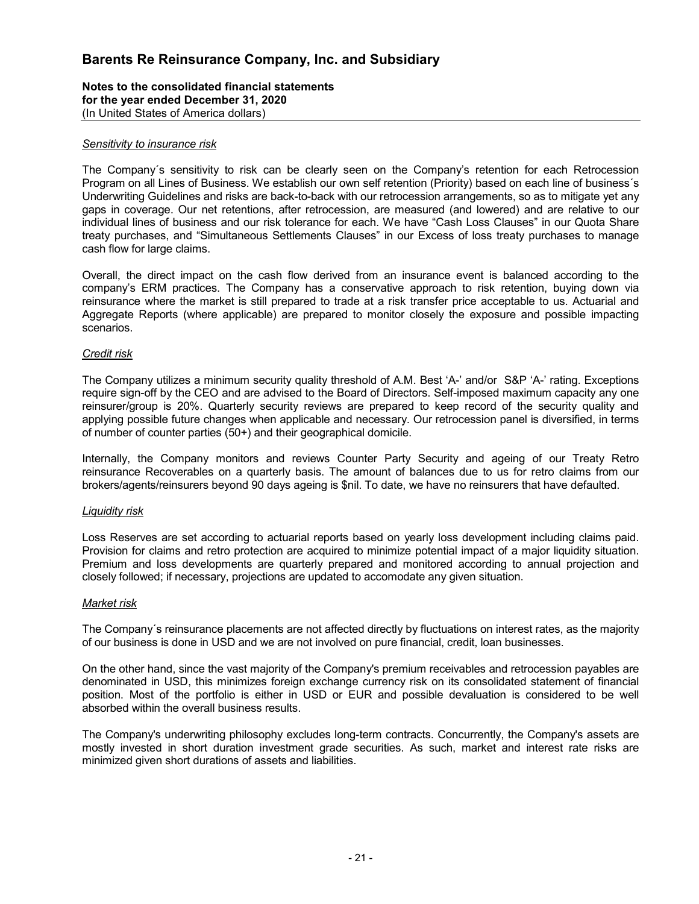*Sensitivity to insurance risk*

The Company´s sensitivity to risk can be clearly seen on the Company's retention for each Retrocession Program on all Lines of Business. We establish our own self retention (Priority) based on each line of business´s Underwriting Guidelines and risks are back-to-back with our retrocession arrangements, so as to mitigate yet any gaps in coverage. Our net retentions, after retrocession, are measured (and lowered) and are relative to our individual lines of business and our risk tolerance for each. We have "Cash Loss Clauses" in our Quota Share treaty purchases, and "Simultaneous Settlements Clauses" in our Excess of loss treaty purchases to manage cash flow for large claims.

Overall, the direct impact on the cash flow derived from an insurance event is balanced according to the company's ERM practices. The Company has a conservative approach to risk retention, buying down via reinsurance where the market is still prepared to trade at a risk transfer price acceptable to us. Actuarial and Aggregate Reports (where applicable) are prepared to monitor closely the exposure and possible impacting scenarios.

*Credit risk*

The Company utilizes a minimum security quality threshold of A.M. Best 'A-' and/or S&P 'A-' rating. Exceptions require sign-off by the CEO and are advised to the Board of Directors. Self-imposed maximum capacity any one reinsurer/group is 20%. Quarterly security reviews are prepared to keep record of the security quality and applying possible future changes when applicable and necessary. Our retrocession panel is diversified, in terms of number of counter parties (50+) and their geographical domicile.

Internally, the Company monitors and reviews Counter Party Security and ageing of our Treaty Retro reinsurance Recoverables on a quarterly basis. The amount of balances due to us for retro claims from our brokers/agents/reinsurers beyond 90 days ageing is $nil. To date, we have no reinsurers that have defaulted.

*Liquidity risk*

Loss Reserves are set according to actuarial reports based on yearly loss development including claims paid. Provision for claims and retro protection are acquired to minimize potential impact of a major liquidity situation. Premium and loss developments are quarterly prepared and monitored according to annual projection and closely followed; if necessary, projections are updated to accomodate any given situation.

*Market risk*

The Company´s reinsurance placements are not affected directly by fluctuations on interest rates, as the majority of our business is done in USD and we are not involved on pure financial, credit, loan businesses.

On the other hand, since the vast majority of the Company's premium receivables and retrocession payables are denominated in USD, this minimizes foreign exchange currency risk on its consolidated statement of financial position. Most of the portfolio is either in USD or EUR and possible devaluation is considered to be well absorbed within the overall business results.

The Company's underwriting philosophy excludes long-term contracts. Concurrently, the Company's assets are mostly invested in short duration investment grade securities. As such, market and interest rate risks are minimized given short durations of assets and liabilities.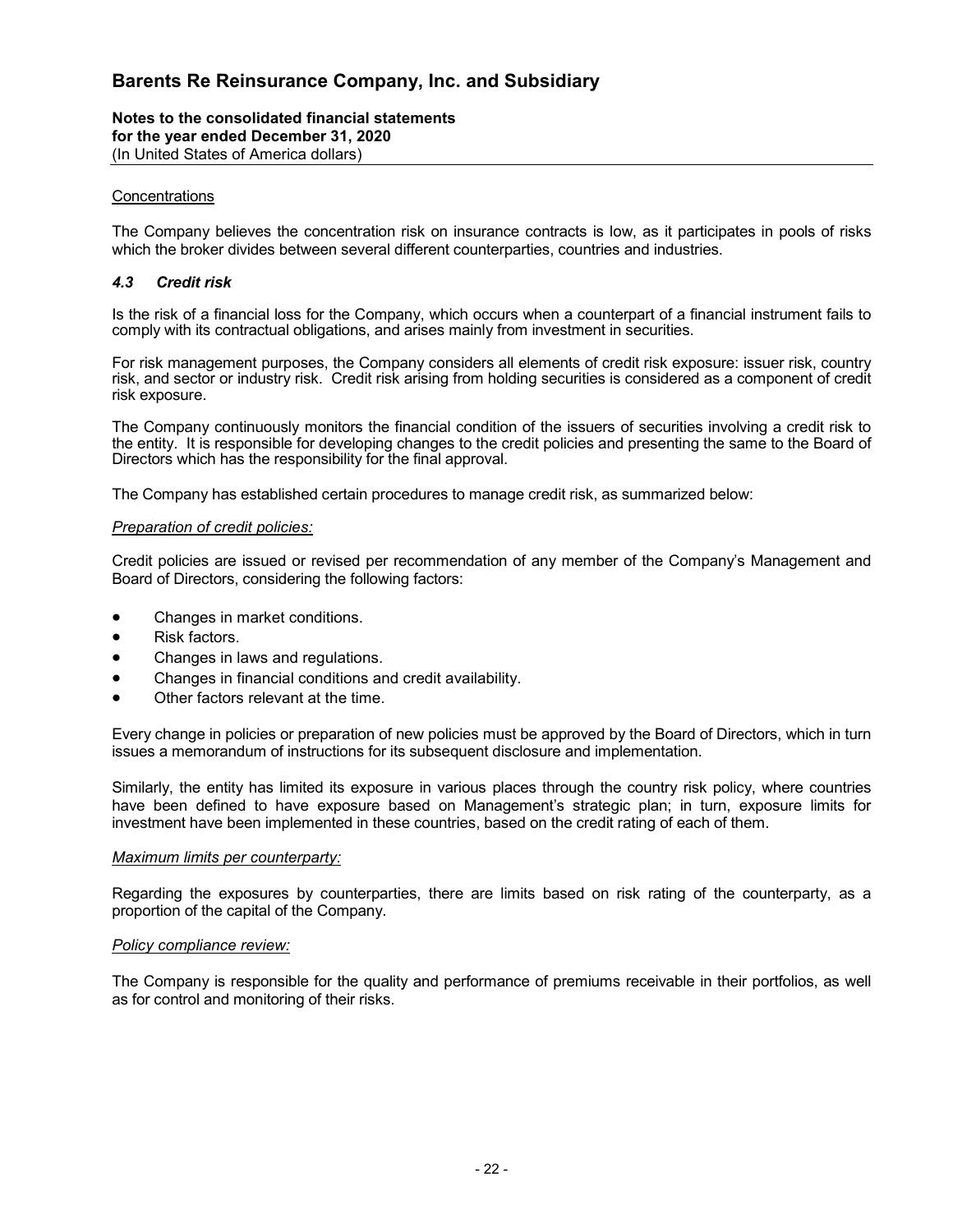Concentrations

The Company believes the concentration risk on insurance contracts is low, as it participates in pools of risks which the broker divides between several different counterparties, countries and industries.

### *4.3 Credit risk*

Is the risk of a financial loss for the Company, which occurs when a counterpart of a financial instrument fails to comply with its contractual obligations, and arises mainly from investment in securities.

For risk management purposes, the Company considers all elements of credit risk exposure: issuer risk, country risk, and sector or industry risk. Credit risk arising from holding securities is considered as a component of credit risk exposure.

The Company continuously monitors the financial condition of the issuers of securities involving a credit risk to the entity. It is responsible for developing changes to the credit policies and presenting the same to the Board of Directors which has the responsibility for the final approval.

The Company has established certain procedures to manage credit risk, as summarized below:

*Preparation of credit policies:*

Credit policies are issued or revised per recommendation of any member of the Company's Management and Board of Directors, considering the following factors:

- Changes in market conditions.
- Risk factors.
- Changes in laws and regulations.
- Changes in financial conditions and credit availability.
- Other factors relevant at the time.

Every change in policies or preparation of new policies must be approved by the Board of Directors, which in turn issues a memorandum of instructions for its subsequent disclosure and implementation.

Similarly, the entity has limited its exposure in various places through the country risk policy, where countries have been defined to have exposure based on Management's strategic plan; in turn, exposure limits for investment have been implemented in these countries, based on the credit rating of each of them.

*Maximum limits per counterparty:*

Regarding the exposures by counterparties, there are limits based on risk rating of the counterparty, as a proportion of the capital of the Company.

*Policy compliance review:*

The Company is responsible for the quality and performance of premiums receivable in their portfolios, as well as for control and monitoring of their risks.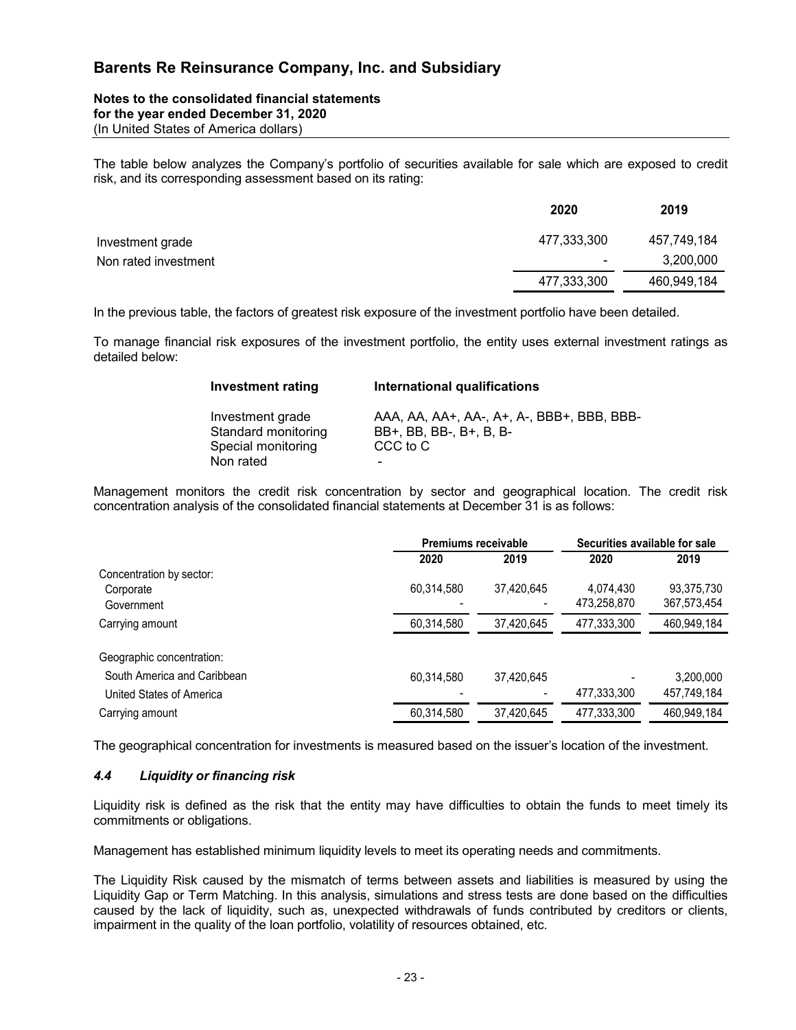The table below analyzes the Company's portfolio of securities available for sale which are exposed to credit risk, and its corresponding assessment based on its rating:

| | 2020 | 2019 |
|---|---|---|
| Investment grade | 477,333,300 | 457,749,184 |
| Non rated investment | - | 3,200,000 |
| | 477,333,300 | 460,949,184 |

In the previous table, the factors of greatest risk exposure of the investment portfolio have been detailed.

To manage financial risk exposures of the investment portfolio, the entity uses external investment ratings as detailed below:

| Investment rating | International qualifications |
|---|---|
| Investment grade | AAA, AA, AA+, AA-, A+, A-, BBB+, BBB, BBB- |
| Standard monitoring | BB+, BB, BB-, B+, B, B- |
| Special monitoring | CCC to C |
| Non rated | - |

Management monitors the credit risk concentration by sector and geographical location. The credit risk concentration analysis of the consolidated financial statements at December 31 is as follows:

| | Premiums receivable | | Securities available for sale | |
|---|---|---|---|---|
| | 2020 | 2019 | 2020 | 2019 |
| Concentration by sector: | | | | |
| Corporate | 60,314,580 | 37,420,645 | 4,074,430 | 93,375,730 |
| Government | - | - | 473,258,870 | 367,573,454 |
| Carrying amount | 60,314,580 | 37,420,645 | 477,333,300 | 460,949,184 |
| Geographic concentration: | | | | |
| South America and Caribbean | 60,314,580 | 37,420,645 | - | 3,200,000 |
| United States of America | - | - | 477,333,300 | 457,749,184 |
| Carrying amount | 60,314,580 | 37,420,645 | 477,333,300 | 460,949,184 |

The geographical concentration for investments is measured based on the issuer's location of the investment.

### *4.4 Liquidity or financing risk*

Liquidity risk is defined as the risk that the entity may have difficulties to obtain the funds to meet timely its commitments or obligations.

Management has established minimum liquidity levels to meet its operating needs and commitments.

The Liquidity Risk caused by the mismatch of terms between assets and liabilities is measured by using the Liquidity Gap or Term Matching. In this analysis, simulations and stress tests are done based on the difficulties caused by the lack of liquidity, such as, unexpected withdrawals of funds contributed by creditors or clients, impairment in the quality of the loan portfolio, volatility of resources obtained, etc.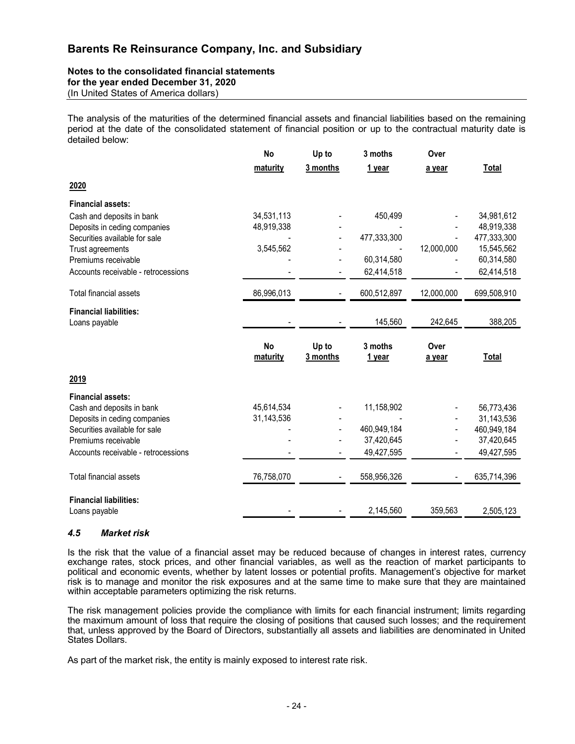The analysis of the maturities of the determined financial assets and financial liabilities based on the remaining period at the date of the consolidated statement of financial position or up to the contractual maturity date is detailed below:

| | No maturity | Up to 3 months | 3 moths 1 year | Over a year | Total |
|---|---|---|---|---|---|
| **2020** | | | | | |
| **Financial assets:** | | | | | |
| Cash and deposits in bank | 34,531,113 | - | 450,499 | - | 34,981,612 |
| Deposits in ceding companies | 48,919,338 | - | - | - | 48,919,338 |
| Securities available for sale | - | - | 477,333,300 | - | 477,333,300 |
| Trust agreements | 3,545,562 | - | - | 12,000,000 | 15,545,562 |
| Premiums receivable | - | - | 60,314,580 | - | 60,314,580 |
| Accounts receivable - retrocessions | - | - | 62,414,518 | - | 62,414,518 |
| Total financial assets | 86,996,013 | - | 600,512,897 | 12,000,000 | 699,508,910 |
| **Financial liabilities:** | | | | | |
| Loans payable | - | - | 145,560 | 242,645 | 388,205 |

| | No maturity | Up to 3 months | 3 moths 1 year | Over a year | Total |
|---|---|---|---|---|---|
| **2019** | | | | | |
| **Financial assets:** | | | | | |
| Cash and deposits in bank | 45,614,534 | - | 11,158,902 | - | 56,773,436 |
| Deposits in ceding companies | 31,143,536 | - | - | - | 31,143,536 |
| Securities available for sale | - | - | 460,949,184 | - | 460,949,184 |
| Premiums receivable | - | - | 37,420,645 | - | 37,420,645 |
| Accounts receivable - retrocessions | - | - | 49,427,595 | - | 49,427,595 |
| Total financial assets | 76,758,070 | - | 558,956,326 | - | 635,714,396 |
| **Financial liabilities:** | | | | | |
| Loans payable | - | - | 2,145,560 | 359,563 | 2,505,123 |

### *4.5 Market risk*

Is the risk that the value of a financial asset may be reduced because of changes in interest rates, currency exchange rates, stock prices, and other financial variables, as well as the reaction of market participants to political and economic events, whether by latent losses or potential profits. Management's objective for market risk is to manage and monitor the risk exposures and at the same time to make sure that they are maintained within acceptable parameters optimizing the risk returns.

The risk management policies provide the compliance with limits for each financial instrument; limits regarding the maximum amount of loss that require the closing of positions that caused such losses; and the requirement that, unless approved by the Board of Directors, substantially all assets and liabilities are denominated in United States Dollars.

As part of the market risk, the entity is mainly exposed to interest rate risk.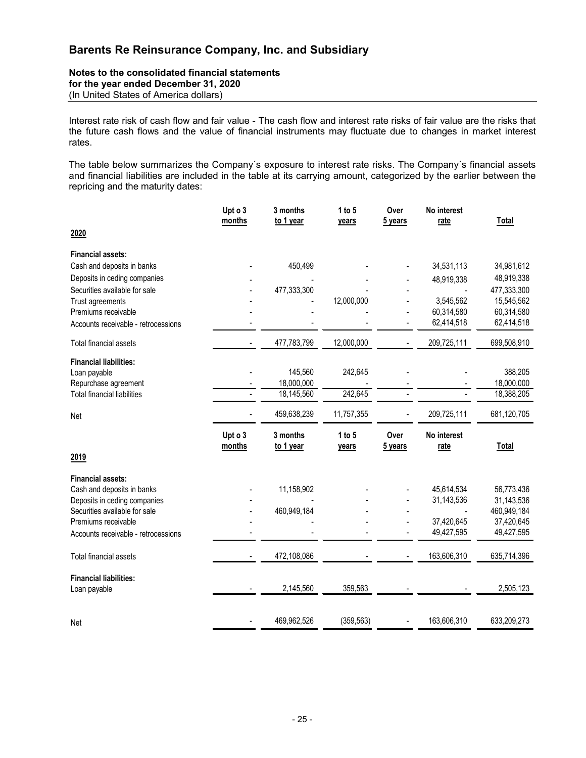Interest rate risk of cash flow and fair value - The cash flow and interest rate risks of fair value are the risks that the future cash flows and the value of financial instruments may fluctuate due to changes in market interest rates.

The table below summarizes the Company´s exposure to interest rate risks. The Company´s financial assets and financial liabilities are included in the table at its carrying amount, categorized by the earlier between the repricing and the maturity dates:

| 2020 | Upt o 3 months | 3 months to 1 year | 1 to 5 years | Over 5 years | No interest rate | Total |
|---|---|---|---|---|---|---|
| **Financial assets:** | | | | | | |
| Cash and deposits in banks | - | 450,499 | - | - | 34,531,113 | 34,981,612 |
| Deposits in ceding companies | - | - | - | - | 48,919,338 | 48,919,338 |
| Securities available for sale | - | 477,333,300 | - | - | - | 477,333,300 |
| Trust agreements | - | - | 12,000,000 | - | 3,545,562 | 15,545,562 |
| Premiums receivable | - | - | - | - | 60,314,580 | 60,314,580 |
| Accounts receivable - retrocessions | - | - | - | - | 62,414,518 | 62,414,518 |
| Total financial assets | - | 477,783,799 | 12,000,000 | - | 209,725,111 | 699,508,910 |
| **Financial liabilities:** | | | | | | |
| Loan payable | - | 145,560 | 242,645 | - | - | 388,205 |
| Repurchase agreement | - | 18,000,000 | - | - | - | 18,000,000 |
| Total financial liabilities | - | 18,145,560 | 242,645 | - | - | 18,388,205 |
| Net | - | 459,638,239 | 11,757,355 | - | 209,725,111 | 681,120,705 |

| 2019 | Upt o 3 months | 3 months to 1 year | 1 to 5 years | Over 5 years | No interest rate | Total |
|---|---|---|---|---|---|---|
| **Financial assets:** | | | | | | |
| Cash and deposits in banks | - | 11,158,902 | - | - | 45,614,534 | 56,773,436 |
| Deposits in ceding companies | - | - | - | - | 31,143,536 | 31,143,536 |
| Securities available for sale | - | 460,949,184 | - | - | - | 460,949,184 |
| Premiums receivable | - | - | - | - | 37,420,645 | 37,420,645 |
| Accounts receivable - retrocessions | - | - | - | - | 49,427,595 | 49,427,595 |
| Total financial assets | - | 472,108,086 | - | - | 163,606,310 | 635,714,396 |
| **Financial liabilities:** | | | | | | |
| Loan payable | - | 2,145,560 | 359,563 | - | - | 2,505,123 |
| Net | - | 469,962,526 | (359,563) | - | 163,606,310 | 633,209,273 |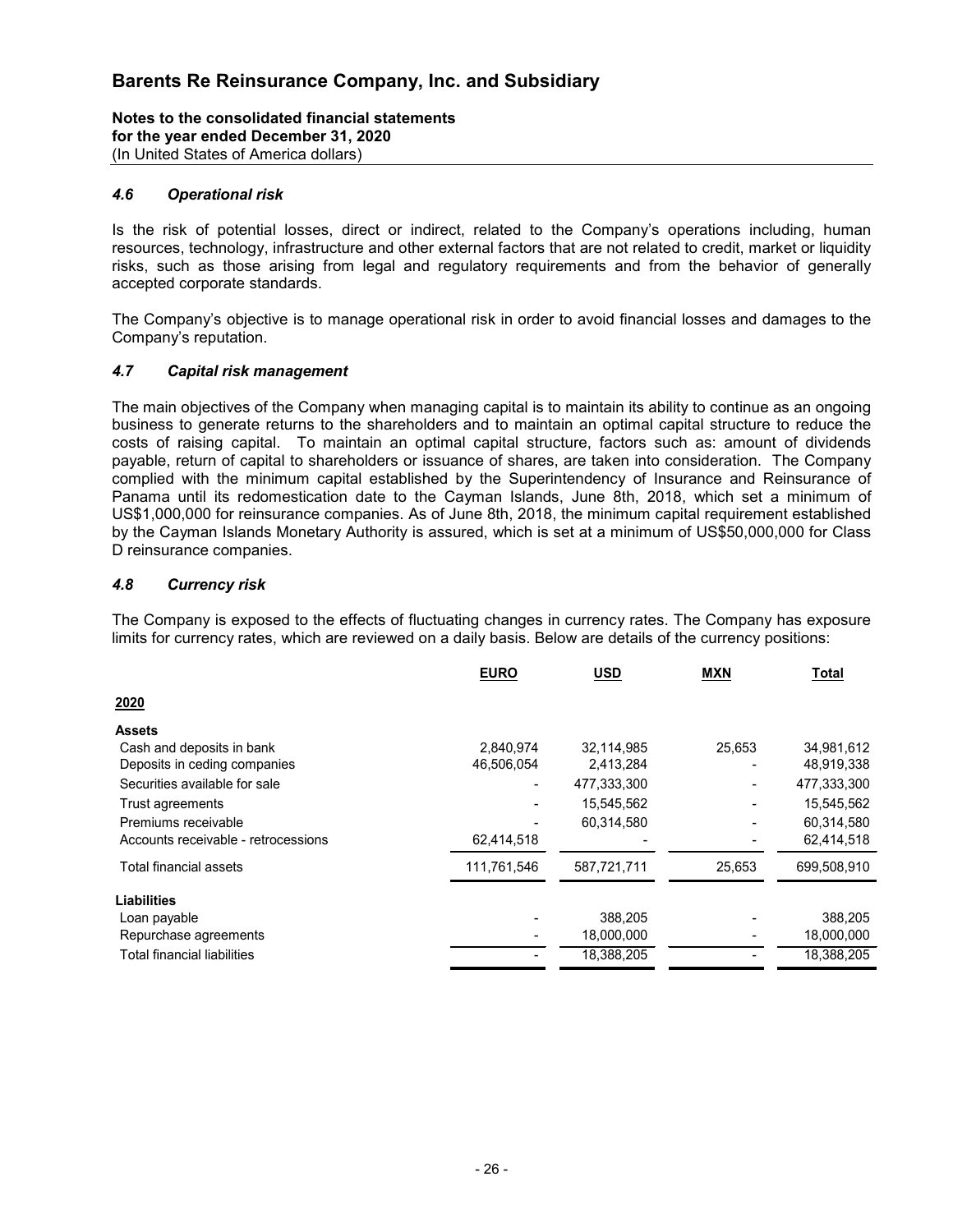## 4.6 *Operational risk*

Is the risk of potential losses, direct or indirect, related to the Company's operations including, human resources, technology, infrastructure and other external factors that are not related to credit, market or liquidity risks, such as those arising from legal and regulatory requirements and from the behavior of generally accepted corporate standards.

The Company's objective is to manage operational risk in order to avoid financial losses and damages to the Company's reputation.

## 4.7 *Capital risk management*

The main objectives of the Company when managing capital is to maintain its ability to continue as an ongoing business to generate returns to the shareholders and to maintain an optimal capital structure to reduce the costs of raising capital. To maintain an optimal capital structure, factors such as: amount of dividends payable, return of capital to shareholders or issuance of shares, are taken into consideration. The Company complied with the minimum capital established by the Superintendency of Insurance and Reinsurance of Panama until its redomestication date to the Cayman Islands, June 8th, 2018, which set a minimum of US$1,000,000 for reinsurance companies. As of June 8th, 2018, the minimum capital requirement established by the Cayman Islands Monetary Authority is assured, which is set at a minimum of US$50,000,000 for Class D reinsurance companies.

## 4.8 *Currency risk*

The Company is exposed to the effects of fluctuating changes in currency rates. The Company has exposure limits for currency rates, which are reviewed on a daily basis. Below are details of the currency positions:

| | EURO | USD | MXN | Total |
|---|---|---|---|---|
| **2020** | | | | |
| **Assets** | | | | |
| Cash and deposits in bank | 2,840,974 | 32,114,985 | 25,653 | 34,981,612 |
| Deposits in ceding companies | 46,506,054 | 2,413,284 | - | 48,919,338 |
| Securities available for sale | - | 477,333,300 | - | 477,333,300 |
| Trust agreements | - | 15,545,562 | - | 15,545,562 |
| Premiums receivable | - | 60,314,580 | - | 60,314,580 |
| Accounts receivable - retrocessions | 62,414,518 | - | - | 62,414,518 |
| Total financial assets | 111,761,546 | 587,721,711 | 25,653 | 699,508,910 |
| **Liabilities** | | | | |
| Loan payable | - | 388,205 | - | 388,205 |
| Repurchase agreements | - | 18,000,000 | - | 18,000,000 |
| Total financial liabilities | - | 18,388,205 | - | 18,388,205 |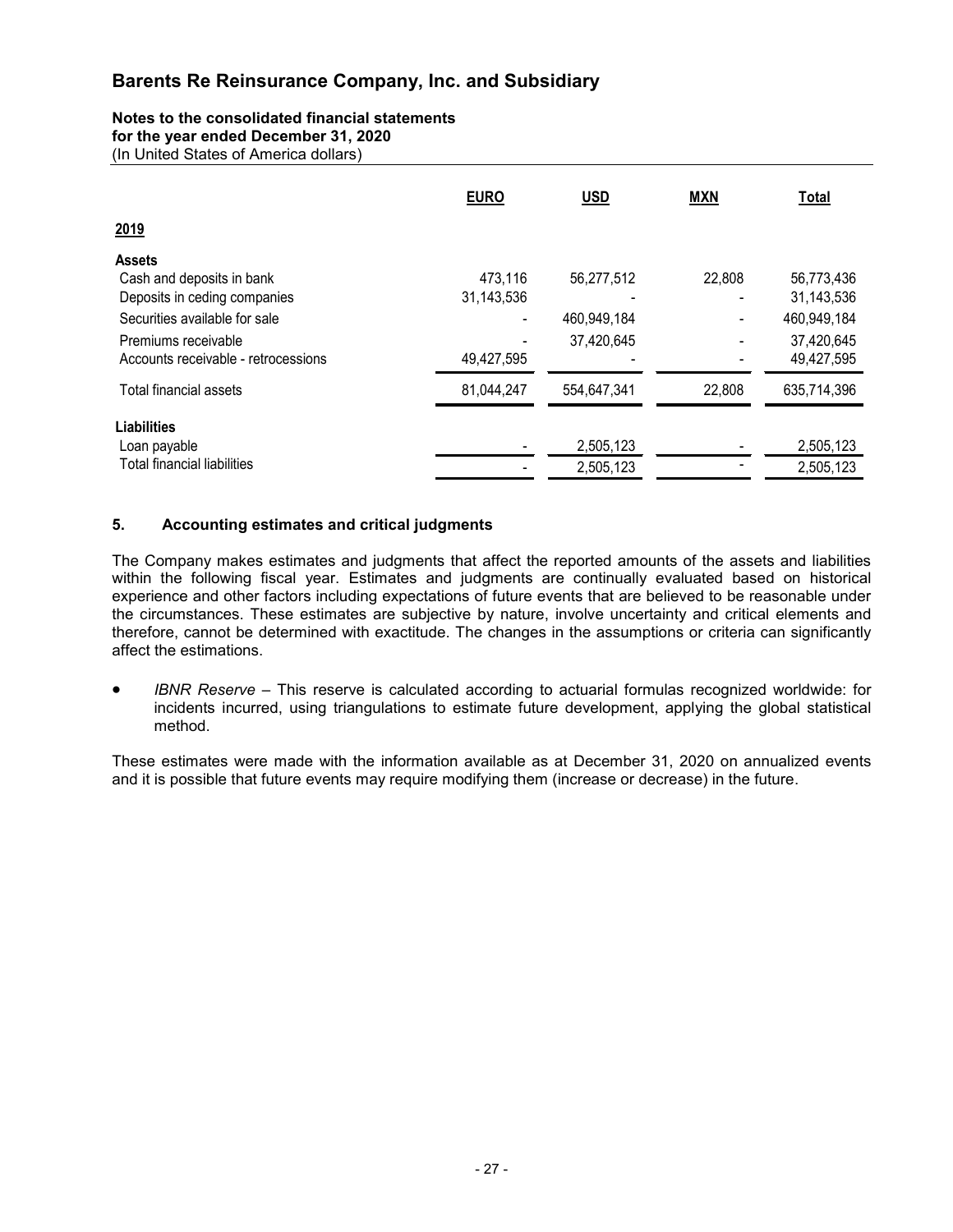# Barents Re Reinsurance Company, Inc. and Subsidiary

**Notes to the consolidated financial statements**
**for the year ended December 31, 2020**
(In United States of America dollars)

| | EURO | USD | MXN | Total |
|---|---|---|---|---|
| **2019** | | | | |
| **Assets** | | | | |
| Cash and deposits in bank | 473,116 | 56,277,512 | 22,808 | 56,773,436 |
| Deposits in ceding companies | 31,143,536 | - | - | 31,143,536 |
| Securities available for sale | - | 460,949,184 | - | 460,949,184 |
| Premiums receivable | - | 37,420,645 | - | 37,420,645 |
| Accounts receivable - retrocessions | 49,427,595 | - | - | 49,427,595 |
| Total financial assets | 81,044,247 | 554,647,341 | 22,808 | 635,714,396 |
| **Liabilities** | | | | |
| Loan payable | - | 2,505,123 | - | 2,505,123 |
| Total financial liabilities | - | 2,505,123 | - | 2,505,123 |

## 5. Accounting estimates and critical judgments

The Company makes estimates and judgments that affect the reported amounts of the assets and liabilities within the following fiscal year. Estimates and judgments are continually evaluated based on historical experience and other factors including expectations of future events that are believed to be reasonable under the circumstances. These estimates are subjective by nature, involve uncertainty and critical elements and therefore, cannot be determined with exactitude. The changes in the assumptions or criteria can significantly affect the estimations.

- *IBNR Reserve* – This reserve is calculated according to actuarial formulas recognized worldwide: for incidents incurred, using triangulations to estimate future development, applying the global statistical method.

These estimates were made with the information available as at December 31, 2020 on annualized events and it is possible that future events may require modifying them (increase or decrease) in the future.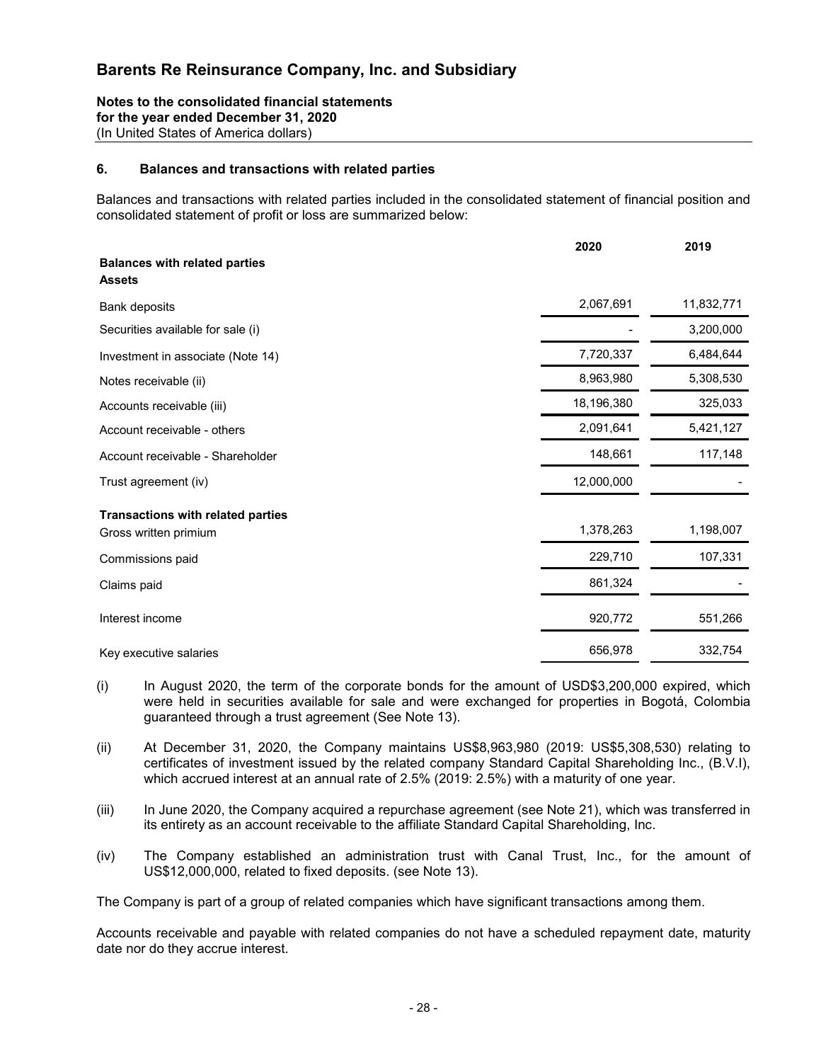# Barents Re Reinsurance Company, Inc. and Subsidiary

**Notes to the consolidated financial statements**
**for the year ended December 31, 2020**
(In United States of America dollars)

## 6. Balances and transactions with related parties

Balances and transactions with related parties included in the consolidated statement of financial position and consolidated statement of profit or loss are summarized below:

| | 2020 | 2019 |
|---|---|---|
| **Balances with related parties** | | |
| **Assets** | | |
| Bank deposits | 2,067,691 | 11,832,771 |
| Securities available for sale (i) | - | 3,200,000 |
| Investment in associate (Note 14) | 7,720,337 | 6,484,644 |
| Notes receivable (ii) | 8,963,980 | 5,308,530 |
| Accounts receivable (iii) | 18,196,380 | 325,033 |
| Account receivable - others | 2,091,641 | 5,421,127 |
| Account receivable - Shareholder | 148,661 | 117,148 |
| Trust agreement (iv) | 12,000,000 | - |
| **Transactions with related parties** | | |
| Gross written primium | 1,378,263 | 1,198,007 |
| Commissions paid | 229,710 | 107,331 |
| Claims paid | 861,324 | - |
| Interest income | 920,772 | 551,266 |
| Key executive salaries | 656,978 | 332,754 |

(i) In August 2020, the term of the corporate bonds for the amount of USD$3,200,000 expired, which were held in securities available for sale and were exchanged for properties in Bogotá, Colombia guaranteed through a trust agreement (See Note 13).

(ii) At December 31, 2020, the Company maintains US$8,963,980 (2019: US$5,308,530) relating to certificates of investment issued by the related company Standard Capital Shareholding Inc., (B.V.I), which accrued interest at an annual rate of 2.5% (2019: 2.5%) with a maturity of one year.

(iii) In June 2020, the Company acquired a repurchase agreement (see Note 21), which was transferred in its entirety as an account receivable to the affiliate Standard Capital Shareholding, Inc.

(iv) The Company established an administration trust with Canal Trust, Inc., for the amount of US$12,000,000, related to fixed deposits. (see Note 13).

The Company is part of a group of related companies which have significant transactions among them.

Accounts receivable and payable with related companies do not have a scheduled repayment date, maturity date nor do they accrue interest.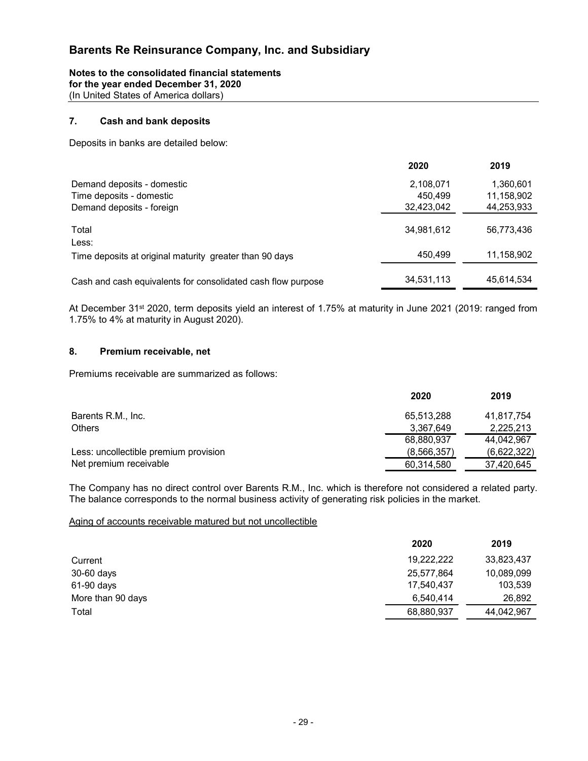# Barents Re Reinsurance Company, Inc. and Subsidiary

**Notes to the consolidated financial statements**
**for the year ended December 31, 2020**
(In United States of America dollars)

## 7. Cash and bank deposits

Deposits in banks are detailed below:

| | 2020 | 2019 |
|---|---|---|
| Demand deposits - domestic | 2,108,071 | 1,360,601 |
| Time deposits - domestic | 450,499 | 11,158,902 |
| Demand deposits - foreign | 32,423,042 | 44,253,933 |
| Total | 34,981,612 | 56,773,436 |
| Less: | | |
| Time deposits at original maturity greater than 90 days | 450,499 | 11,158,902 |
| Cash and cash equivalents for consolidated cash flow purpose | 34,531,113 | 45,614,534 |

At December 31st 2020, term deposits yield an interest of 1.75% at maturity in June 2021 (2019: ranged from 1.75% to 4% at maturity in August 2020).

## 8. Premium receivable, net

Premiums receivable are summarized as follows:

| | 2020 | 2019 |
|---|---|---|
| Barents R.M., Inc. | 65,513,288 | 41,817,754 |
| Others | 3,367,649 | 2,225,213 |
| | 68,880,937 | 44,042,967 |
| Less: uncollectible premium provision | (8,566,357) | (6,622,322) |
| Net premium receivable | 60,314,580 | 37,420,645 |

The Company has no direct control over Barents R.M., Inc. which is therefore not considered a related party. The balance corresponds to the normal business activity of generating risk policies in the market.

Aging of accounts receivable matured but not uncollectible

| | 2020 | 2019 |
|---|---|---|
| Current | 19,222,222 | 33,823,437 |
| 30-60 days | 25,577,864 | 10,089,099 |
| 61-90 days | 17,540,437 | 103,539 |
| More than 90 days | 6,540,414 | 26,892 |
| Total | 68,880,937 | 44,042,967 |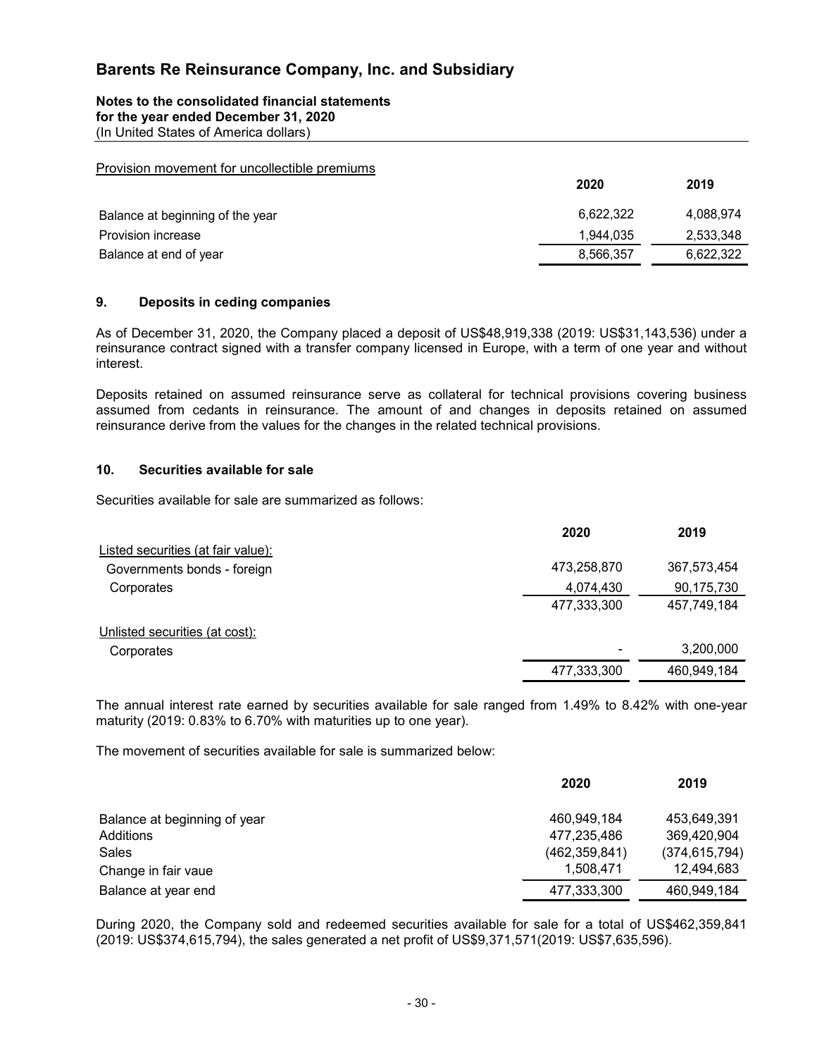# Barents Re Reinsurance Company, Inc. and Subsidiary

**Notes to the consolidated financial statements**
**for the year ended December 31, 2020**
(In United States of America dollars)

Provision movement for uncollectible premiums

| | 2020 | 2019 |
|---|---|---|
| Balance at beginning of the year | 6,622,322 | 4,088,974 |
| Provision increase | 1,944,035 | 2,533,348 |
| Balance at end of year | 8,566,357 | 6,622,322 |

## 9. Deposits in ceding companies

As of December 31, 2020, the Company placed a deposit of US$48,919,338 (2019: US$31,143,536) under a reinsurance contract signed with a transfer company licensed in Europe, with a term of one year and without interest.

Deposits retained on assumed reinsurance serve as collateral for technical provisions covering business assumed from cedants in reinsurance. The amount of and changes in deposits retained on assumed reinsurance derive from the values for the changes in the related technical provisions.

## 10. Securities available for sale

Securities available for sale are summarized as follows:

| | 2020 | 2019 |
|---|---|---|
| Listed securities (at fair value): | | |
| Governments bonds - foreign | 473,258,870 | 367,573,454 |
| Corporates | 4,074,430 | 90,175,730 |
| | 477,333,300 | 457,749,184 |
| Unlisted securities (at cost): | | |
| Corporates | - | 3,200,000 |
| | 477,333,300 | 460,949,184 |

The annual interest rate earned by securities available for sale ranged from 1.49% to 8.42% with one-year maturity (2019: 0.83% to 6.70% with maturities up to one year).

The movement of securities available for sale is summarized below:

| | 2020 | 2019 |
|---|---|---|
| Balance at beginning of year | 460,949,184 | 453,649,391 |
| Additions | 477,235,486 | 369,420,904 |
| Sales | (462,359,841) | (374,615,794) |
| Change in fair vaue | 1,508,471 | 12,494,683 |
| Balance at year end | 477,333,300 | 460,949,184 |

During 2020, the Company sold and redeemed securities available for sale for a total of US$462,359,841 (2019: US$374,615,794), the sales generated a net profit of US$9,371,571(2019: US$7,635,596).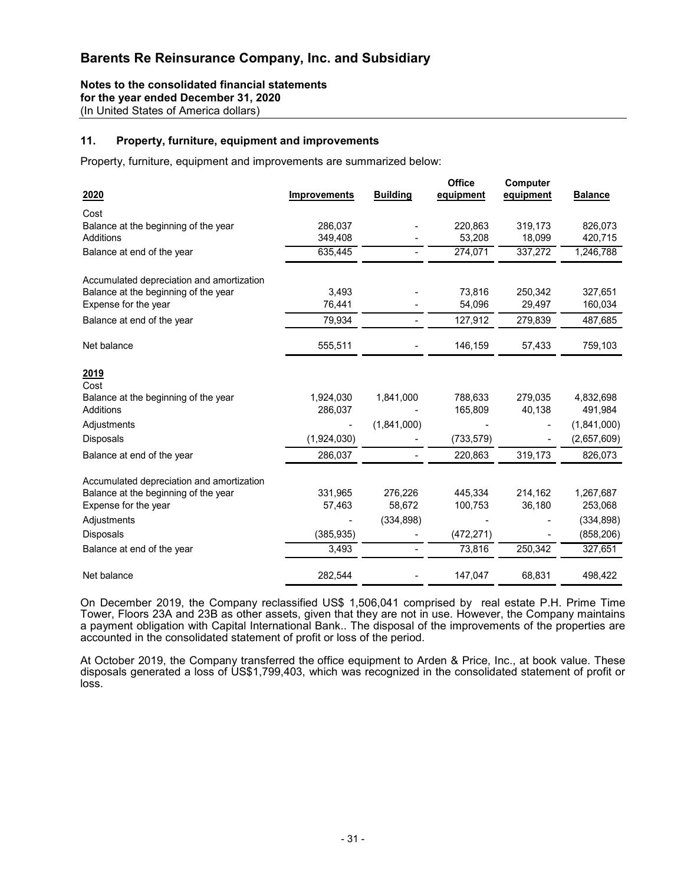# Barents Re Reinsurance Company, Inc. and Subsidiary

**Notes to the consolidated financial statements**
**for the year ended December 31, 2020**
(In United States of America dollars)

## 11. Property, furniture, equipment and improvements

Property, furniture, equipment and improvements are summarized below:

| **2020** | **Improvements** | **Building** | **Office equipment** | **Computer equipment** | **Balance** |
|---|---|---|---|---|---|
| Cost | | | | | |
| Balance at the beginning of the year | 286,037 | - | 220,863 | 319,173 | 826,073 |
| Additions | 349,408 | - | 53,208 | 18,099 | 420,715 |
| Balance at end of the year | 635,445 | - | 274,071 | 337,272 | 1,246,788 |
| Accumulated depreciation and amortization | | | | | |
| Balance at the beginning of the year | 3,493 | - | 73,816 | 250,342 | 327,651 |
| Expense for the year | 76,441 | - | 54,096 | 29,497 | 160,034 |
| Balance at end of the year | 79,934 | - | 127,912 | 279,839 | 487,685 |
| Net balance | 555,511 | - | 146,159 | 57,433 | 759,103 |
| **2019** | | | | | |
| Cost | | | | | |
| Balance at the beginning of the year | 1,924,030 | 1,841,000 | 788,633 | 279,035 | 4,832,698 |
| Additions | 286,037 | - | 165,809 | 40,138 | 491,984 |
| Adjustments | - | (1,841,000) | | - | (1,841,000) |
| Disposals | (1,924,030) | - | (733,579) | - | (2,657,609) |
| Balance at end of the year | 286,037 | - | 220,863 | 319,173 | 826,073 |
| Accumulated depreciation and amortization | | | | | |
| Balance at the beginning of the year | 331,965 | 276,226 | 445,334 | 214,162 | 1,267,687 |
| Expense for the year | 57,463 | 58,672 | 100,753 | 36,180 | 253,068 |
| Adjustments | - | (334,898) | | - | (334,898) |
| Disposals | (385,935) | - | (472,271) | - | (858,206) |
| Balance at end of the year | 3,493 | - | 73,816 | 250,342 | 327,651 |
| Net balance | 282,544 | - | 147,047 | 68,831 | 498,422 |

On December 2019, the Company reclassified US$ 1,506,041 comprised by real estate P.H. Prime Time Tower, Floors 23A and 23B as other assets, given that they are not in use. However, the Company maintains a payment obligation with Capital International Bank.. The disposal of the improvements of the properties are accounted in the consolidated statement of profit or loss of the period.

At October 2019, the Company transferred the office equipment to Arden & Price, Inc., at book value. These disposals generated a loss of US$1,799,403, which was recognized in the consolidated statement of profit or loss.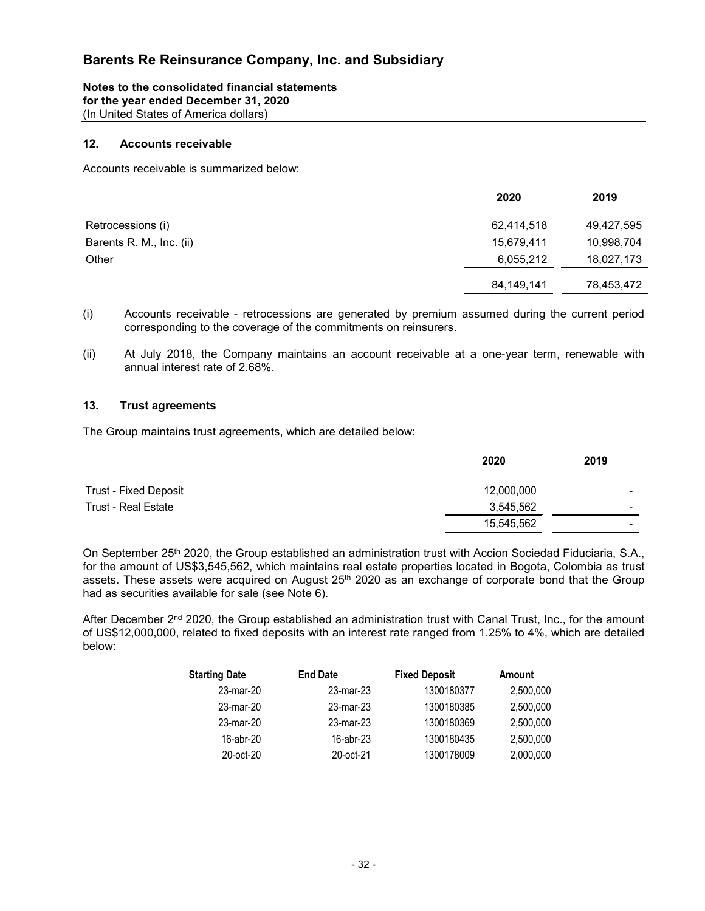## 12. Accounts receivable

Accounts receivable is summarized below:

| | 2020 | 2019 |
|---|---|---|
| Retrocessions (i) | 62,414,518 | 49,427,595 |
| Barents R. M., Inc. (ii) | 15,679,411 | 10,998,704 |
| Other | 6,055,212 | 18,027,173 |
| | 84,149,141 | 78,453,472 |

(i) Accounts receivable - retrocessions are generated by premium assumed during the current period corresponding to the coverage of the commitments on reinsurers.

(ii) At July 2018, the Company maintains an account receivable at a one-year term, renewable with annual interest rate of 2.68%.

## 13. Trust agreements

The Group maintains trust agreements, which are detailed below:

| | 2020 | 2019 |
|---|---|---|
| Trust - Fixed Deposit | 12,000,000 | - |
| Trust - Real Estate | 3,545,562 | - |
| | 15,545,562 | - |

On September 25th 2020, the Group established an administration trust with Accion Sociedad Fiduciaria, S.A., for the amount of US$3,545,562, which maintains real estate properties located in Bogota, Colombia as trust assets. These assets were acquired on August 25th 2020 as an exchange of corporate bond that the Group had as securities available for sale (see Note 6).

After December 2nd 2020, the Group established an administration trust with Canal Trust, Inc., for the amount of US$12,000,000, related to fixed deposits with an interest rate ranged from 1.25% to 4%, which are detailed below:

| Starting Date | End Date | Fixed Deposit | Amount |
|---|---|---|---|
| 23-mar-20 | 23-mar-23 | 1300180377 | 2,500,000 |
| 23-mar-20 | 23-mar-23 | 1300180385 | 2,500,000 |
| 23-mar-20 | 23-mar-23 | 1300180369 | 2,500,000 |
| 16-abr-20 | 16-abr-23 | 1300180435 | 2,500,000 |
| 20-oct-20 | 20-oct-21 | 1300178009 | 2,000,000 |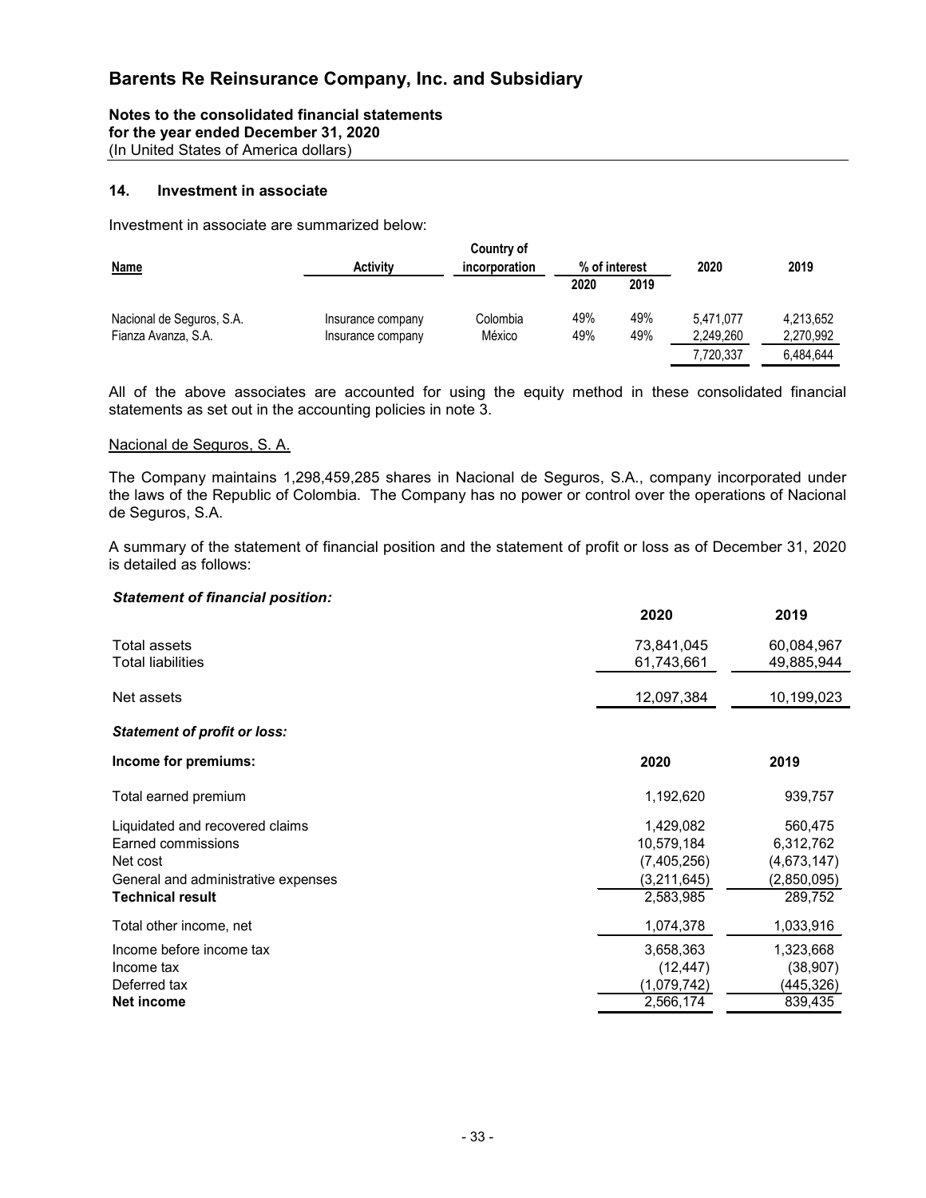## 14. Investment in associate

Investment in associate are summarized below:

| Name | Activity | Country of incorporation | % of interest 2020 | % of interest 2019 | 2020 | 2019 |
|---|---|---|---|---|---|---|
| Nacional de Seguros, S.A. | Insurance company | Colombia | 49% | 49% | 5,471,077 | 4,213,652 |
| Fianza Avanza, S.A. | Insurance company | México | 49% | 49% | 2,249,260 | 2,270,992 |
| | | | | | 7,720,337 | 6,484,644 |

All of the above associates are accounted for using the equity method in these consolidated financial statements as set out in the accounting policies in note 3.

Nacional de Seguros, S. A.

The Company maintains 1,298,459,285 shares in Nacional de Seguros, S.A., company incorporated under the laws of the Republic of Colombia. The Company has no power or control over the operations of Nacional de Seguros, S.A.

A summary of the statement of financial position and the statement of profit or loss as of December 31, 2020 is detailed as follows:

***Statement of financial position:***

| | 2020 | 2019 |
|---|---|---|
| Total assets | 73,841,045 | 60,084,967 |
| Total liabilities | 61,743,661 | 49,885,944 |
| Net assets | 12,097,384 | 10,199,023 |

***Statement of profit or loss:***

| **Income for premiums:** | **2020** | **2019** |
|---|---|---|
| Total earned premium | 1,192,620 | 939,757 |
| Liquidated and recovered claims | 1,429,082 | 560,475 |
| Earned commissions | 10,579,184 | 6,312,762 |
| Net cost | (7,405,256) | (4,673,147) |
| General and administrative expenses | (3,211,645) | (2,850,095) |
| **Technical result** | 2,583,985 | 289,752 |
| Total other income, net | 1,074,378 | 1,033,916 |
| Income before income tax | 3,658,363 | 1,323,668 |
| Income tax | (12,447) | (38,907) |
| Deferred tax | (1,079,742) | (445,326) |
| **Net income** | 2,566,174 | 839,435 |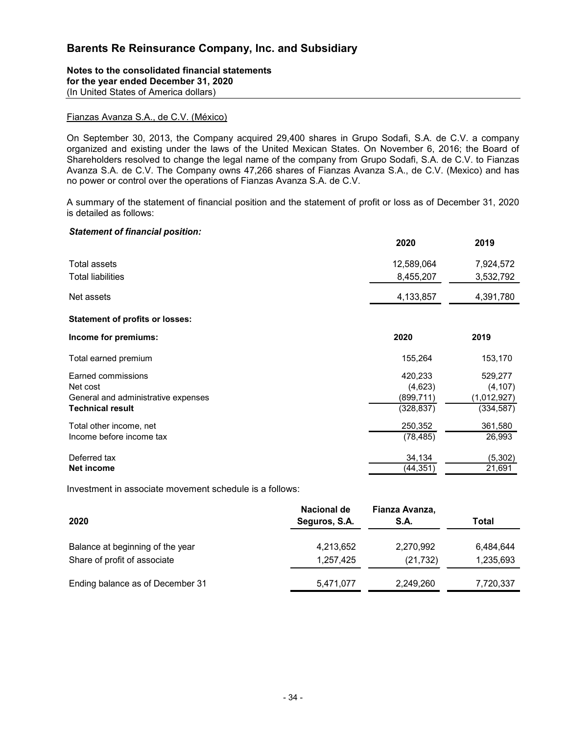Fianzas Avanza S.A., de C.V. (México)

On September 30, 2013, the Company acquired 29,400 shares in Grupo Sodafi, S.A. de C.V. a company organized and existing under the laws of the United Mexican States. On November 6, 2016; the Board of Shareholders resolved to change the legal name of the company from Grupo Sodafi, S.A. de C.V. to Fianzas Avanza S.A. de C.V. The Company owns 47,266 shares of Fianzas Avanza S.A., de C.V. (Mexico) and has no power or control over the operations of Fianzas Avanza S.A. de C.V.

A summary of the statement of financial position and the statement of profit or loss as of December 31, 2020 is detailed as follows:

***Statement of financial position:***

| | 2020 | 2019 |
|---|---|---|
| Total assets | 12,589,064 | 7,924,572 |
| Total liabilities | 8,455,207 | 3,532,792 |
| Net assets | 4,133,857 | 4,391,780 |

**Statement of profits or losses:**

| **Income for premiums:** | **2020** | **2019** |
|---|---|---|
| Total earned premium | 155,264 | 153,170 |
| Earned commissions | 420,233 | 529,277 |
| Net cost | (4,623) | (4,107) |
| General and administrative expenses | (899,711) | (1,012,927) |
| **Technical result** | (328,837) | (334,587) |
| Total other income, net | 250,352 | 361,580 |
| Income before income tax | (78,485) | 26,993 |
| Deferred tax | 34,134 | (5,302) |
| **Net income** | (44,351) | 21,691 |

Investment in associate movement schedule is a follows:

| 2020 | Nacional de Seguros, S.A. | Fianza Avanza, S.A. | Total |
|---|---|---|---|
| Balance at beginning of the year | 4,213,652 | 2,270,992 | 6,484,644 |
| Share of profit of associate | 1,257,425 | (21,732) | 1,235,693 |
| Ending balance as of December 31 | 5,471,077 | 2,249,260 | 7,720,337 |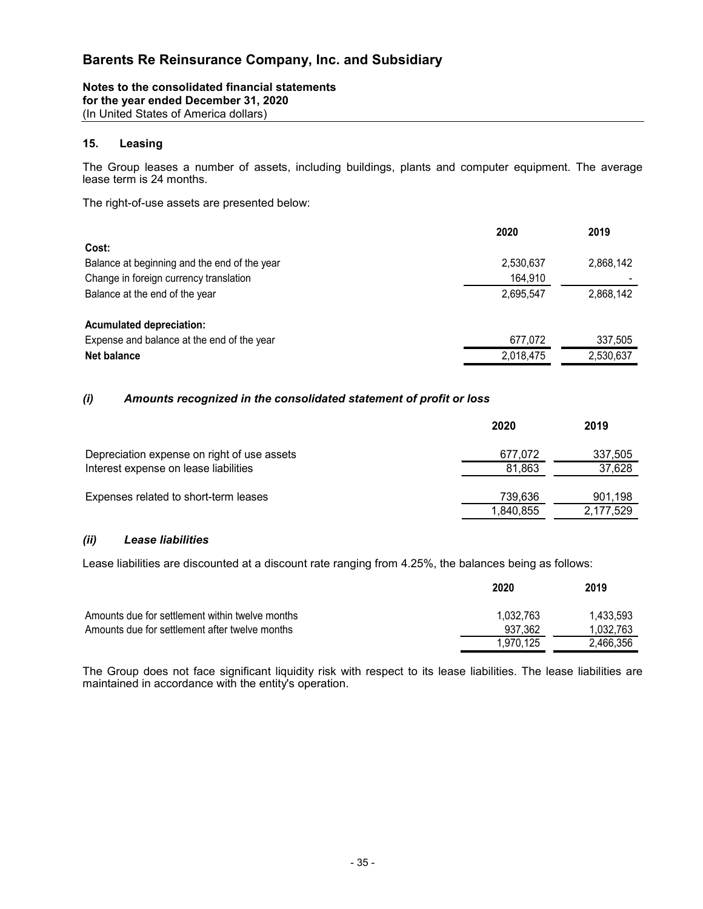## Barents Re Reinsurance Company, Inc. and Subsidiary

**Notes to the consolidated financial statements**
**for the year ended December 31, 2020**
(In United States of America dollars)

### 15. Leasing

The Group leases a number of assets, including buildings, plants and computer equipment. The average lease term is 24 months.

The right-of-use assets are presented below:

| | 2020 | 2019 |
|---|---|---|
| **Cost:** | | |
| Balance at beginning and the end of the year | 2,530,637 | 2,868,142 |
| Change in foreign currency translation | 164,910 | - |
| Balance at the end of the year | 2,695,547 | 2,868,142 |
| | | |
| **Acumulated depreciation:** | | |
| Expense and balance at the end of the year | 677,072 | 337,505 |
| **Net balance** | 2,018,475 | 2,530,637 |

#### *(i) Amounts recognized in the consolidated statement of profit or loss*

| | 2020 | 2019 |
|---|---|---|
| Depreciation expense on right of use assets | 677,072 | 337,505 |
| Interest expense on lease liabilities | 81,863 | 37,628 |
| | | |
| Expenses related to short-term leases | 739,636 | 901,198 |
| | 1,840,855 | 2,177,529 |

#### *(ii) Lease liabilities*

Lease liabilities are discounted at a discount rate ranging from 4.25%, the balances being as follows:

| | 2020 | 2019 |
|---|---|---|
| Amounts due for settlement within twelve months | 1,032,763 | 1,433,593 |
| Amounts due for settlement after twelve months | 937,362 | 1,032,763 |
| | 1,970,125 | 2,466,356 |

The Group does not face significant liquidity risk with respect to its lease liabilities. The lease liabilities are maintained in accordance with the entity's operation.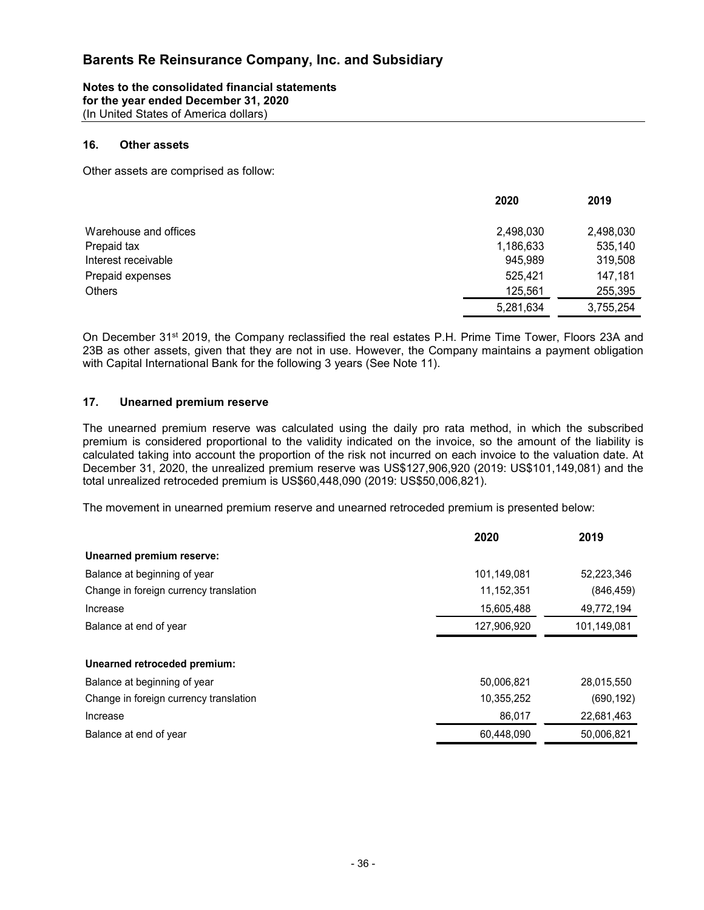# Barents Re Reinsurance Company, Inc. and Subsidiary

**Notes to the consolidated financial statements**
**for the year ended December 31, 2020**
(In United States of America dollars)

## 16. Other assets

Other assets are comprised as follow:

| | 2020 | 2019 |
|---|---|---|
| Warehouse and offices | 2,498,030 | 2,498,030 |
| Prepaid tax | 1,186,633 | 535,140 |
| Interest receivable | 945,989 | 319,508 |
| Prepaid expenses | 525,421 | 147,181 |
| Others | 125,561 | 255,395 |
| | 5,281,634 | 3,755,254 |

On December 31st 2019, the Company reclassified the real estates P.H. Prime Time Tower, Floors 23A and 23B as other assets, given that they are not in use. However, the Company maintains a payment obligation with Capital International Bank for the following 3 years (See Note 11).

## 17. Unearned premium reserve

The unearned premium reserve was calculated using the daily pro rata method, in which the subscribed premium is considered proportional to the validity indicated on the invoice, so the amount of the liability is calculated taking into account the proportion of the risk not incurred on each invoice to the valuation date. At December 31, 2020, the unrealized premium reserve was US$127,906,920 (2019: US$101,149,081) and the total unrealized retroceded premium is US$60,448,090 (2019: US$50,006,821).

The movement in unearned premium reserve and unearned retroceded premium is presented below:

| | 2020 | 2019 |
|---|---|---|
| **Unearned premium reserve:** | | |
| Balance at beginning of year | 101,149,081 | 52,223,346 |
| Change in foreign currency translation | 11,152,351 | (846,459) |
| Increase | 15,605,488 | 49,772,194 |
| Balance at end of year | 127,906,920 | 101,149,081 |
| | | |
| **Unearned retroceded premium:** | | |
| Balance at beginning of year | 50,006,821 | 28,015,550 |
| Change in foreign currency translation | 10,355,252 | (690,192) |
| Increase | 86,017 | 22,681,463 |
| Balance at end of year | 60,448,090 | 50,006,821 |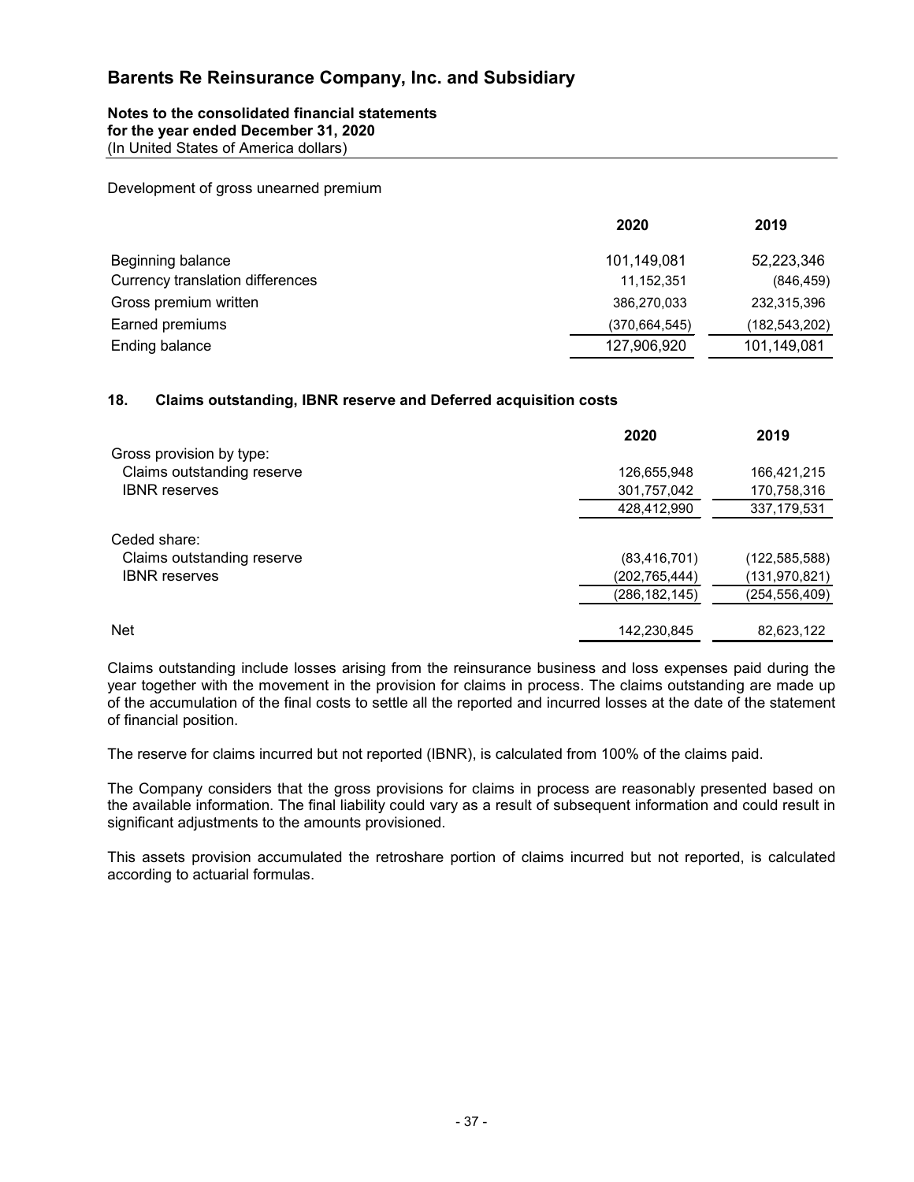Development of gross unearned premium

| | 2020 | 2019 |
|---|---|---|
| Beginning balance | 101,149,081 | 52,223,346 |
| Currency translation differences | 11,152,351 | (846,459) |
| Gross premium written | 386,270,033 | 232,315,396 |
| Earned premiums | (370,664,545) | (182,543,202) |
| Ending balance | 127,906,920 | 101,149,081 |

## 18. Claims outstanding, IBNR reserve and Deferred acquisition costs

| | 2020 | 2019 |
|---|---|---|
| Gross provision by type: | | |
| Claims outstanding reserve | 126,655,948 | 166,421,215 |
| IBNR reserves | 301,757,042 | 170,758,316 |
| | 428,412,990 | 337,179,531 |
| Ceded share: | | |
| Claims outstanding reserve | (83,416,701) | (122,585,588) |
| IBNR reserves | (202,765,444) | (131,970,821) |
| | (286,182,145) | (254,556,409) |
| Net | 142,230,845 | 82,623,122 |

Claims outstanding include losses arising from the reinsurance business and loss expenses paid during the year together with the movement in the provision for claims in process. The claims outstanding are made up of the accumulation of the final costs to settle all the reported and incurred losses at the date of the statement of financial position.

The reserve for claims incurred but not reported (IBNR), is calculated from 100% of the claims paid.

The Company considers that the gross provisions for claims in process are reasonably presented based on the available information. The final liability could vary as a result of subsequent information and could result in significant adjustments to the amounts provisioned.

This assets provision accumulated the retroshare portion of claims incurred but not reported, is calculated according to actuarial formulas.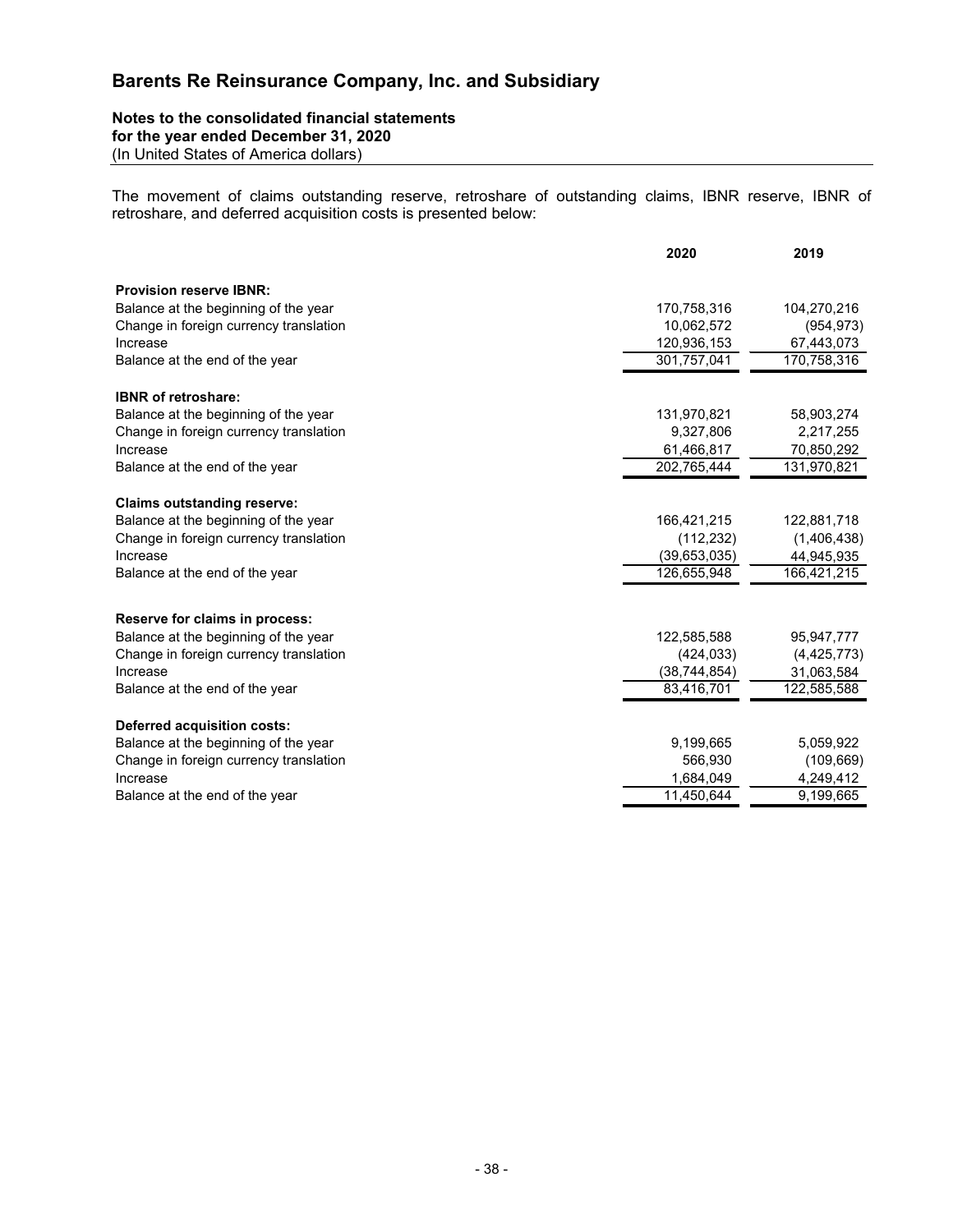# Barents Re Reinsurance Company, Inc. and Subsidiary

**Notes to the consolidated financial statements**
**for the year ended December 31, 2020**
(In United States of America dollars)

The movement of claims outstanding reserve, retroshare of outstanding claims, IBNR reserve, IBNR of retroshare, and deferred acquisition costs is presented below:

| | 2020 | 2019 |
|---|---|---|
| **Provision reserve IBNR:** | | |
| Balance at the beginning of the year | 170,758,316 | 104,270,216 |
| Change in foreign currency translation | 10,062,572 | (954,973) |
| Increase | 120,936,153 | 67,443,073 |
| Balance at the end of the year | 301,757,041 | 170,758,316 |
| **IBNR of retroshare:** | | |
| Balance at the beginning of the year | 131,970,821 | 58,903,274 |
| Change in foreign currency translation | 9,327,806 | 2,217,255 |
| Increase | 61,466,817 | 70,850,292 |
| Balance at the end of the year | 202,765,444 | 131,970,821 |
| **Claims outstanding reserve:** | | |
| Balance at the beginning of the year | 166,421,215 | 122,881,718 |
| Change in foreign currency translation | (112,232) | (1,406,438) |
| Increase | (39,653,035) | 44,945,935 |
| Balance at the end of the year | 126,655,948 | 166,421,215 |
| **Reserve for claims in process:** | | |
| Balance at the beginning of the year | 122,585,588 | 95,947,777 |
| Change in foreign currency translation | (424,033) | (4,425,773) |
| Increase | (38,744,854) | 31,063,584 |
| Balance at the end of the year | 83,416,701 | 122,585,588 |
| **Deferred acquisition costs:** | | |
| Balance at the beginning of the year | 9,199,665 | 5,059,922 |
| Change in foreign currency translation | 566,930 | (109,669) |
| Increase | 1,684,049 | 4,249,412 |
| Balance at the end of the year | 11,450,644 | 9,199,665 |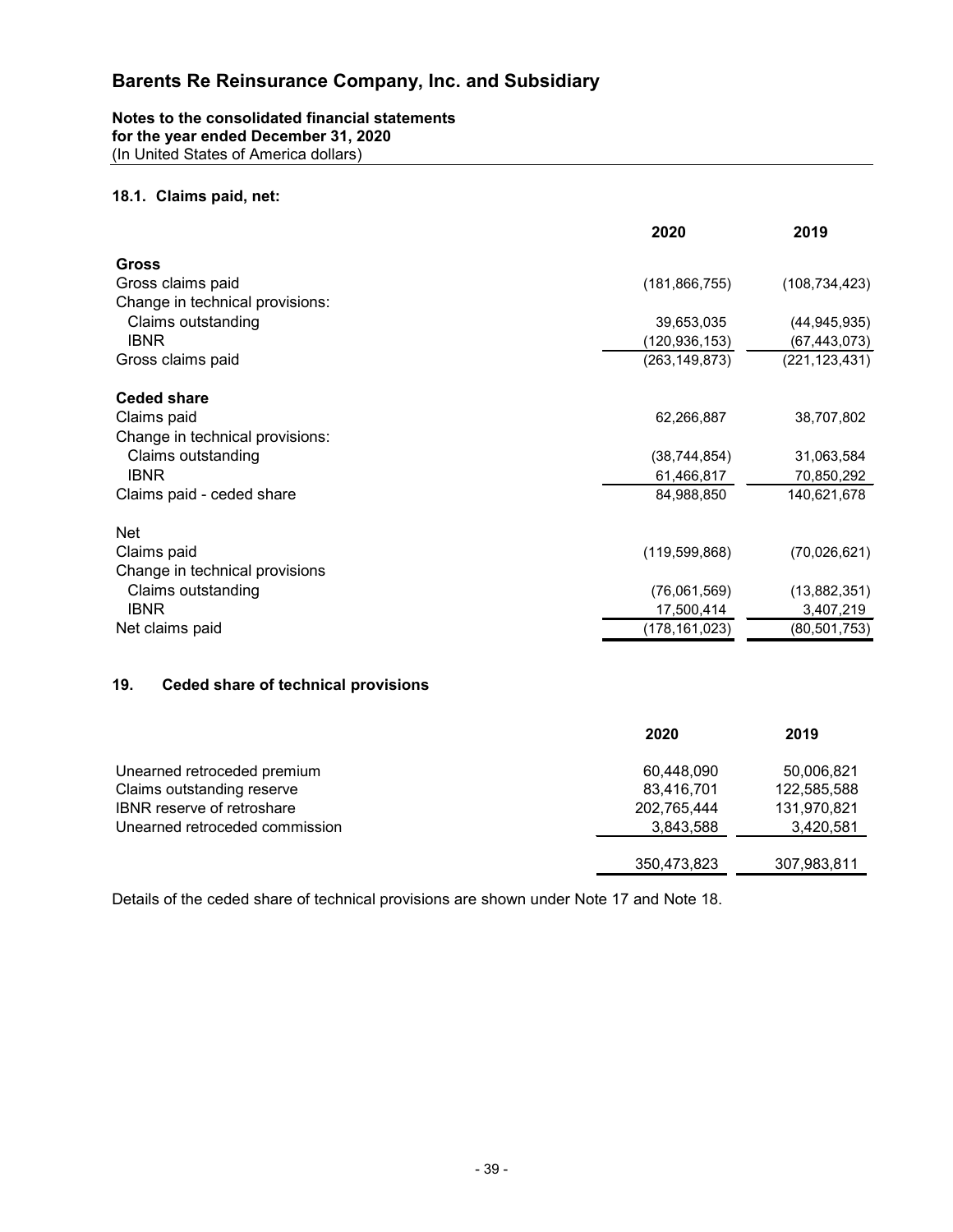# Barents Re Reinsurance Company, Inc. and Subsidiary

**Notes to the consolidated financial statements**
**for the year ended December 31, 2020**
(In United States of America dollars)

### 18.1. Claims paid, net:

| | 2020 | 2019 |
|---|---|---|
| **Gross** | | |
| Gross claims paid | (181,866,755) | (108,734,423) |
| Change in technical provisions: | | |
| Claims outstanding | 39,653,035 | (44,945,935) |
| IBNR | (120,936,153) | (67,443,073) |
| Gross claims paid | (263,149,873) | (221,123,431) |
| **Ceded share** | | |
| Claims paid | 62,266,887 | 38,707,802 |
| Change in technical provisions: | | |
| Claims outstanding | (38,744,854) | 31,063,584 |
| IBNR | 61,466,817 | 70,850,292 |
| Claims paid - ceded share | 84,988,850 | 140,621,678 |
| Net | | |
| Claims paid | (119,599,868) | (70,026,621) |
| Change in technical provisions | | |
| Claims outstanding | (76,061,569) | (13,882,351) |
| IBNR | 17,500,414 | 3,407,219 |
| Net claims paid | (178,161,023) | (80,501,753) |

### 19. Ceded share of technical provisions

| | 2020 | 2019 |
|---|---|---|
| Unearned retroceded premium | 60,448,090 | 50,006,821 |
| Claims outstanding reserve | 83,416,701 | 122,585,588 |
| IBNR reserve of retroshare | 202,765,444 | 131,970,821 |
| Unearned retroceded commission | 3,843,588 | 3,420,581 |
| | 350,473,823 | 307,983,811 |

Details of the ceded share of technical provisions are shown under Note 17 and Note 18.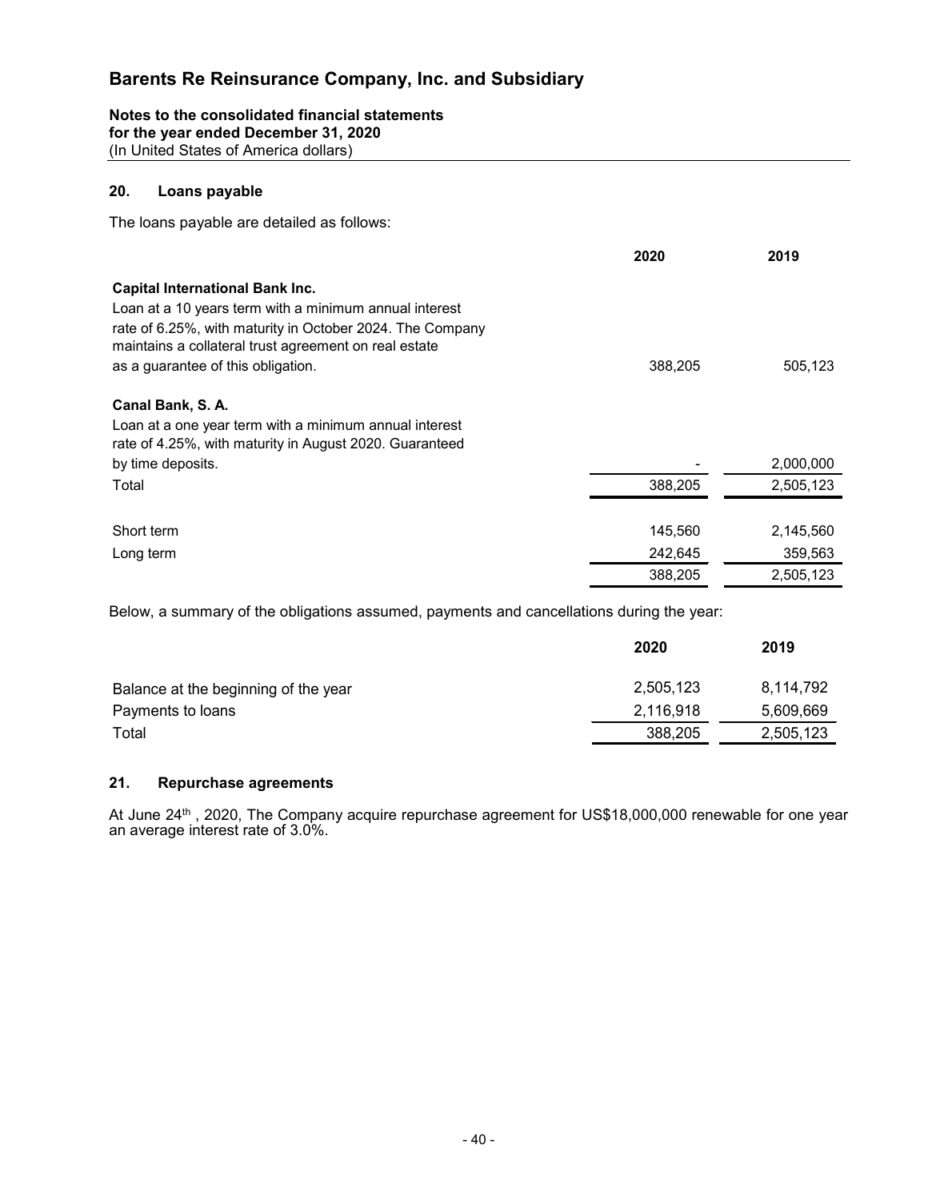## 20. Loans payable

The loans payable are detailed as follows:

| | 2020 | 2019 |
|---|---|---|
| **Capital International Bank Inc.** Loan at a 10 years term with a minimum annual interest rate of 6.25%, with maturity in October 2024. The Company maintains a collateral trust agreement on real estate as a guarantee of this obligation. | 388,205 | 505,123 |
| **Canal Bank, S. A.** Loan at a one year term with a minimum annual interest rate of 4.25%, with maturity in August 2020. Guaranteed by time deposits. | - | 2,000,000 |
| Total | 388,205 | 2,505,123 |
| Short term | 145,560 | 2,145,560 |
| Long term | 242,645 | 359,563 |
| | 388,205 | 2,505,123 |

Below, a summary of the obligations assumed, payments and cancellations during the year:

| | 2020 | 2019 |
|---|---|---|
| Balance at the beginning of the year | 2,505,123 | 8,114,792 |
| Payments to loans | 2,116,918 | 5,609,669 |
| Total | 388,205 | 2,505,123 |

## 21. Repurchase agreements

At June 24th , 2020, The Company acquire repurchase agreement for US$18,000,000 renewable for one year an average interest rate of 3.0%.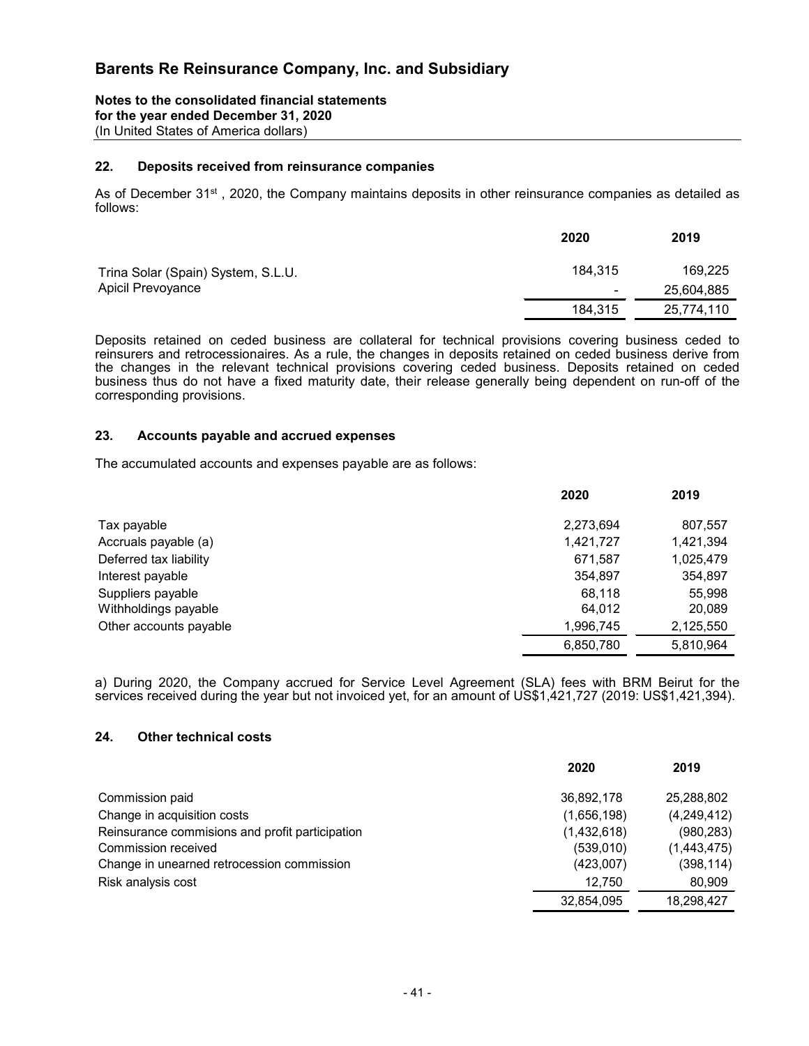## 22. Deposits received from reinsurance companies

As of December 31st , 2020, the Company maintains deposits in other reinsurance companies as detailed as follows:

| | 2020 | 2019 |
|---|---|---|
| Trina Solar (Spain) System, S.L.U. | 184,315 | 169,225 |
| Apicil Prevoyance | - | 25,604,885 |
| | 184,315 | 25,774,110 |

Deposits retained on ceded business are collateral for technical provisions covering business ceded to reinsurers and retrocessionaires. As a rule, the changes in deposits retained on ceded business derive from the changes in the relevant technical provisions covering ceded business. Deposits retained on ceded business thus do not have a fixed maturity date, their release generally being dependent on run-off of the corresponding provisions.

## 23. Accounts payable and accrued expenses

The accumulated accounts and expenses payable are as follows:

| | 2020 | 2019 |
|---|---|---|
| Tax payable | 2,273,694 | 807,557 |
| Accruals payable (a) | 1,421,727 | 1,421,394 |
| Deferred tax liability | 671,587 | 1,025,479 |
| Interest payable | 354,897 | 354,897 |
| Suppliers payable | 68,118 | 55,998 |
| Withholdings payable | 64,012 | 20,089 |
| Other accounts payable | 1,996,745 | 2,125,550 |
| | 6,850,780 | 5,810,964 |

a) During 2020, the Company accrued for Service Level Agreement (SLA) fees with BRM Beirut for the services received during the year but not invoiced yet, for an amount of US$1,421,727 (2019: US$1,421,394).

## 24. Other technical costs

| | 2020 | 2019 |
|---|---|---|
| Commission paid | 36,892,178 | 25,288,802 |
| Change in acquisition costs | (1,656,198) | (4,249,412) |
| Reinsurance commisions and profit participation | (1,432,618) | (980,283) |
| Commission received | (539,010) | (1,443,475) |
| Change in unearned retrocession commission | (423,007) | (398,114) |
| Risk analysis cost | 12,750 | 80,909 |
| | 32,854,095 | 18,298,427 |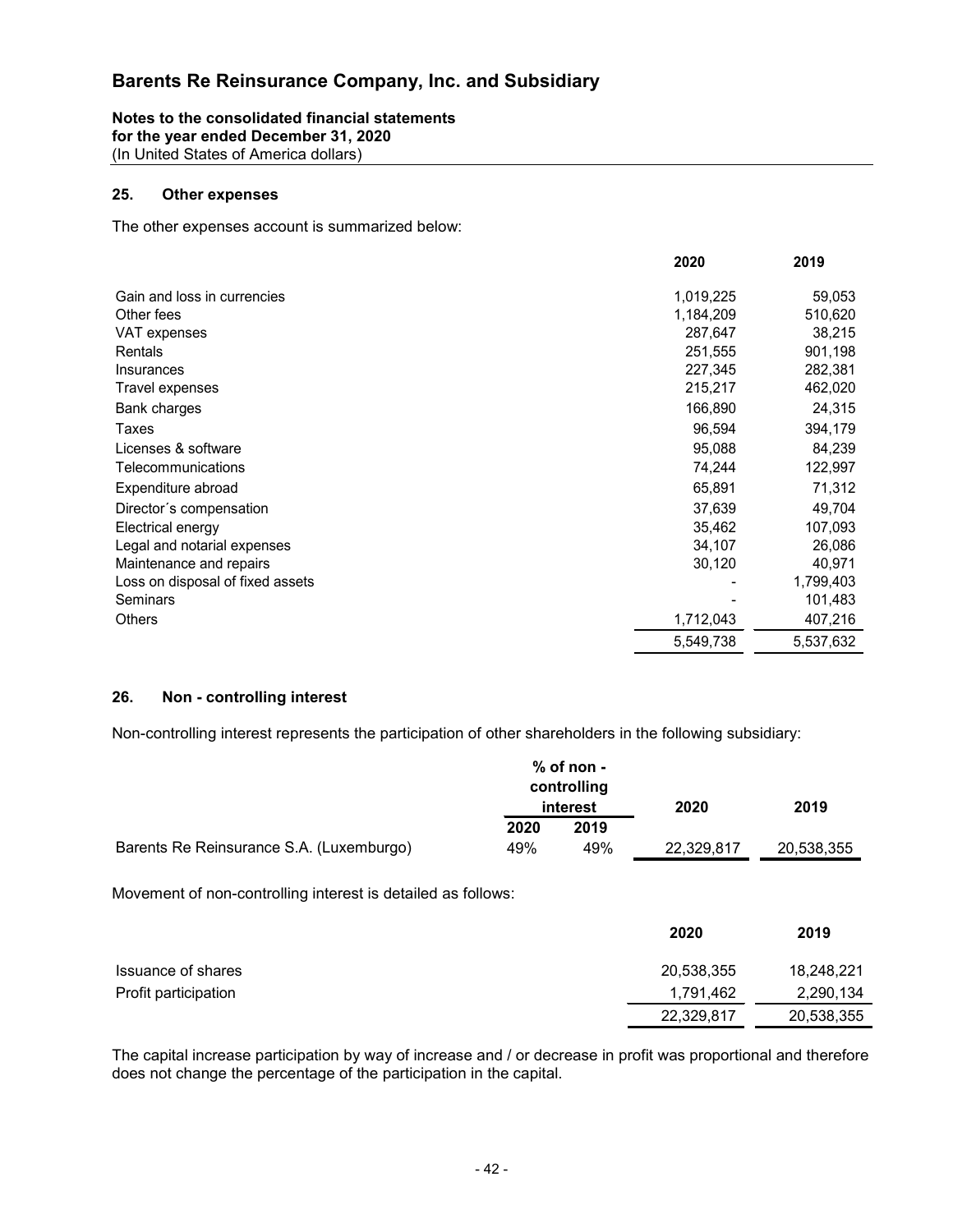# Barents Re Reinsurance Company, Inc. and Subsidiary

**Notes to the consolidated financial statements**
**for the year ended December 31, 2020**
(In United States of America dollars)

## 25. Other expenses

The other expenses account is summarized below:

| | 2020 | 2019 |
|---|---|---|
| Gain and loss in currencies | 1,019,225 | 59,053 |
| Other fees | 1,184,209 | 510,620 |
| VAT expenses | 287,647 | 38,215 |
| Rentals | 251,555 | 901,198 |
| Insurances | 227,345 | 282,381 |
| Travel expenses | 215,217 | 462,020 |
| Bank charges | 166,890 | 24,315 |
| Taxes | 96,594 | 394,179 |
| Licenses & software | 95,088 | 84,239 |
| Telecommunications | 74,244 | 122,997 |
| Expenditure abroad | 65,891 | 71,312 |
| Director´s compensation | 37,639 | 49,704 |
| Electrical energy | 35,462 | 107,093 |
| Legal and notarial expenses | 34,107 | 26,086 |
| Maintenance and repairs | 30,120 | 40,971 |
| Loss on disposal of fixed assets | - | 1,799,403 |
| Seminars | - | 101,483 |
| Others | 1,712,043 | 407,216 |
| | 5,549,738 | 5,537,632 |

## 26. Non - controlling interest

Non-controlling interest represents the participation of other shareholders in the following subsidiary:

| | % of non - controlling interest | | 2020 | 2019 |
|---|---|---|---|---|
| | 2020 | 2019 | | |
| Barents Re Reinsurance S.A. (Luxemburgo) | 49% | 49% | 22,329,817 | 20,538,355 |

Movement of non-controlling interest is detailed as follows:

| | 2020 | 2019 |
|---|---|---|
| Issuance of shares | 20,538,355 | 18,248,221 |
| Profit participation | 1,791,462 | 2,290,134 |
| | 22,329,817 | 20,538,355 |

The capital increase participation by way of increase and / or decrease in profit was proportional and therefore does not change the percentage of the participation in the capital.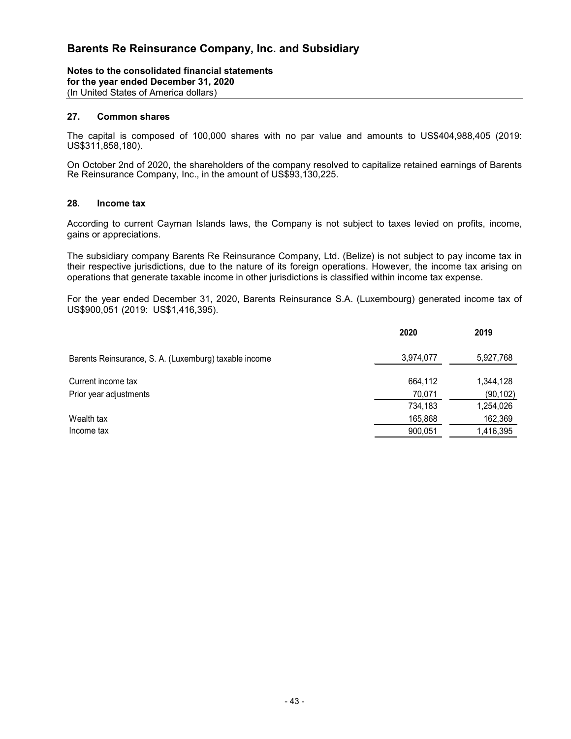## 27. Common shares

The capital is composed of 100,000 shares with no par value and amounts to US$404,988,405 (2019: US$311,858,180).

On October 2nd of 2020, the shareholders of the company resolved to capitalize retained earnings of Barents Re Reinsurance Company, Inc., in the amount of US$93,130,225.

## 28. Income tax

According to current Cayman Islands laws, the Company is not subject to taxes levied on profits, income, gains or appreciations.

The subsidiary company Barents Re Reinsurance Company, Ltd. (Belize) is not subject to pay income tax in their respective jurisdictions, due to the nature of its foreign operations. However, the income tax arising on operations that generate taxable income in other jurisdictions is classified within income tax expense.

For the year ended December 31, 2020, Barents Reinsurance S.A. (Luxembourg) generated income tax of US$900,051 (2019: US$1,416,395).

| | 2020 | 2019 |
|---|---|---|
| Barents Reinsurance, S. A. (Luxemburg) taxable income | 3,974,077 | 5,927,768 |
| Current income tax | 664,112 | 1,344,128 |
| Prior year adjustments | 70,071 | (90,102) |
| | 734,183 | 1,254,026 |
| Wealth tax | 165,868 | 162,369 |
| Income tax | 900,051 | 1,416,395 |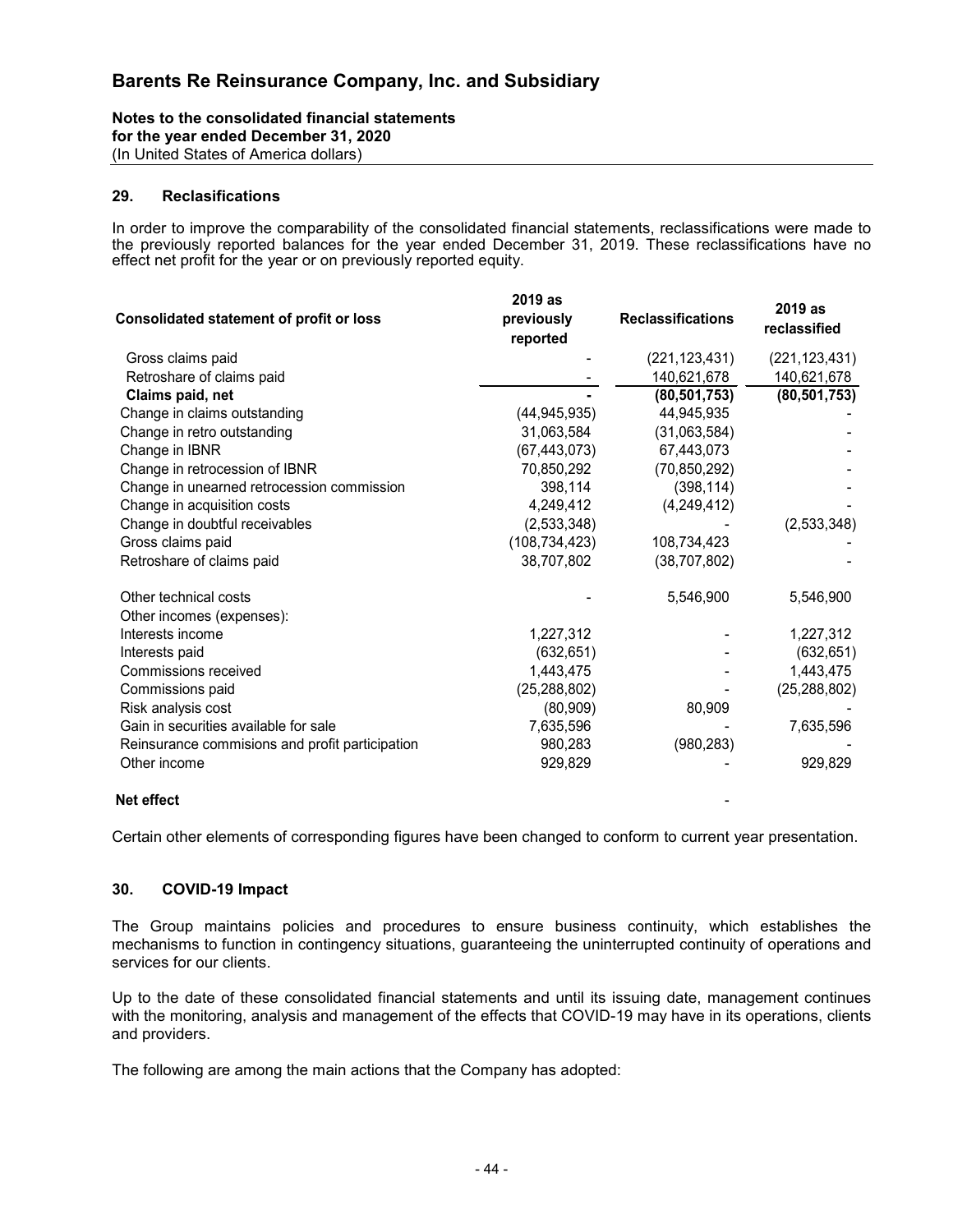## 29. Reclassifications

In order to improve the comparability of the consolidated financial statements, reclassifications were made to the previously reported balances for the year ended December 31, 2019. These reclassifications have no effect net profit for the year or on previously reported equity.

| Consolidated statement of profit or loss | 2019 as previously reported | Reclassifications | 2019 as reclassified |
|---|---|---|---|
| Gross claims paid | - | (221,123,431) | (221,123,431) |
| Retroshare of claims paid | - | 140,621,678 | 140,621,678 |
| **Claims paid, net** | **-** | **(80,501,753)** | **(80,501,753)** |
| Change in claims outstanding | (44,945,935) | 44,945,935 | - |
| Change in retro outstanding | 31,063,584 | (31,063,584) | - |
| Change in IBNR | (67,443,073) | 67,443,073 | - |
| Change in retrocession of IBNR | 70,850,292 | (70,850,292) | - |
| Change in unearned retrocession commission | 398,114 | (398,114) | - |
| Change in acquisition costs | 4,249,412 | (4,249,412) | - |
| Change in doubtful receivables | (2,533,348) | - | (2,533,348) |
| Gross claims paid | (108,734,423) | 108,734,423 | - |
| Retroshare of claims paid | 38,707,802 | (38,707,802) | - |
| Other technical costs | - | 5,546,900 | 5,546,900 |
| Other incomes (expenses): | | | |
| Interests income | 1,227,312 | - | 1,227,312 |
| Interests paid | (632,651) | - | (632,651) |
| Commissions received | 1,443,475 | - | 1,443,475 |
| Commissions paid | (25,288,802) | - | (25,288,802) |
| Risk analysis cost | (80,909) | 80,909 | - |
| Gain in securities available for sale | 7,635,596 | - | 7,635,596 |
| Reinsurance commisions and profit participation | 980,283 | (980,283) | - |
| Other income | 929,829 | - | 929,829 |
| **Net effect** | | - | |

Certain other elements of corresponding figures have been changed to conform to current year presentation.

## 30. COVID-19 Impact

The Group maintains policies and procedures to ensure business continuity, which establishes the mechanisms to function in contingency situations, guaranteeing the uninterrupted continuity of operations and services for our clients.

Up to the date of these consolidated financial statements and until its issuing date, management continues with the monitoring, analysis and management of the effects that COVID-19 may have in its operations, clients and providers.

The following are among the main actions that the Company has adopted: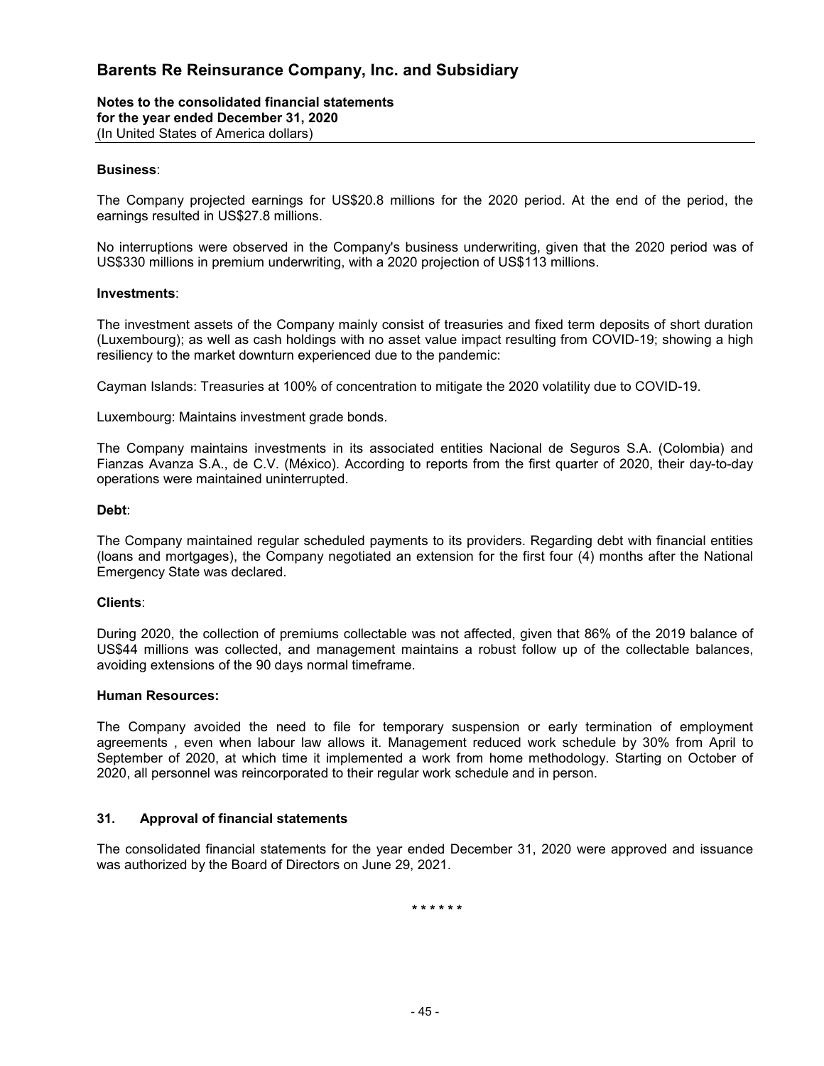**Business**:

The Company projected earnings for US$20.8 millions for the 2020 period. At the end of the period, the earnings resulted in US$27.8 millions.

No interruptions were observed in the Company's business underwriting, given that the 2020 period was of US$330 millions in premium underwriting, with a 2020 projection of US$113 millions.

**Investments**:

The investment assets of the Company mainly consist of treasuries and fixed term deposits of short duration (Luxembourg); as well as cash holdings with no asset value impact resulting from COVID-19; showing a high resiliency to the market downturn experienced due to the pandemic:

Cayman Islands: Treasuries at 100% of concentration to mitigate the 2020 volatility due to COVID-19.

Luxembourg: Maintains investment grade bonds.

The Company maintains investments in its associated entities Nacional de Seguros S.A. (Colombia) and Fianzas Avanza S.A., de C.V. (México). According to reports from the first quarter of 2020, their day-to-day operations were maintained uninterrupted.

**Debt**:

The Company maintained regular scheduled payments to its providers. Regarding debt with financial entities (loans and mortgages), the Company negotiated an extension for the first four (4) months after the National Emergency State was declared.

**Clients**:

During 2020, the collection of premiums collectable was not affected, given that 86% of the 2019 balance of US$44 millions was collected, and management maintains a robust follow up of the collectable balances, avoiding extensions of the 90 days normal timeframe.

**Human Resources:**

The Company avoided the need to file for temporary suspension or early termination of employment agreements , even when labour law allows it. Management reduced work schedule by 30% from April to September of 2020, at which time it implemented a work from home methodology. Starting on October of 2020, all personnel was reincorporated to their regular work schedule and in person.

## 31. Approval of financial statements

The consolidated financial statements for the year ended December 31, 2020 were approved and issuance was authorized by the Board of Directors on June 29, 2021.

\* \* \* \* \* \*